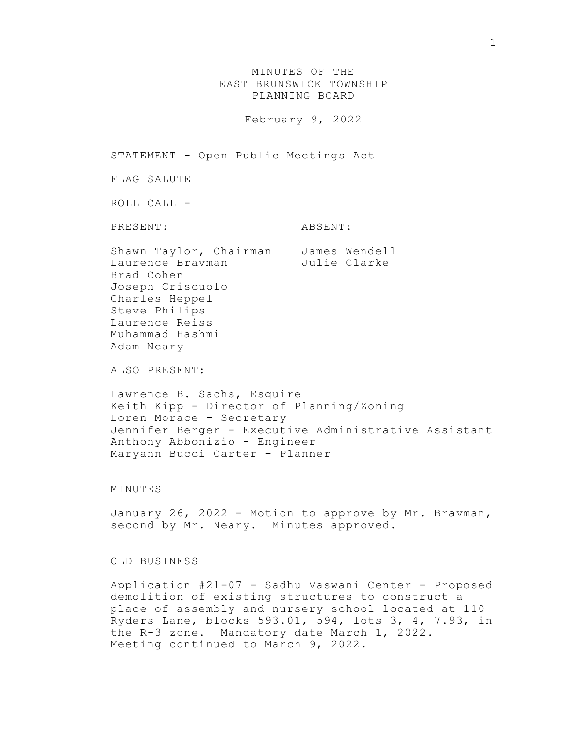# MINUTES OF THE EAST BRUNSWICK TOWNSHIP PLANNING BOARD

February 9, 2022

STATEMENT - Open Public Meetings Act

FLAG SALUTE

ROLL CALL -

| PRESENT: | ABSENT: |
| --- | --- |
| Shawn Taylor, Chairman | James Wendell |
| Laurence Bravman | Julie Clarke |
| Brad Cohen | |
| Joseph Criscuolo | |
| Charles Heppel | |
| Steve Philips | |
| Laurence Reiss | |
| Muhammad Hashmi | |
| Adam Neary | |

ALSO PRESENT:

Lawrence B. Sachs, Esquire
Keith Kipp - Director of Planning/Zoning
Loren Morace - Secretary
Jennifer Berger - Executive Administrative Assistant
Anthony Abbonizio - Engineer
Maryann Bucci Carter - Planner

MINUTES

January 26, 2022 - Motion to approve by Mr. Bravman, second by Mr. Neary. Minutes approved.

OLD BUSINESS

Application #21-07 - Sadhu Vaswani Center - Proposed demolition of existing structures to construct a place of assembly and nursery school located at 110 Ryders Lane, blocks 593.01, 594, lots 3, 4, 7.93, in the R-3 zone. Mandatory date March 1, 2022. Meeting continued to March 9, 2022.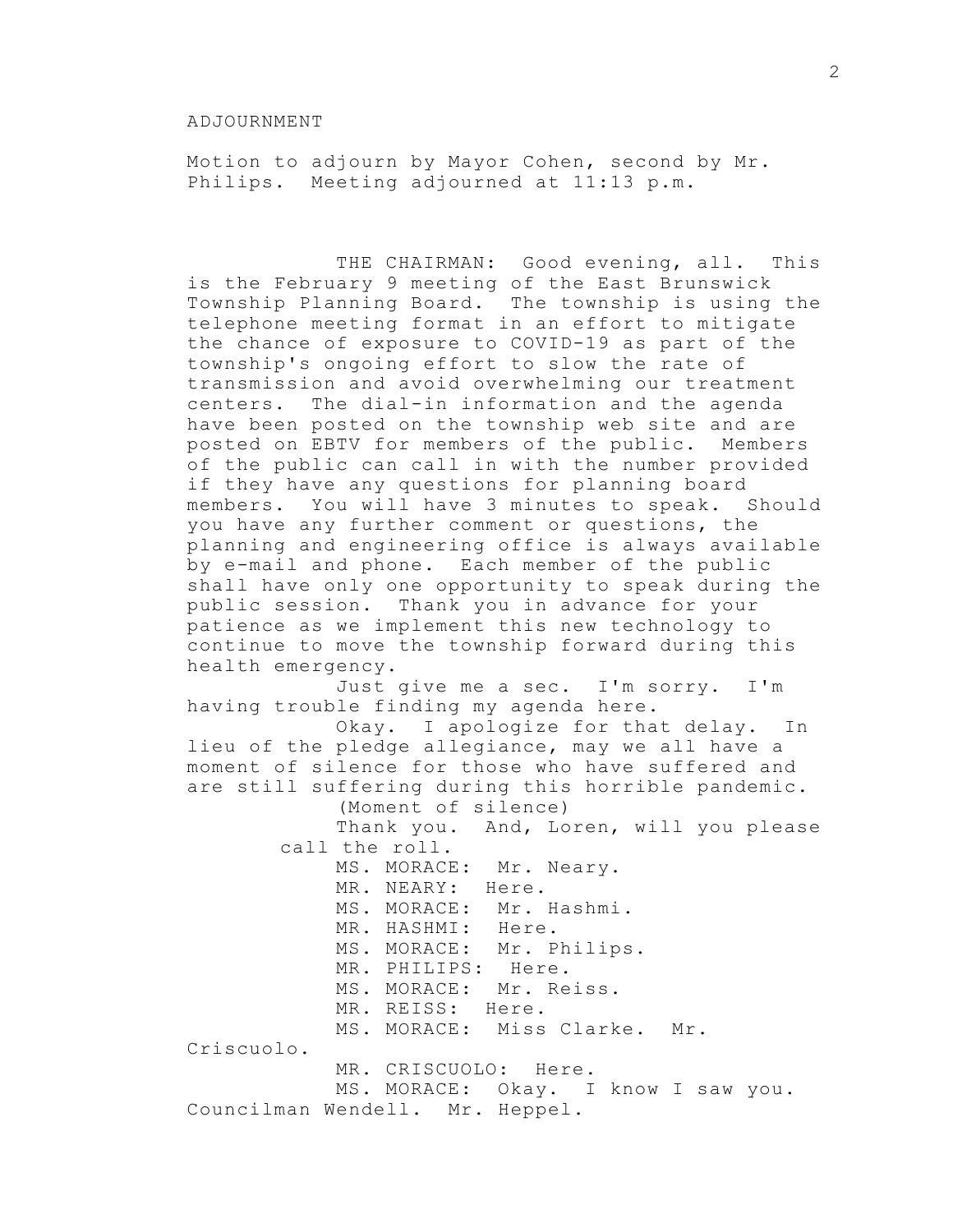ADJOURNMENT

Motion to adjourn by Mayor Cohen, second by Mr. Philips. Meeting adjourned at 11:13 p.m.

THE CHAIRMAN: Good evening, all. This is the February 9 meeting of the East Brunswick Township Planning Board. The township is using the telephone meeting format in an effort to mitigate the chance of exposure to COVID-19 as part of the township's ongoing effort to slow the rate of transmission and avoid overwhelming our treatment centers. The dial-in information and the agenda have been posted on the township web site and are posted on EBTV for members of the public. Members of the public can call in with the number provided if they have any questions for planning board members. You will have 3 minutes to speak. Should you have any further comment or questions, the planning and engineering office is always available by e-mail and phone. Each member of the public shall have only one opportunity to speak during the public session. Thank you in advance for your patience as we implement this new technology to continue to move the township forward during this health emergency.

Just give me a sec. I'm sorry. I'm having trouble finding my agenda here.

Okay. I apologize for that delay. In lieu of the pledge allegiance, may we all have a moment of silence for those who have suffered and are still suffering during this horrible pandemic.

(Moment of silence)

Thank you. And, Loren, will you please call the roll.

MS. MORACE: Mr. Neary.

MR. NEARY: Here.

MS. MORACE: Mr. Hashmi.

MR. HASHMI: Here.

MS. MORACE: Mr. Philips.

MR. PHILIPS: Here.

MS. MORACE: Mr. Reiss.

MR. REISS: Here.

MS. MORACE: Miss Clarke. Mr. Criscuolo.

MR. CRISCUOLO: Here.

MS. MORACE: Okay. I know I saw you. Councilman Wendell. Mr. Heppel.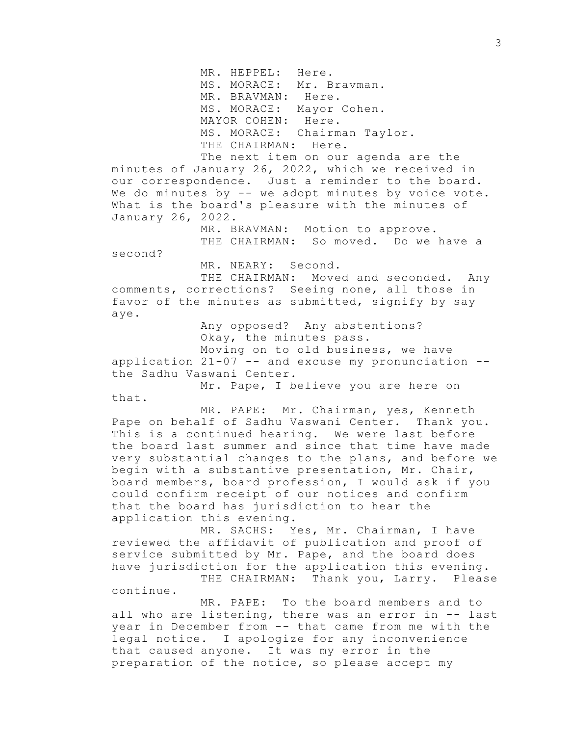MR. HEPPEL: Here.

MS. MORACE: Mr. Bravman.

MR. BRAVMAN: Here.

MS. MORACE: Mayor Cohen.

MAYOR COHEN: Here.

MS. MORACE: Chairman Taylor.

THE CHAIRMAN: Here.

The next item on our agenda are the minutes of January 26, 2022, which we received in our correspondence. Just a reminder to the board. We do minutes by -- we adopt minutes by voice vote. What is the board's pleasure with the minutes of January 26, 2022.

MR. BRAVMAN: Motion to approve.

THE CHAIRMAN: So moved. Do we have a second?

MR. NEARY: Second.

THE CHAIRMAN: Moved and seconded. Any comments, corrections? Seeing none, all those in favor of the minutes as submitted, signify by say aye.

Any opposed? Any abstentions?

Okay, the minutes pass.

Moving on to old business, we have application 21-07 -- and excuse my pronunciation -- the Sadhu Vaswani Center.

Mr. Pape, I believe you are here on that.

MR. PAPE: Mr. Chairman, yes, Kenneth Pape on behalf of Sadhu Vaswani Center. Thank you. This is a continued hearing. We were last before the board last summer and since that time have made very substantial changes to the plans, and before we begin with a substantive presentation, Mr. Chair, board members, board profession, I would ask if you could confirm receipt of our notices and confirm that the board has jurisdiction to hear the application this evening.

MR. SACHS: Yes, Mr. Chairman, I have reviewed the affidavit of publication and proof of service submitted by Mr. Pape, and the board does have jurisdiction for the application this evening.

THE CHAIRMAN: Thank you, Larry. Please continue.

MR. PAPE: To the board members and to all who are listening, there was an error in -- last year in December from -- that came from me with the legal notice. I apologize for any inconvenience that caused anyone. It was my error in the preparation of the notice, so please accept my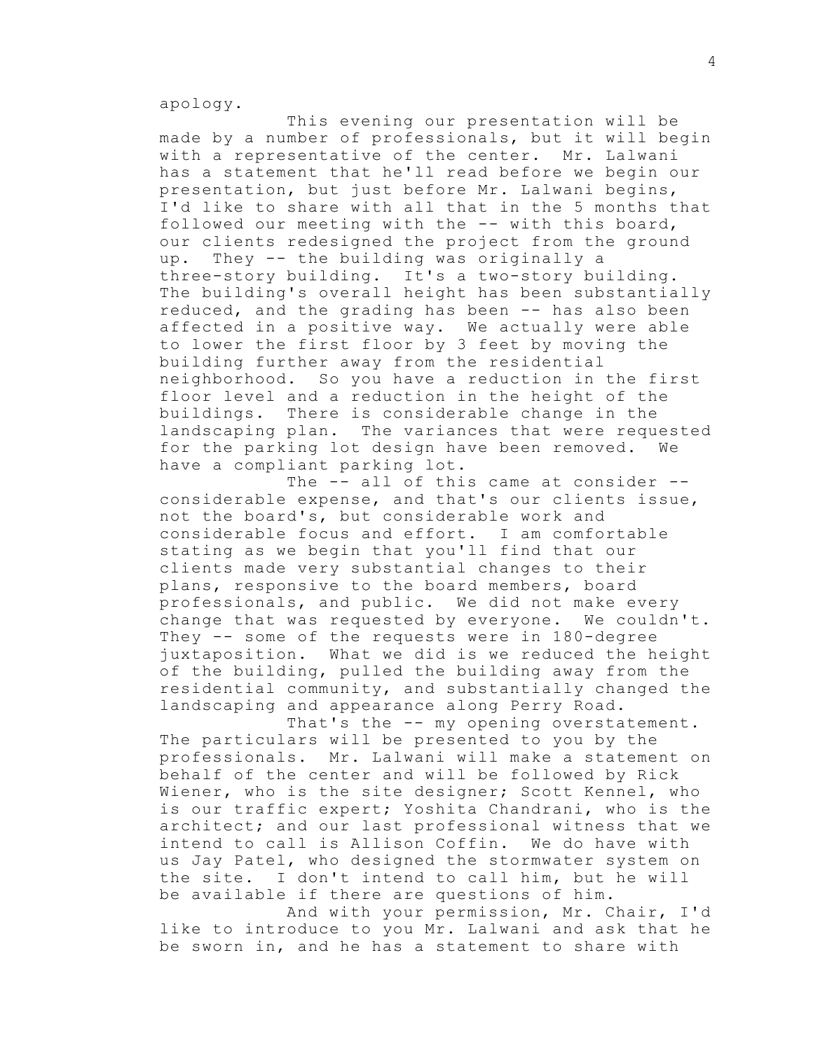apology.

This evening our presentation will be made by a number of professionals, but it will begin with a representative of the center. Mr. Lalwani has a statement that he'll read before we begin our presentation, but just before Mr. Lalwani begins, I'd like to share with all that in the 5 months that followed our meeting with the -- with this board, our clients redesigned the project from the ground up. They -- the building was originally a three-story building. It's a two-story building. The building's overall height has been substantially reduced, and the grading has been -- has also been affected in a positive way. We actually were able to lower the first floor by 3 feet by moving the building further away from the residential neighborhood. So you have a reduction in the first floor level and a reduction in the height of the buildings. There is considerable change in the landscaping plan. The variances that were requested for the parking lot design have been removed. We have a compliant parking lot.

The -- all of this came at consider -- considerable expense, and that's our clients issue, not the board's, but considerable work and considerable focus and effort. I am comfortable stating as we begin that you'll find that our clients made very substantial changes to their plans, responsive to the board members, board professionals, and public. We did not make every change that was requested by everyone. We couldn't. They -- some of the requests were in 180-degree juxtaposition. What we did is we reduced the height of the building, pulled the building away from the residential community, and substantially changed the landscaping and appearance along Perry Road.

That's the -- my opening overstatement. The particulars will be presented to you by the professionals. Mr. Lalwani will make a statement on behalf of the center and will be followed by Rick Wiener, who is the site designer; Scott Kennel, who is our traffic expert; Yoshita Chandrani, who is the architect; and our last professional witness that we intend to call is Allison Coffin. We do have with us Jay Patel, who designed the stormwater system on the site. I don't intend to call him, but he will be available if there are questions of him.

And with your permission, Mr. Chair, I'd like to introduce to you Mr. Lalwani and ask that he be sworn in, and he has a statement to share with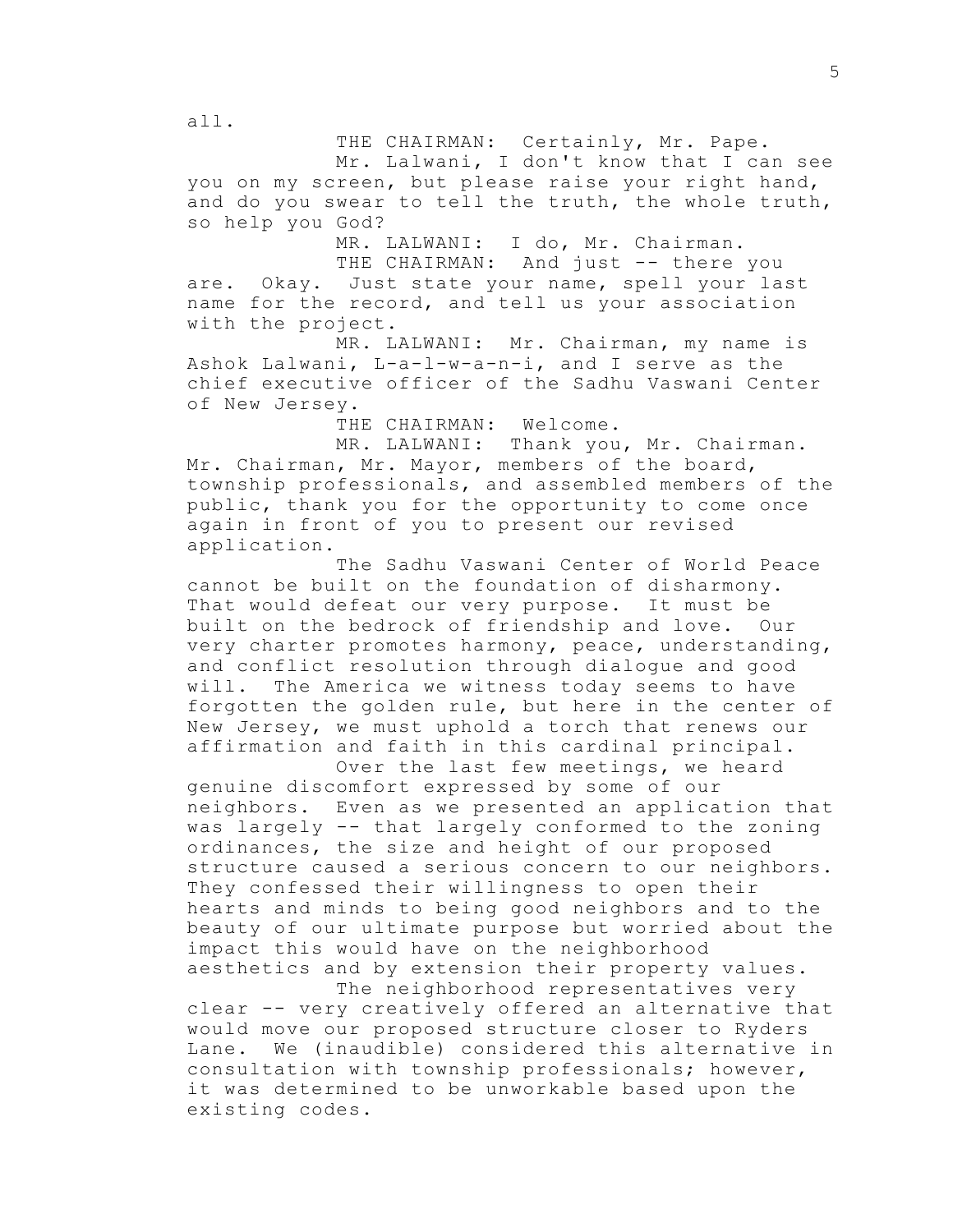all.

THE CHAIRMAN: Certainly, Mr. Pape.

Mr. Lalwani, I don't know that I can see you on my screen, but please raise your right hand, and do you swear to tell the truth, the whole truth, so help you God?

MR. LALWANI: I do, Mr. Chairman.

THE CHAIRMAN: And just -- there you are. Okay. Just state your name, spell your last name for the record, and tell us your association with the project.

MR. LALWANI: Mr. Chairman, my name is Ashok Lalwani, L-a-l-w-a-n-i, and I serve as the chief executive officer of the Sadhu Vaswani Center of New Jersey.

THE CHAIRMAN: Welcome.

MR. LALWANI: Thank you, Mr. Chairman. Mr. Chairman, Mr. Mayor, members of the board, township professionals, and assembled members of the public, thank you for the opportunity to come once again in front of you to present our revised application.

The Sadhu Vaswani Center of World Peace cannot be built on the foundation of disharmony. That would defeat our very purpose. It must be built on the bedrock of friendship and love. Our very charter promotes harmony, peace, understanding, and conflict resolution through dialogue and good will. The America we witness today seems to have forgotten the golden rule, but here in the center of New Jersey, we must uphold a torch that renews our affirmation and faith in this cardinal principal.

Over the last few meetings, we heard genuine discomfort expressed by some of our neighbors. Even as we presented an application that was largely -- that largely conformed to the zoning ordinances, the size and height of our proposed structure caused a serious concern to our neighbors. They confessed their willingness to open their hearts and minds to being good neighbors and to the beauty of our ultimate purpose but worried about the impact this would have on the neighborhood aesthetics and by extension their property values.

The neighborhood representatives very clear -- very creatively offered an alternative that would move our proposed structure closer to Ryders Lane. We (inaudible) considered this alternative in consultation with township professionals; however, it was determined to be unworkable based upon the existing codes.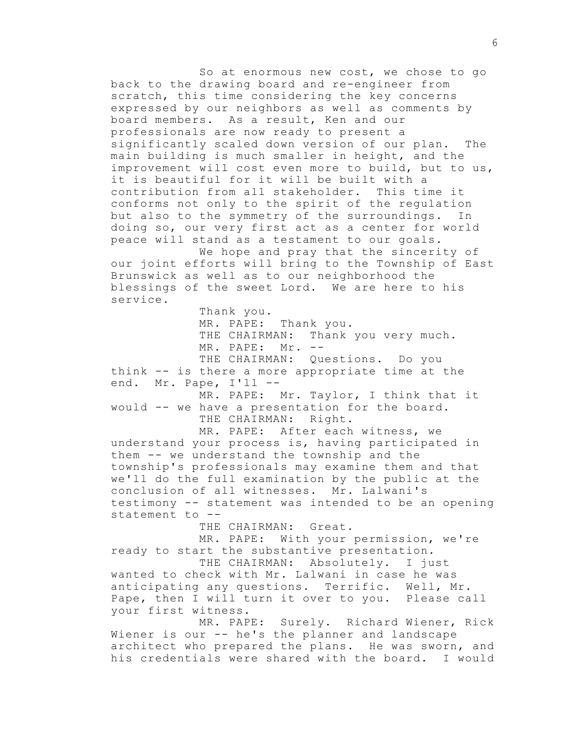So at enormous new cost, we chose to go back to the drawing board and re-engineer from scratch, this time considering the key concerns expressed by our neighbors as well as comments by board members. As a result, Ken and our professionals are now ready to present a significantly scaled down version of our plan. The main building is much smaller in height, and the improvement will cost even more to build, but to us, it is beautiful for it will be built with a contribution from all stakeholder. This time it conforms not only to the spirit of the regulation but also to the symmetry of the surroundings. In doing so, our very first act as a center for world peace will stand as a testament to our goals.

We hope and pray that the sincerity of our joint efforts will bring to the Township of East Brunswick as well as to our neighborhood the blessings of the sweet Lord. We are here to his service.

Thank you.

MR. PAPE: Thank you.

THE CHAIRMAN: Thank you very much.

MR. PAPE: Mr. --

THE CHAIRMAN: Questions. Do you think -- is there a more appropriate time at the end. Mr. Pape, I'll --

MR. PAPE: Mr. Taylor, I think that it would -- we have a presentation for the board.

THE CHAIRMAN: Right.

MR. PAPE: After each witness, we understand your process is, having participated in them -- we understand the township and the township's professionals may examine them and that we'll do the full examination by the public at the conclusion of all witnesses. Mr. Lalwani's testimony -- statement was intended to be an opening statement to --

THE CHAIRMAN: Great.

MR. PAPE: With your permission, we're ready to start the substantive presentation.

THE CHAIRMAN: Absolutely. I just wanted to check with Mr. Lalwani in case he was anticipating any questions. Terrific. Well, Mr. Pape, then I will turn it over to you. Please call your first witness.

MR. PAPE: Surely. Richard Wiener, Rick Wiener is our -- he's the planner and landscape architect who prepared the plans. He was sworn, and his credentials were shared with the board. I would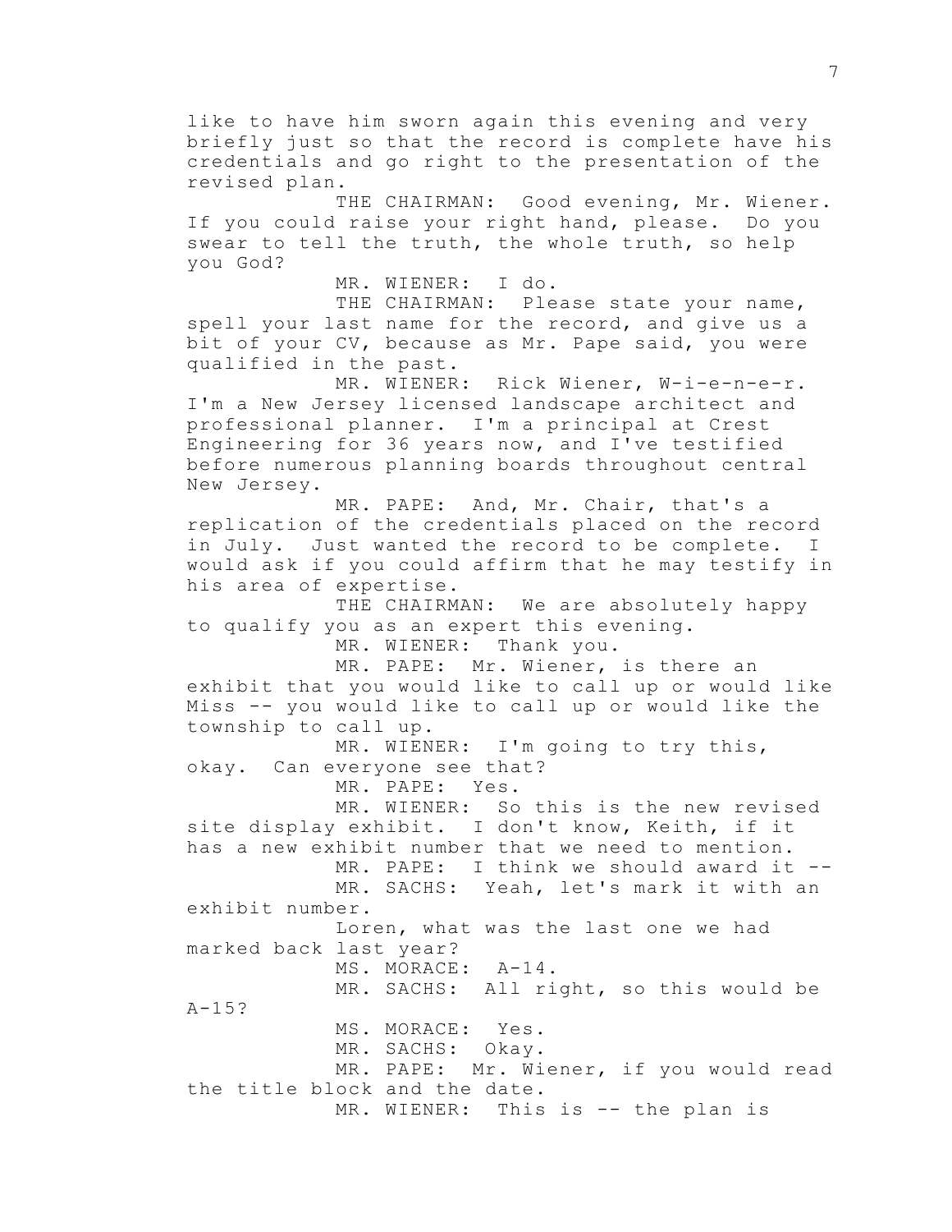like to have him sworn again this evening and very briefly just so that the record is complete have his credentials and go right to the presentation of the revised plan.

THE CHAIRMAN: Good evening, Mr. Wiener. If you could raise your right hand, please. Do you swear to tell the truth, the whole truth, so help you God?

MR. WIENER: I do.

THE CHAIRMAN: Please state your name, spell your last name for the record, and give us a bit of your CV, because as Mr. Pape said, you were qualified in the past.

MR. WIENER: Rick Wiener, W-i-e-n-e-r. I'm a New Jersey licensed landscape architect and professional planner. I'm a principal at Crest Engineering for 36 years now, and I've testified before numerous planning boards throughout central New Jersey.

MR. PAPE: And, Mr. Chair, that's a replication of the credentials placed on the record in July. Just wanted the record to be complete. I would ask if you could affirm that he may testify in his area of expertise.

THE CHAIRMAN: We are absolutely happy to qualify you as an expert this evening.

MR. WIENER: Thank you.

MR. PAPE: Mr. Wiener, is there an exhibit that you would like to call up or would like Miss -- you would like to call up or would like the township to call up.

MR. WIENER: I'm going to try this, okay. Can everyone see that?

MR. PAPE: Yes.

MR. WIENER: So this is the new revised site display exhibit. I don't know, Keith, if it has a new exhibit number that we need to mention.

MR. PAPE: I think we should award it --

MR. SACHS: Yeah, let's mark it with an exhibit number.

Loren, what was the last one we had marked back last year?

MS. MORACE: A-14.

MR. SACHS: All right, so this would be A-15?

MS. MORACE: Yes.

MR. SACHS: Okay.

MR. PAPE: Mr. Wiener, if you would read the title block and the date.

MR. WIENER: This is -- the plan is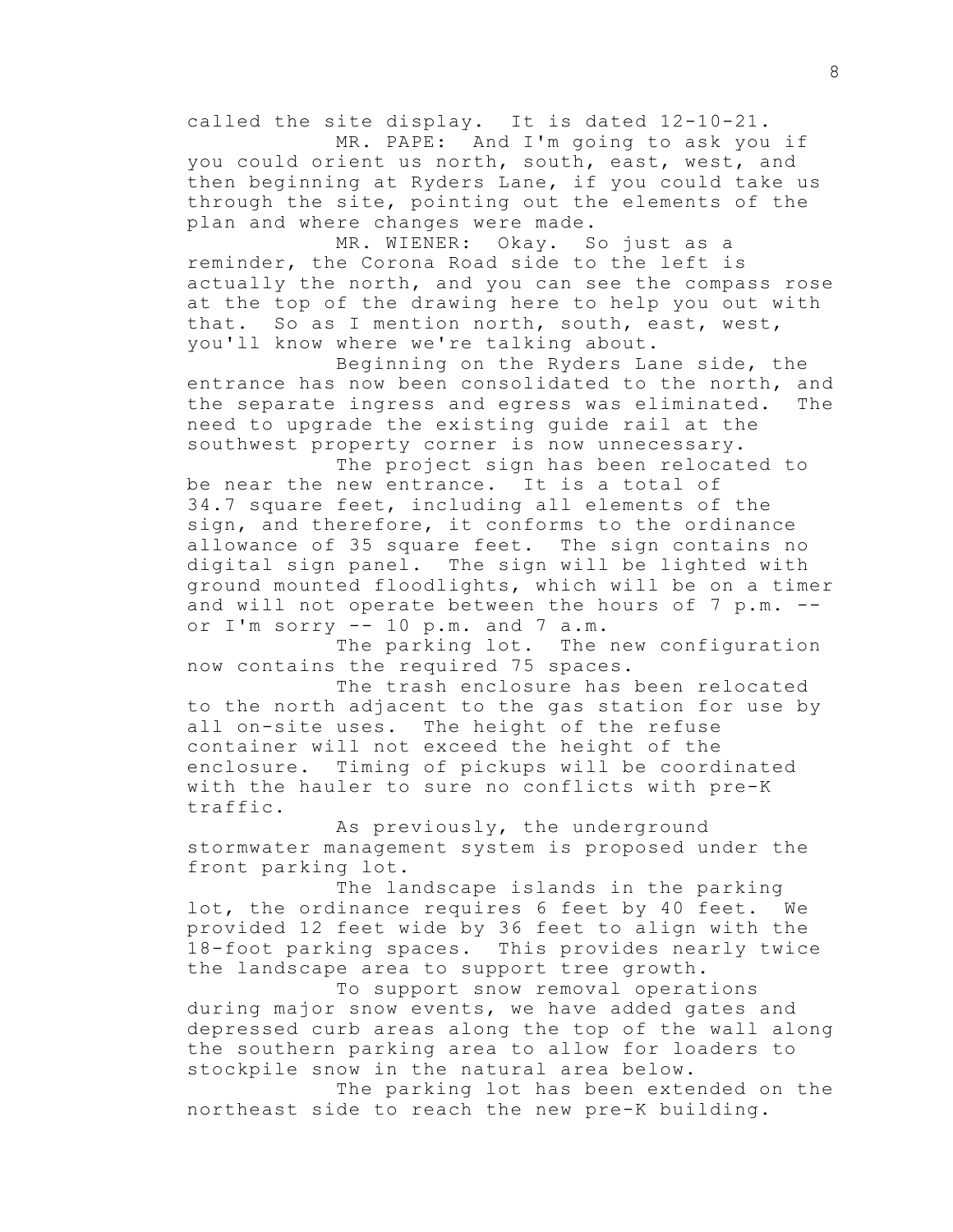called the site display. It is dated 12-10-21.

MR. PAPE: And I'm going to ask you if you could orient us north, south, east, west, and then beginning at Ryders Lane, if you could take us through the site, pointing out the elements of the plan and where changes were made.

MR. WIENER: Okay. So just as a reminder, the Corona Road side to the left is actually the north, and you can see the compass rose at the top of the drawing here to help you out with that. So as I mention north, south, east, west, you'll know where we're talking about.

Beginning on the Ryders Lane side, the entrance has now been consolidated to the north, and the separate ingress and egress was eliminated. The need to upgrade the existing guide rail at the southwest property corner is now unnecessary.

The project sign has been relocated to be near the new entrance. It is a total of 34.7 square feet, including all elements of the sign, and therefore, it conforms to the ordinance allowance of 35 square feet. The sign contains no digital sign panel. The sign will be lighted with ground mounted floodlights, which will be on a timer and will not operate between the hours of 7 p.m. -- or I'm sorry -- 10 p.m. and 7 a.m.

The parking lot. The new configuration now contains the required 75 spaces.

The trash enclosure has been relocated to the north adjacent to the gas station for use by all on-site uses. The height of the refuse container will not exceed the height of the enclosure. Timing of pickups will be coordinated with the hauler to sure no conflicts with pre-K traffic.

As previously, the underground stormwater management system is proposed under the front parking lot.

The landscape islands in the parking lot, the ordinance requires 6 feet by 40 feet. We provided 12 feet wide by 36 feet to align with the 18-foot parking spaces. This provides nearly twice the landscape area to support tree growth.

To support snow removal operations during major snow events, we have added gates and depressed curb areas along the top of the wall along the southern parking area to allow for loaders to stockpile snow in the natural area below.

The parking lot has been extended on the northeast side to reach the new pre-K building.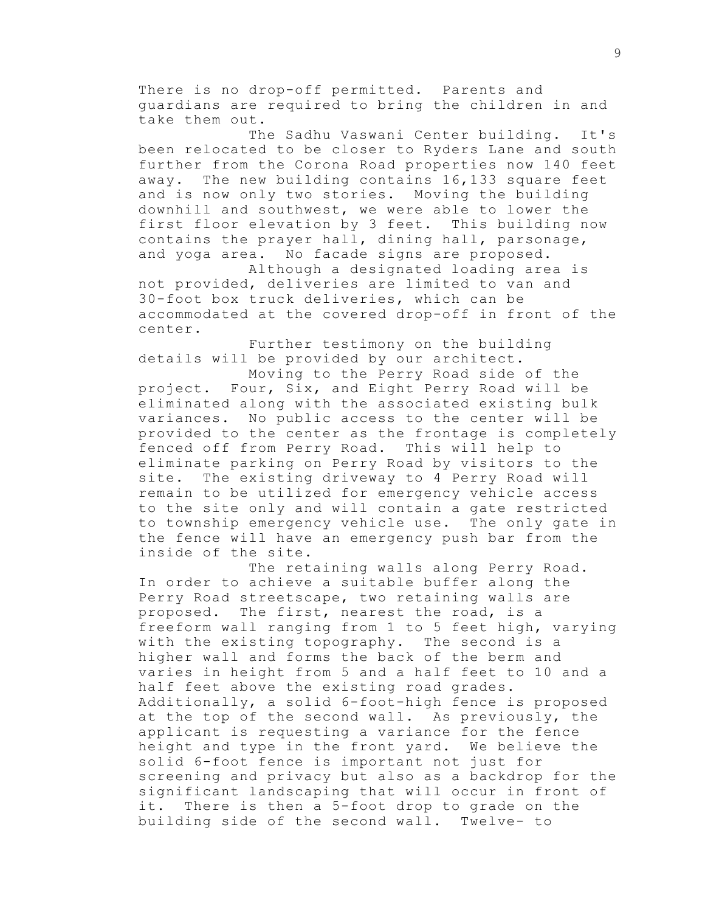There is no drop-off permitted. Parents and guardians are required to bring the children in and take them out.

The Sadhu Vaswani Center building. It's been relocated to be closer to Ryders Lane and south further from the Corona Road properties now 140 feet away. The new building contains 16,133 square feet and is now only two stories. Moving the building downhill and southwest, we were able to lower the first floor elevation by 3 feet. This building now contains the prayer hall, dining hall, parsonage, and yoga area. No facade signs are proposed.

Although a designated loading area is not provided, deliveries are limited to van and 30-foot box truck deliveries, which can be accommodated at the covered drop-off in front of the center.

Further testimony on the building details will be provided by our architect.

Moving to the Perry Road side of the project. Four, Six, and Eight Perry Road will be eliminated along with the associated existing bulk variances. No public access to the center will be provided to the center as the frontage is completely fenced off from Perry Road. This will help to eliminate parking on Perry Road by visitors to the site. The existing driveway to 4 Perry Road will remain to be utilized for emergency vehicle access to the site only and will contain a gate restricted to township emergency vehicle use. The only gate in the fence will have an emergency push bar from the inside of the site.

The retaining walls along Perry Road. In order to achieve a suitable buffer along the Perry Road streetscape, two retaining walls are proposed. The first, nearest the road, is a freeform wall ranging from 1 to 5 feet high, varying with the existing topography. The second is a higher wall and forms the back of the berm and varies in height from 5 and a half feet to 10 and a half feet above the existing road grades. Additionally, a solid 6-foot-high fence is proposed at the top of the second wall. As previously, the applicant is requesting a variance for the fence height and type in the front yard. We believe the solid 6-foot fence is important not just for screening and privacy but also as a backdrop for the significant landscaping that will occur in front of it. There is then a 5-foot drop to grade on the building side of the second wall. Twelve- to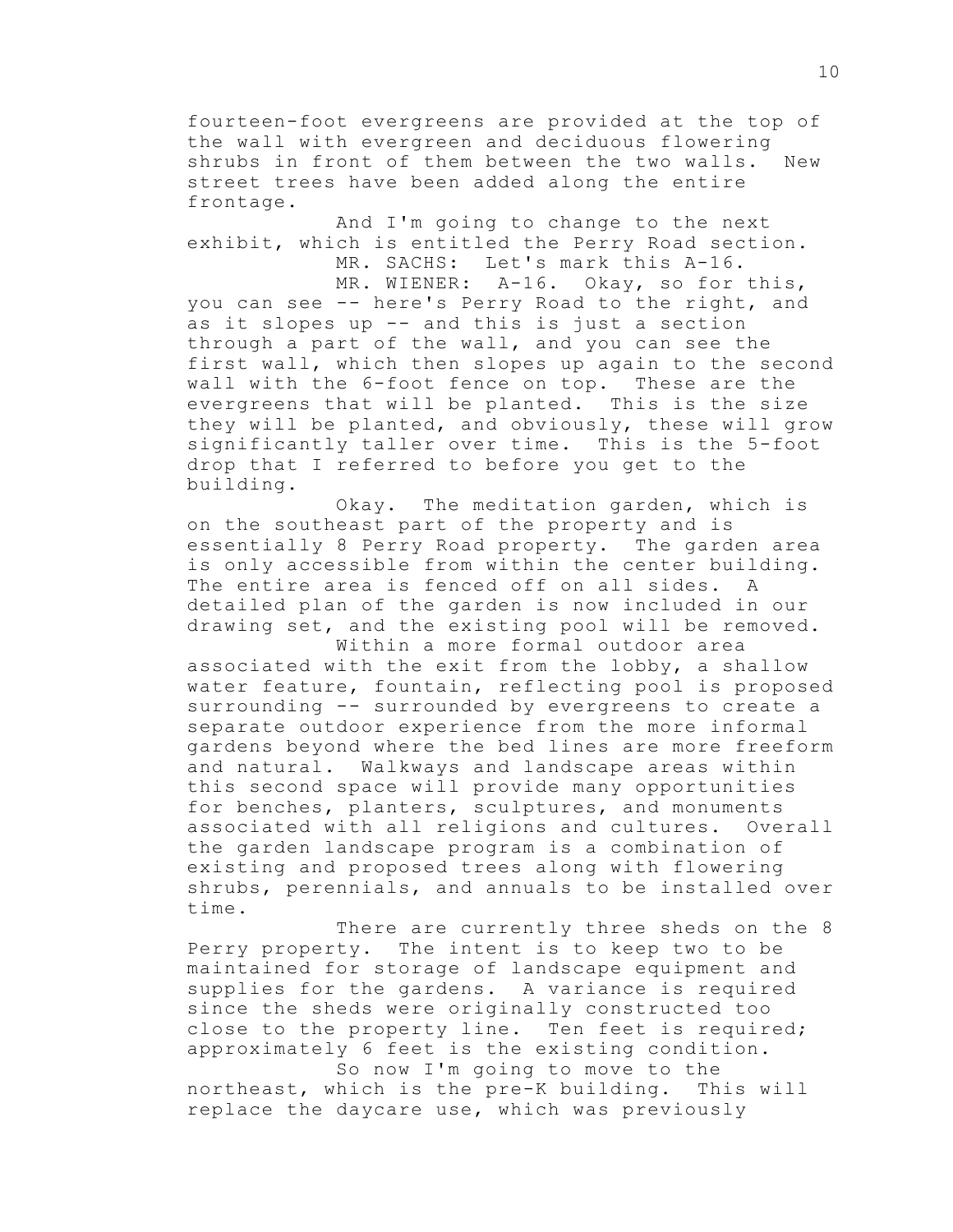fourteen-foot evergreens are provided at the top of the wall with evergreen and deciduous flowering shrubs in front of them between the two walls. New street trees have been added along the entire frontage.

And I'm going to change to the next exhibit, which is entitled the Perry Road section.

MR. SACHS: Let's mark this A-16.

MR. WIENER: A-16. Okay, so for this, you can see -- here's Perry Road to the right, and as it slopes up -- and this is just a section through a part of the wall, and you can see the first wall, which then slopes up again to the second wall with the 6-foot fence on top. These are the evergreens that will be planted. This is the size they will be planted, and obviously, these will grow significantly taller over time. This is the 5-foot drop that I referred to before you get to the building.

Okay. The meditation garden, which is on the southeast part of the property and is essentially 8 Perry Road property. The garden area is only accessible from within the center building. The entire area is fenced off on all sides. A detailed plan of the garden is now included in our drawing set, and the existing pool will be removed.

Within a more formal outdoor area associated with the exit from the lobby, a shallow water feature, fountain, reflecting pool is proposed surrounding -- surrounded by evergreens to create a separate outdoor experience from the more informal gardens beyond where the bed lines are more freeform and natural. Walkways and landscape areas within this second space will provide many opportunities for benches, planters, sculptures, and monuments associated with all religions and cultures. Overall the garden landscape program is a combination of existing and proposed trees along with flowering shrubs, perennials, and annuals to be installed over time.

There are currently three sheds on the 8 Perry property. The intent is to keep two to be maintained for storage of landscape equipment and supplies for the gardens. A variance is required since the sheds were originally constructed too close to the property line. Ten feet is required; approximately 6 feet is the existing condition.

So now I'm going to move to the northeast, which is the pre-K building. This will replace the daycare use, which was previously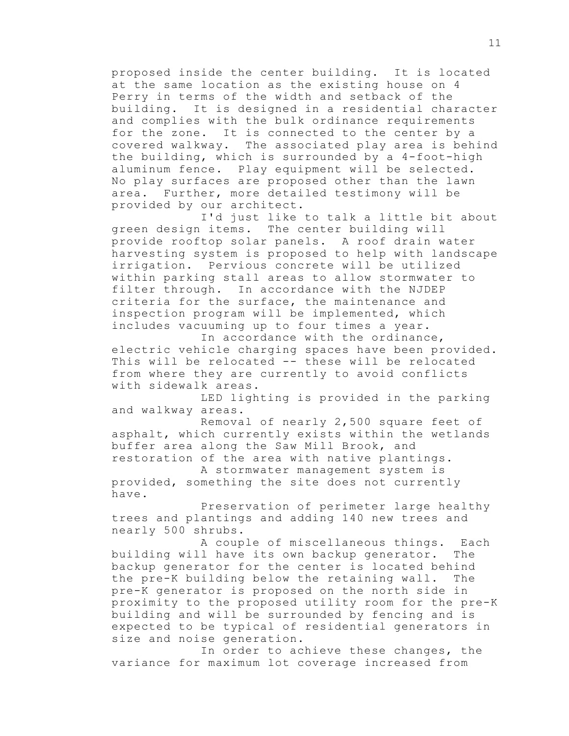proposed inside the center building. It is located at the same location as the existing house on 4 Perry in terms of the width and setback of the building. It is designed in a residential character and complies with the bulk ordinance requirements for the zone. It is connected to the center by a covered walkway. The associated play area is behind the building, which is surrounded by a 4-foot-high aluminum fence. Play equipment will be selected. No play surfaces are proposed other than the lawn area. Further, more detailed testimony will be provided by our architect.

I'd just like to talk a little bit about green design items. The center building will provide rooftop solar panels. A roof drain water harvesting system is proposed to help with landscape irrigation. Pervious concrete will be utilized within parking stall areas to allow stormwater to filter through. In accordance with the NJDEP criteria for the surface, the maintenance and inspection program will be implemented, which includes vacuuming up to four times a year.

In accordance with the ordinance, electric vehicle charging spaces have been provided. This will be relocated -- these will be relocated from where they are currently to avoid conflicts with sidewalk areas.

LED lighting is provided in the parking and walkway areas.

Removal of nearly 2,500 square feet of asphalt, which currently exists within the wetlands buffer area along the Saw Mill Brook, and restoration of the area with native plantings.

A stormwater management system is provided, something the site does not currently have.

Preservation of perimeter large healthy trees and plantings and adding 140 new trees and nearly 500 shrubs.

A couple of miscellaneous things. Each building will have its own backup generator. The backup generator for the center is located behind the pre-K building below the retaining wall. The pre-K generator is proposed on the north side in proximity to the proposed utility room for the pre-K building and will be surrounded by fencing and is expected to be typical of residential generators in size and noise generation.

In order to achieve these changes, the variance for maximum lot coverage increased from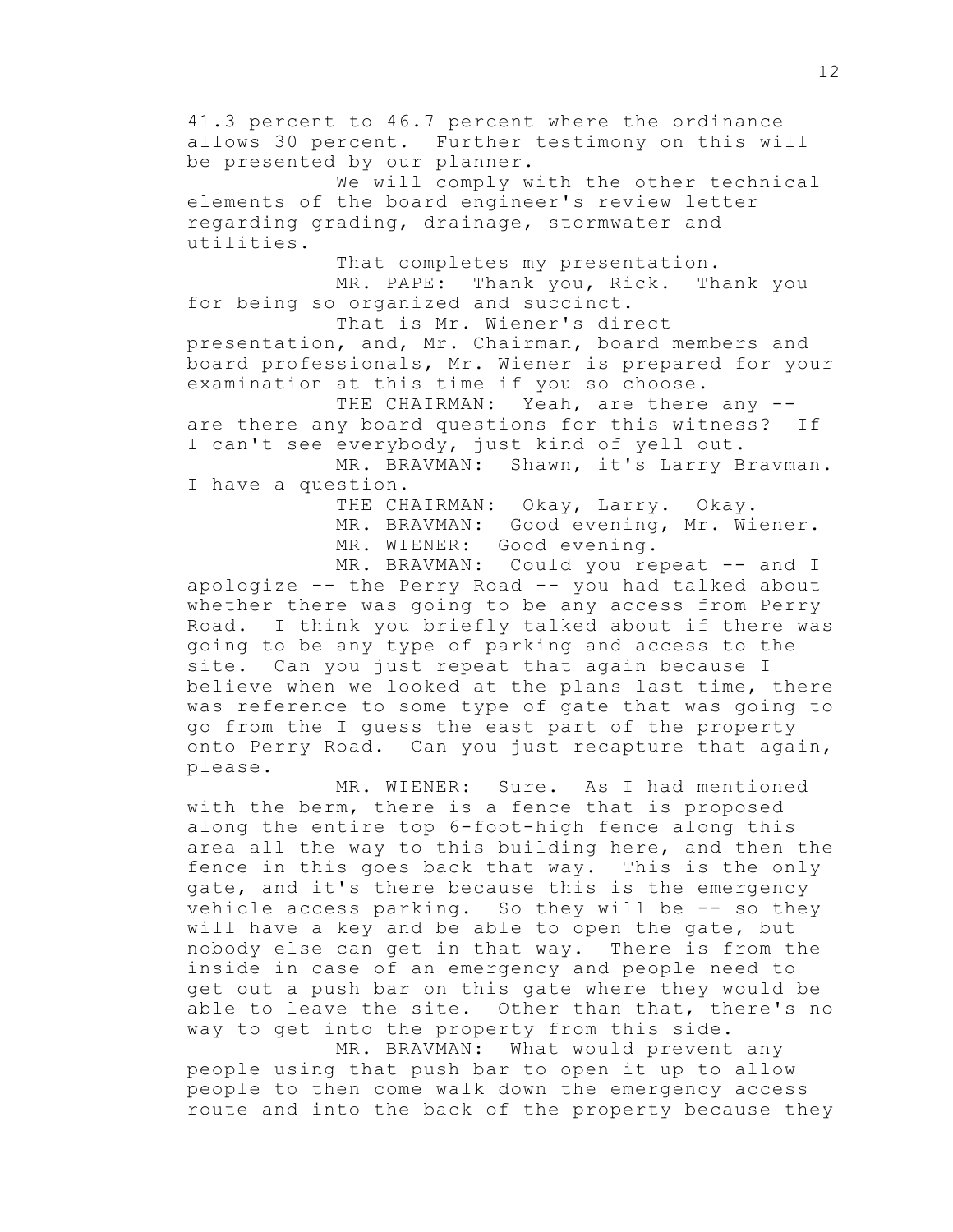41.3 percent to 46.7 percent where the ordinance allows 30 percent. Further testimony on this will be presented by our planner.

We will comply with the other technical elements of the board engineer's review letter regarding grading, drainage, stormwater and utilities.

That completes my presentation.

MR. PAPE: Thank you, Rick. Thank you for being so organized and succinct.

That is Mr. Wiener's direct presentation, and, Mr. Chairman, board members and board professionals, Mr. Wiener is prepared for your examination at this time if you so choose.

THE CHAIRMAN: Yeah, are there any -- are there any board questions for this witness? If I can't see everybody, just kind of yell out.

MR. BRAVMAN: Shawn, it's Larry Bravman. I have a question.

THE CHAIRMAN: Okay, Larry. Okay.

MR. BRAVMAN: Good evening, Mr. Wiener.

MR. WIENER: Good evening.

MR. BRAVMAN: Could you repeat -- and I apologize -- the Perry Road -- you had talked about whether there was going to be any access from Perry Road. I think you briefly talked about if there was going to be any type of parking and access to the site. Can you just repeat that again because I believe when we looked at the plans last time, there was reference to some type of gate that was going to go from the I guess the east part of the property onto Perry Road. Can you just recapture that again, please.

MR. WIENER: Sure. As I had mentioned with the berm, there is a fence that is proposed along the entire top 6-foot-high fence along this area all the way to this building here, and then the fence in this goes back that way. This is the only gate, and it's there because this is the emergency vehicle access parking. So they will be -- so they will have a key and be able to open the gate, but nobody else can get in that way. There is from the inside in case of an emergency and people need to get out a push bar on this gate where they would be able to leave the site. Other than that, there's no way to get into the property from this side.

MR. BRAVMAN: What would prevent any people using that push bar to open it up to allow people to then come walk down the emergency access route and into the back of the property because they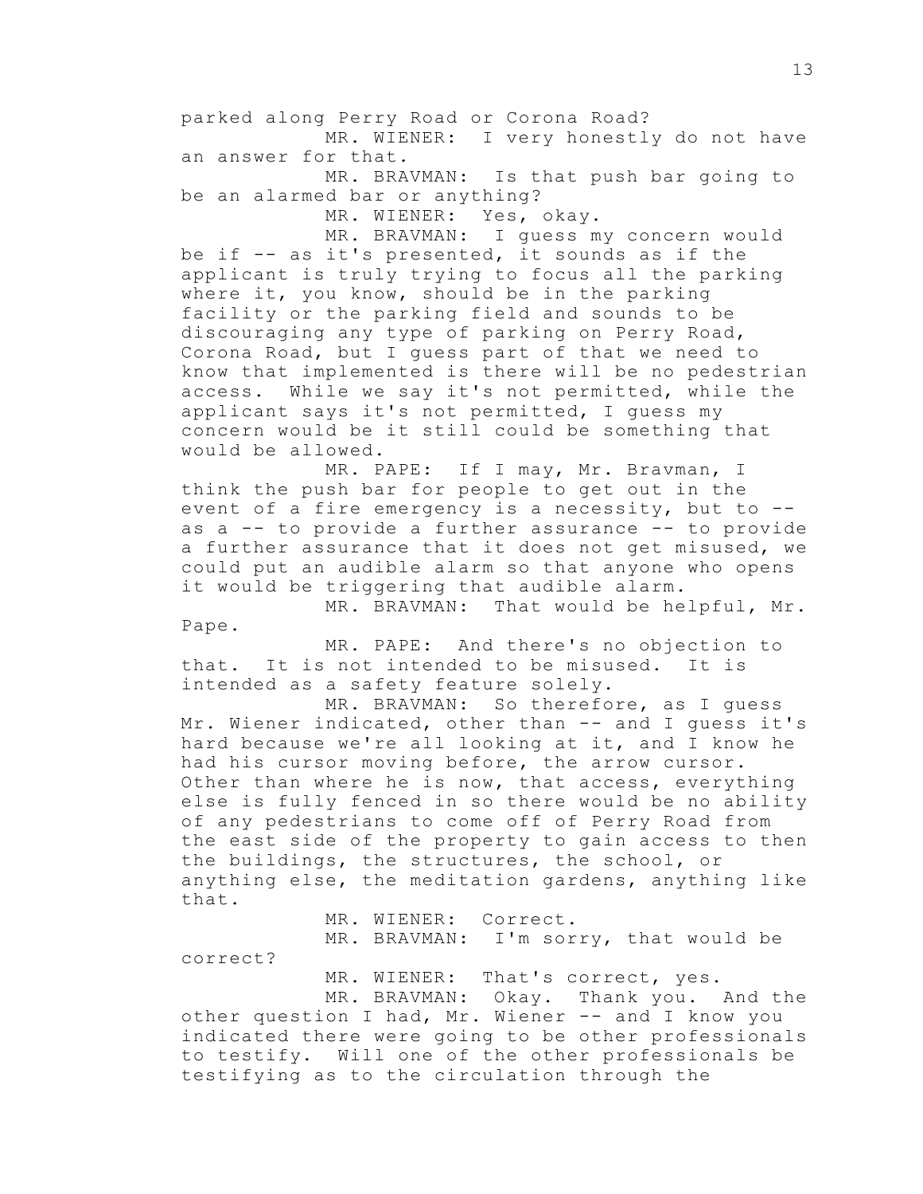parked along Perry Road or Corona Road?

MR. WIENER: I very honestly do not have an answer for that.

MR. BRAVMAN: Is that push bar going to be an alarmed bar or anything?

MR. WIENER: Yes, okay.

MR. BRAVMAN: I guess my concern would be if -- as it's presented, it sounds as if the applicant is truly trying to focus all the parking where it, you know, should be in the parking facility or the parking field and sounds to be discouraging any type of parking on Perry Road, Corona Road, but I guess part of that we need to know that implemented is there will be no pedestrian access. While we say it's not permitted, while the applicant says it's not permitted, I guess my concern would be it still could be something that would be allowed.

MR. PAPE: If I may, Mr. Bravman, I think the push bar for people to get out in the event of a fire emergency is a necessity, but to -- as a -- to provide a further assurance -- to provide a further assurance that it does not get misused, we could put an audible alarm so that anyone who opens it would be triggering that audible alarm.

MR. BRAVMAN: That would be helpful, Mr. Pape.

MR. PAPE: And there's no objection to that. It is not intended to be misused. It is intended as a safety feature solely.

MR. BRAVMAN: So therefore, as I guess Mr. Wiener indicated, other than -- and I guess it's hard because we're all looking at it, and I know he had his cursor moving before, the arrow cursor. Other than where he is now, that access, everything else is fully fenced in so there would be no ability of any pedestrians to come off of Perry Road from the east side of the property to gain access to then the buildings, the structures, the school, or anything else, the meditation gardens, anything like that.

MR. WIENER: Correct.

MR. BRAVMAN: I'm sorry, that would be correct?

MR. WIENER: That's correct, yes.

MR. BRAVMAN: Okay. Thank you. And the other question I had, Mr. Wiener -- and I know you indicated there were going to be other professionals to testify. Will one of the other professionals be testifying as to the circulation through the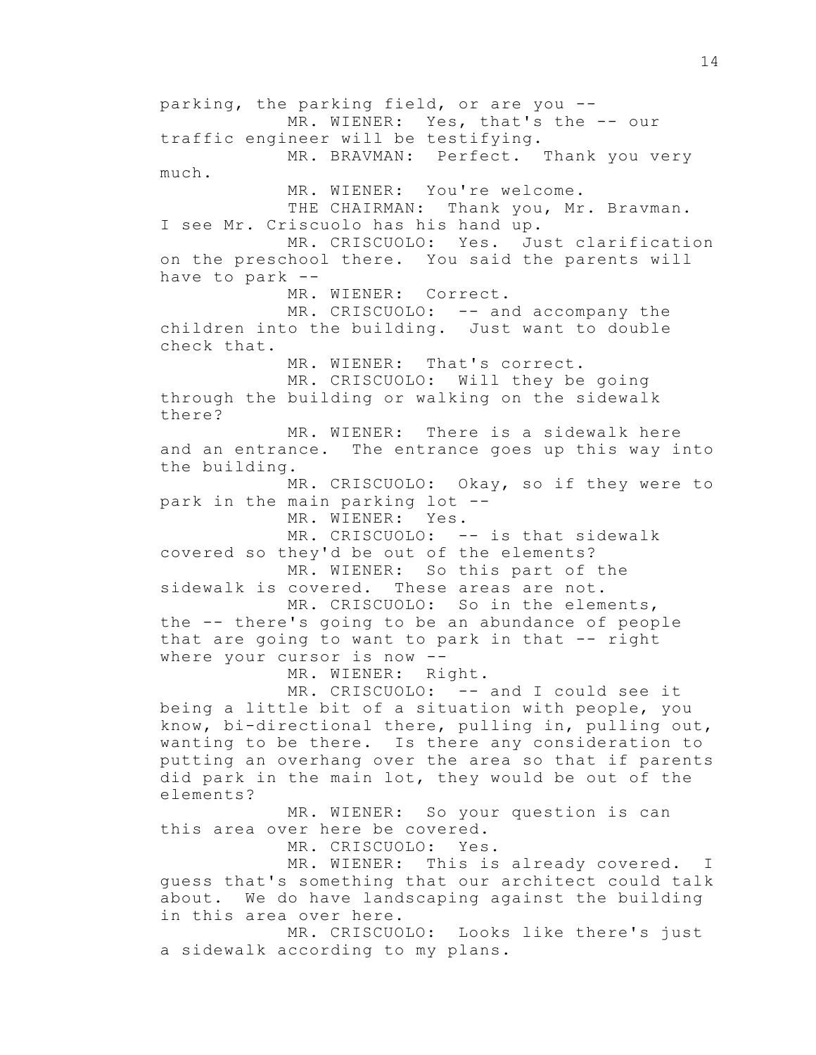parking, the parking field, or are you --

MR. WIENER: Yes, that's the -- our traffic engineer will be testifying.

MR. BRAVMAN: Perfect. Thank you very much.

MR. WIENER: You're welcome.

THE CHAIRMAN: Thank you, Mr. Bravman. I see Mr. Criscuolo has his hand up.

MR. CRISCUOLO: Yes. Just clarification on the preschool there. You said the parents will have to park --

MR. WIENER: Correct.

MR. CRISCUOLO: -- and accompany the children into the building. Just want to double check that.

MR. WIENER: That's correct.

MR. CRISCUOLO: Will they be going through the building or walking on the sidewalk there?

MR. WIENER: There is a sidewalk here and an entrance. The entrance goes up this way into the building.

MR. CRISCUOLO: Okay, so if they were to park in the main parking lot --

MR. WIENER: Yes.

MR. CRISCUOLO: -- is that sidewalk covered so they'd be out of the elements?

MR. WIENER: So this part of the sidewalk is covered. These areas are not.

MR. CRISCUOLO: So in the elements, the -- there's going to be an abundance of people that are going to want to park in that -- right where your cursor is now --

MR. WIENER: Right.

MR. CRISCUOLO: -- and I could see it being a little bit of a situation with people, you know, bi-directional there, pulling in, pulling out, wanting to be there. Is there any consideration to putting an overhang over the area so that if parents did park in the main lot, they would be out of the elements?

MR. WIENER: So your question is can this area over here be covered.

MR. CRISCUOLO: Yes.

MR. WIENER: This is already covered. I guess that's something that our architect could talk about. We do have landscaping against the building in this area over here.

MR. CRISCUOLO: Looks like there's just a sidewalk according to my plans.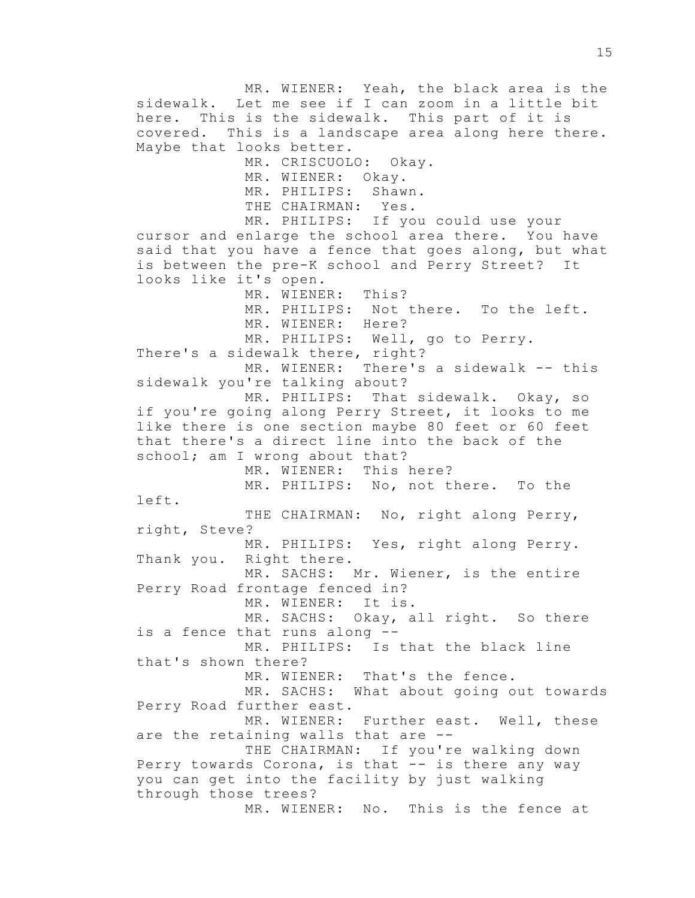MR. WIENER: Yeah, the black area is the sidewalk. Let me see if I can zoom in a little bit here. This is the sidewalk. This part of it is covered. This is a landscape area along here there. Maybe that looks better.

MR. CRISCUOLO: Okay.

MR. WIENER: Okay.

MR. PHILIPS: Shawn.

THE CHAIRMAN: Yes.

MR. PHILIPS: If you could use your cursor and enlarge the school area there. You have said that you have a fence that goes along, but what is between the pre-K school and Perry Street? It looks like it's open.

MR. WIENER: This?

MR. PHILIPS: Not there. To the left.

MR. WIENER: Here?

MR. PHILIPS: Well, go to Perry. There's a sidewalk there, right?

MR. WIENER: There's a sidewalk -- this sidewalk you're talking about?

MR. PHILIPS: That sidewalk. Okay, so if you're going along Perry Street, it looks to me like there is one section maybe 80 feet or 60 feet that there's a direct line into the back of the school; am I wrong about that?

MR. WIENER: This here?

MR. PHILIPS: No, not there. To the left.

THE CHAIRMAN: No, right along Perry, right, Steve?

MR. PHILIPS: Yes, right along Perry. Thank you. Right there.

MR. SACHS: Mr. Wiener, is the entire Perry Road frontage fenced in?

MR. WIENER: It is.

MR. SACHS: Okay, all right. So there is a fence that runs along --

MR. PHILIPS: Is that the black line that's shown there?

MR. WIENER: That's the fence.

MR. SACHS: What about going out towards Perry Road further east.

MR. WIENER: Further east. Well, these are the retaining walls that are --

THE CHAIRMAN: If you're walking down Perry towards Corona, is that -- is there any way you can get into the facility by just walking through those trees?

MR. WIENER: No. This is the fence at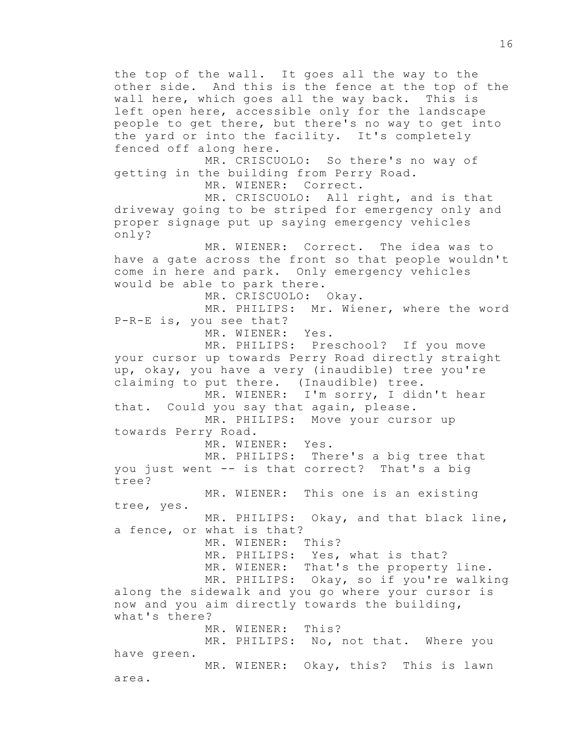the top of the wall. It goes all the way to the other side. And this is the fence at the top of the wall here, which goes all the way back. This is left open here, accessible only for the landscape people to get there, but there's no way to get into the yard or into the facility. It's completely fenced off along here.

MR. CRISCUOLO: So there's no way of getting in the building from Perry Road.

MR. WIENER: Correct.

MR. CRISCUOLO: All right, and is that driveway going to be striped for emergency only and proper signage put up saying emergency vehicles only?

MR. WIENER: Correct. The idea was to have a gate across the front so that people wouldn't come in here and park. Only emergency vehicles would be able to park there.

MR. CRISCUOLO: Okay.

MR. PHILIPS: Mr. Wiener, where the word P-R-E is, you see that?

MR. WIENER: Yes.

MR. PHILIPS: Preschool? If you move your cursor up towards Perry Road directly straight up, okay, you have a very (inaudible) tree you're claiming to put there. (Inaudible) tree.

MR. WIENER: I'm sorry, I didn't hear that. Could you say that again, please.

MR. PHILIPS: Move your cursor up towards Perry Road.

MR. WIENER: Yes.

MR. PHILIPS: There's a big tree that you just went -- is that correct? That's a big tree?

MR. WIENER: This one is an existing tree, yes.

MR. PHILIPS: Okay, and that black line, a fence, or what is that?

MR. WIENER: This?

MR. PHILIPS: Yes, what is that?

MR. WIENER: That's the property line.

MR. PHILIPS: Okay, so if you're walking along the sidewalk and you go where your cursor is now and you aim directly towards the building, what's there?

MR. WIENER: This?

MR. PHILIPS: No, not that. Where you have green.

MR. WIENER: Okay, this? This is lawn area.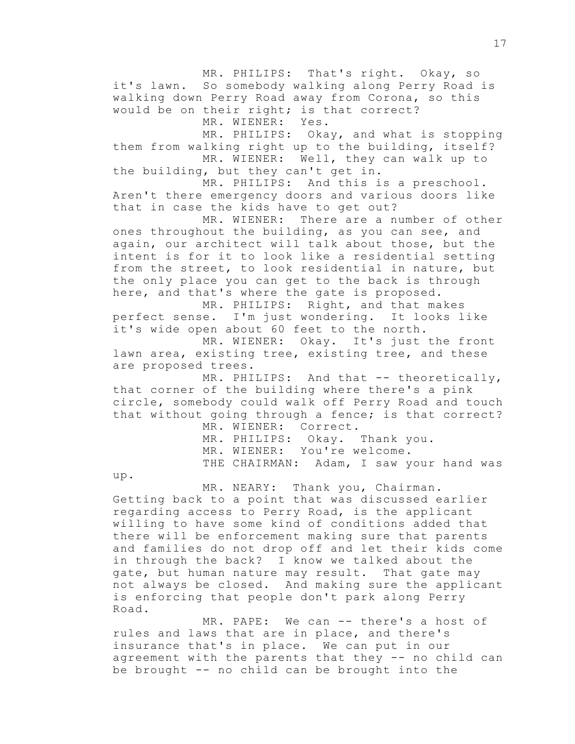MR. PHILIPS: That's right. Okay, so it's lawn. So somebody walking along Perry Road is walking down Perry Road away from Corona, so this would be on their right; is that correct?

MR. WIENER: Yes.

MR. PHILIPS: Okay, and what is stopping them from walking right up to the building, itself?

MR. WIENER: Well, they can walk up to the building, but they can't get in.

MR. PHILIPS: And this is a preschool. Aren't there emergency doors and various doors like that in case the kids have to get out?

MR. WIENER: There are a number of other ones throughout the building, as you can see, and again, our architect will talk about those, but the intent is for it to look like a residential setting from the street, to look residential in nature, but the only place you can get to the back is through here, and that's where the gate is proposed.

MR. PHILIPS: Right, and that makes perfect sense. I'm just wondering. It looks like it's wide open about 60 feet to the north.

MR. WIENER: Okay. It's just the front lawn area, existing tree, existing tree, and these are proposed trees.

MR. PHILIPS: And that -- theoretically, that corner of the building where there's a pink circle, somebody could walk off Perry Road and touch that without going through a fence; is that correct?

MR. WIENER: Correct.

MR. PHILIPS: Okay. Thank you.

MR. WIENER: You're welcome.

THE CHAIRMAN: Adam, I saw your hand was up.

MR. NEARY: Thank you, Chairman. Getting back to a point that was discussed earlier regarding access to Perry Road, is the applicant willing to have some kind of conditions added that there will be enforcement making sure that parents and families do not drop off and let their kids come in through the back? I know we talked about the gate, but human nature may result. That gate may not always be closed. And making sure the applicant is enforcing that people don't park along Perry Road.

MR. PAPE: We can -- there's a host of rules and laws that are in place, and there's insurance that's in place. We can put in our agreement with the parents that they -- no child can be brought -- no child can be brought into the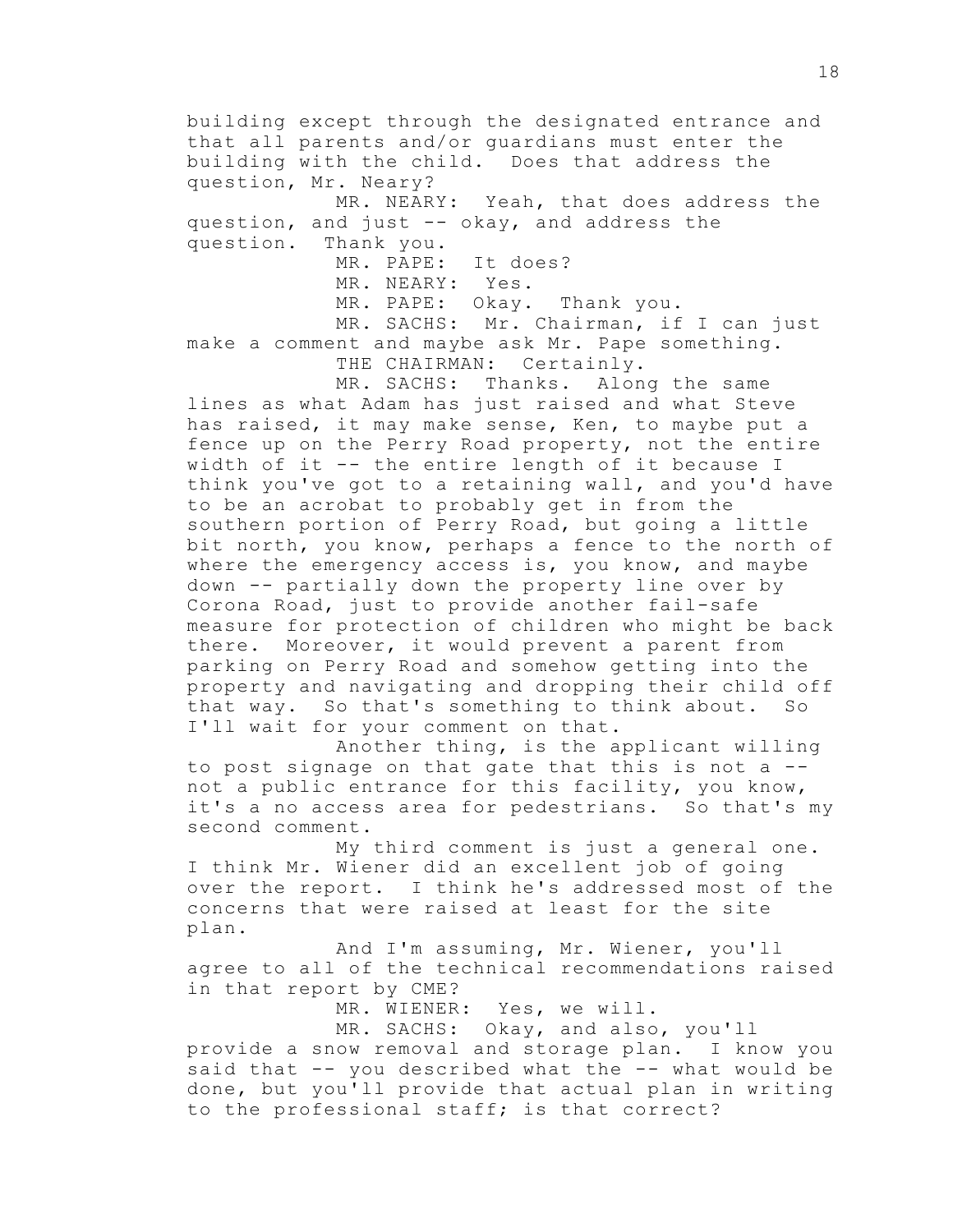building except through the designated entrance and that all parents and/or guardians must enter the building with the child. Does that address the question, Mr. Neary?

MR. NEARY: Yeah, that does address the question, and just -- okay, and address the question. Thank you.

MR. PAPE: It does?

MR. NEARY: Yes.

MR. PAPE: Okay. Thank you.

MR. SACHS: Mr. Chairman, if I can just make a comment and maybe ask Mr. Pape something.

THE CHAIRMAN: Certainly.

MR. SACHS: Thanks. Along the same lines as what Adam has just raised and what Steve has raised, it may make sense, Ken, to maybe put a fence up on the Perry Road property, not the entire width of it -- the entire length of it because I think you've got to a retaining wall, and you'd have to be an acrobat to probably get in from the southern portion of Perry Road, but going a little bit north, you know, perhaps a fence to the north of where the emergency access is, you know, and maybe down -- partially down the property line over by Corona Road, just to provide another fail-safe measure for protection of children who might be back there. Moreover, it would prevent a parent from parking on Perry Road and somehow getting into the property and navigating and dropping their child off that way. So that's something to think about. So I'll wait for your comment on that.

Another thing, is the applicant willing to post signage on that gate that this is not a -- not a public entrance for this facility, you know, it's a no access area for pedestrians. So that's my second comment.

My third comment is just a general one. I think Mr. Wiener did an excellent job of going over the report. I think he's addressed most of the concerns that were raised at least for the site plan.

And I'm assuming, Mr. Wiener, you'll agree to all of the technical recommendations raised in that report by CME?

MR. WIENER: Yes, we will.

MR. SACHS: Okay, and also, you'll provide a snow removal and storage plan. I know you said that -- you described what the -- what would be done, but you'll provide that actual plan in writing to the professional staff; is that correct?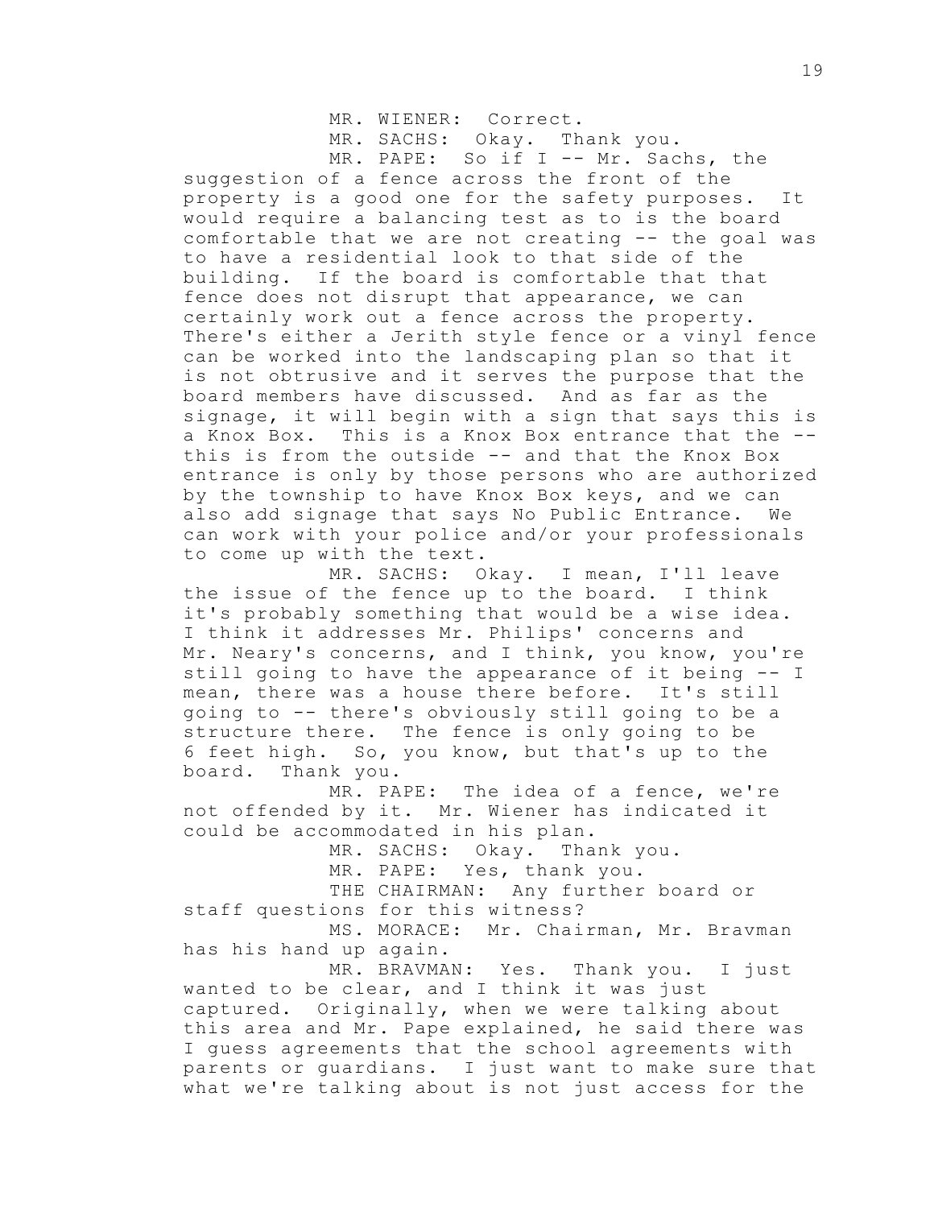MR. WIENER: Correct.

MR. SACHS: Okay. Thank you.

MR. PAPE: So if I -- Mr. Sachs, the suggestion of a fence across the front of the property is a good one for the safety purposes. It would require a balancing test as to is the board comfortable that we are not creating -- the goal was to have a residential look to that side of the building. If the board is comfortable that that fence does not disrupt that appearance, we can certainly work out a fence across the property. There's either a Jerith style fence or a vinyl fence can be worked into the landscaping plan so that it is not obtrusive and it serves the purpose that the board members have discussed. And as far as the signage, it will begin with a sign that says this is a Knox Box. This is a Knox Box entrance that the -- this is from the outside -- and that the Knox Box entrance is only by those persons who are authorized by the township to have Knox Box keys, and we can also add signage that says No Public Entrance. We can work with your police and/or your professionals to come up with the text.

MR. SACHS: Okay. I mean, I'll leave the issue of the fence up to the board. I think it's probably something that would be a wise idea. I think it addresses Mr. Philips' concerns and Mr. Neary's concerns, and I think, you know, you're still going to have the appearance of it being -- I mean, there was a house there before. It's still going to -- there's obviously still going to be a structure there. The fence is only going to be 6 feet high. So, you know, but that's up to the board. Thank you.

MR. PAPE: The idea of a fence, we're not offended by it. Mr. Wiener has indicated it could be accommodated in his plan.

MR. SACHS: Okay. Thank you.

MR. PAPE: Yes, thank you.

THE CHAIRMAN: Any further board or staff questions for this witness?

MS. MORACE: Mr. Chairman, Mr. Bravman has his hand up again.

MR. BRAVMAN: Yes. Thank you. I just wanted to be clear, and I think it was just captured. Originally, when we were talking about this area and Mr. Pape explained, he said there was I guess agreements that the school agreements with parents or guardians. I just want to make sure that what we're talking about is not just access for the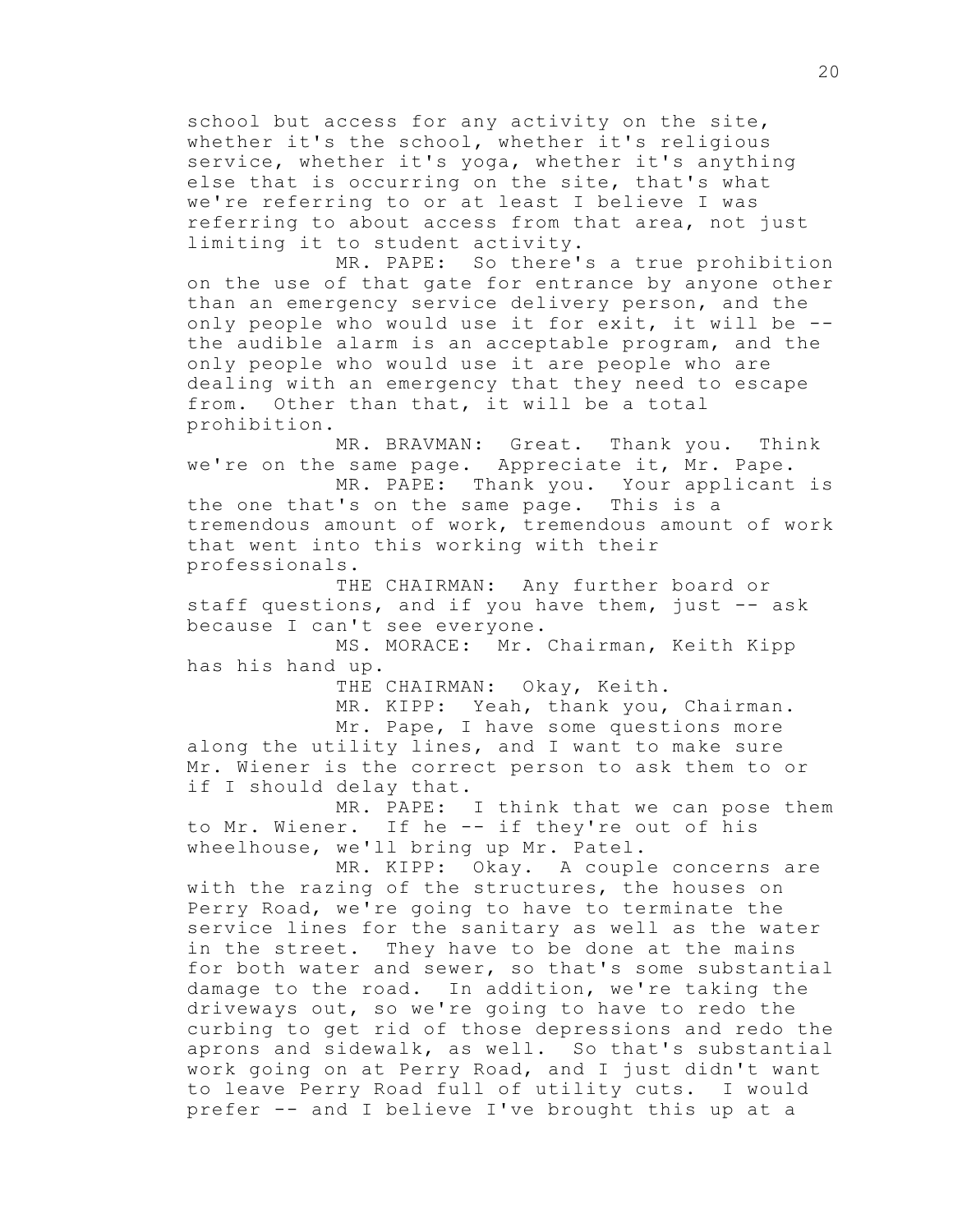school but access for any activity on the site, whether it's the school, whether it's religious service, whether it's yoga, whether it's anything else that is occurring on the site, that's what we're referring to or at least I believe I was referring to about access from that area, not just limiting it to student activity.

MR. PAPE: So there's a true prohibition on the use of that gate for entrance by anyone other than an emergency service delivery person, and the only people who would use it for exit, it will be -- the audible alarm is an acceptable program, and the only people who would use it are people who are dealing with an emergency that they need to escape from. Other than that, it will be a total prohibition.

MR. BRAVMAN: Great. Thank you. Think we're on the same page. Appreciate it, Mr. Pape.

MR. PAPE: Thank you. Your applicant is the one that's on the same page. This is a tremendous amount of work, tremendous amount of work that went into this working with their professionals.

THE CHAIRMAN: Any further board or staff questions, and if you have them, just -- ask because I can't see everyone.

MS. MORACE: Mr. Chairman, Keith Kipp has his hand up.

THE CHAIRMAN: Okay, Keith.

MR. KIPP: Yeah, thank you, Chairman.

Mr. Pape, I have some questions more along the utility lines, and I want to make sure Mr. Wiener is the correct person to ask them to or if I should delay that.

MR. PAPE: I think that we can pose them to Mr. Wiener. If he -- if they're out of his wheelhouse, we'll bring up Mr. Patel.

MR. KIPP: Okay. A couple concerns are with the razing of the structures, the houses on Perry Road, we're going to have to terminate the service lines for the sanitary as well as the water in the street. They have to be done at the mains for both water and sewer, so that's some substantial damage to the road. In addition, we're taking the driveways out, so we're going to have to redo the curbing to get rid of those depressions and redo the aprons and sidewalk, as well. So that's substantial work going on at Perry Road, and I just didn't want to leave Perry Road full of utility cuts. I would prefer -- and I believe I've brought this up at a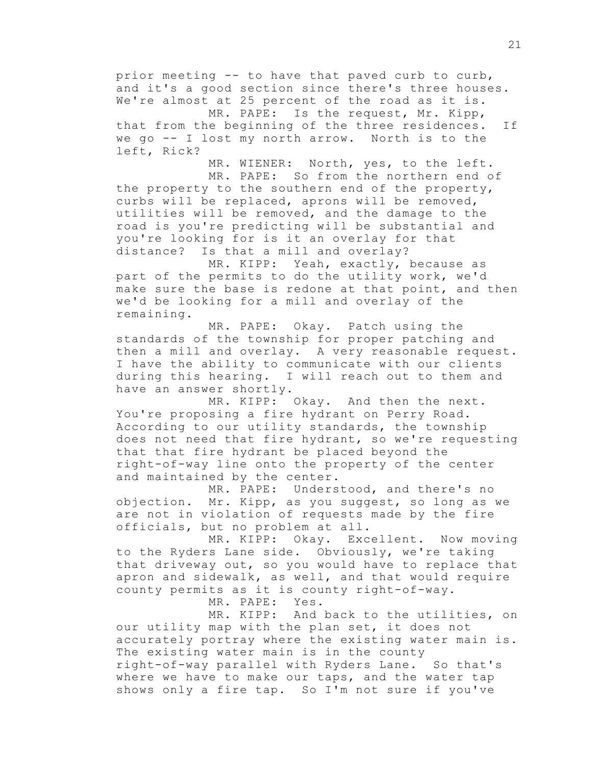prior meeting -- to have that paved curb to curb, and it's a good section since there's three houses. We're almost at 25 percent of the road as it is.

MR. PAPE: Is the request, Mr. Kipp, that from the beginning of the three residences. If we go -- I lost my north arrow. North is to the left, Rick?

MR. WIENER: North, yes, to the left.

MR. PAPE: So from the northern end of the property to the southern end of the property, curbs will be replaced, aprons will be removed, utilities will be removed, and the damage to the road is you're predicting will be substantial and you're looking for is it an overlay for that distance? Is that a mill and overlay?

MR. KIPP: Yeah, exactly, because as part of the permits to do the utility work, we'd make sure the base is redone at that point, and then we'd be looking for a mill and overlay of the remaining.

MR. PAPE: Okay. Patch using the standards of the township for proper patching and then a mill and overlay. A very reasonable request. I have the ability to communicate with our clients during this hearing. I will reach out to them and have an answer shortly.

MR. KIPP: Okay. And then the next. You're proposing a fire hydrant on Perry Road. According to our utility standards, the township does not need that fire hydrant, so we're requesting that that fire hydrant be placed beyond the right-of-way line onto the property of the center and maintained by the center.

MR. PAPE: Understood, and there's no objection. Mr. Kipp, as you suggest, so long as we are not in violation of requests made by the fire officials, but no problem at all.

MR. KIPP: Okay. Excellent. Now moving to the Ryders Lane side. Obviously, we're taking that driveway out, so you would have to replace that apron and sidewalk, as well, and that would require county permits as it is county right-of-way.

MR. PAPE: Yes.

MR. KIPP: And back to the utilities, on our utility map with the plan set, it does not accurately portray where the existing water main is. The existing water main is in the county right-of-way parallel with Ryders Lane. So that's where we have to make our taps, and the water tap shows only a fire tap. So I'm not sure if you've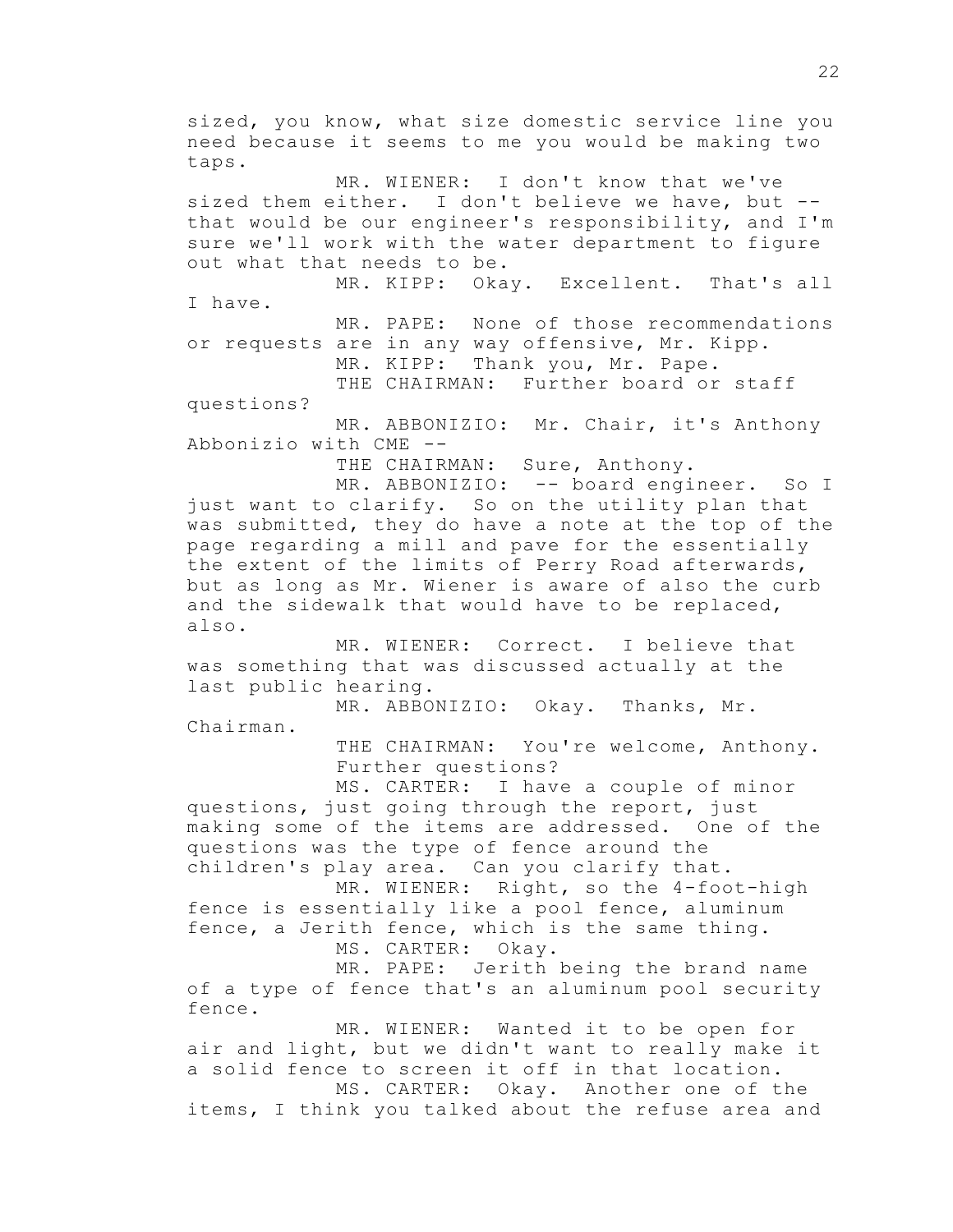sized, you know, what size domestic service line you need because it seems to me you would be making two taps.

MR. WIENER: I don't know that we've sized them either. I don't believe we have, but -- that would be our engineer's responsibility, and I'm sure we'll work with the water department to figure out what that needs to be.

MR. KIPP: Okay. Excellent. That's all I have.

MR. PAPE: None of those recommendations or requests are in any way offensive, Mr. Kipp.

MR. KIPP: Thank you, Mr. Pape.

THE CHAIRMAN: Further board or staff questions?

MR. ABBONIZIO: Mr. Chair, it's Anthony Abbonizio with CME --

THE CHAIRMAN: Sure, Anthony.

MR. ABBONIZIO: -- board engineer. So I just want to clarify. So on the utility plan that was submitted, they do have a note at the top of the page regarding a mill and pave for the essentially the extent of the limits of Perry Road afterwards, but as long as Mr. Wiener is aware of also the curb and the sidewalk that would have to be replaced, also.

MR. WIENER: Correct. I believe that was something that was discussed actually at the last public hearing.

MR. ABBONIZIO: Okay. Thanks, Mr. Chairman.

THE CHAIRMAN: You're welcome, Anthony. Further questions?

MS. CARTER: I have a couple of minor questions, just going through the report, just making some of the items are addressed. One of the questions was the type of fence around the children's play area. Can you clarify that.

MR. WIENER: Right, so the 4-foot-high fence is essentially like a pool fence, aluminum fence, a Jerith fence, which is the same thing.

MS. CARTER: Okay.

MR. PAPE: Jerith being the brand name of a type of fence that's an aluminum pool security fence.

MR. WIENER: Wanted it to be open for air and light, but we didn't want to really make it a solid fence to screen it off in that location.

MS. CARTER: Okay. Another one of the items, I think you talked about the refuse area and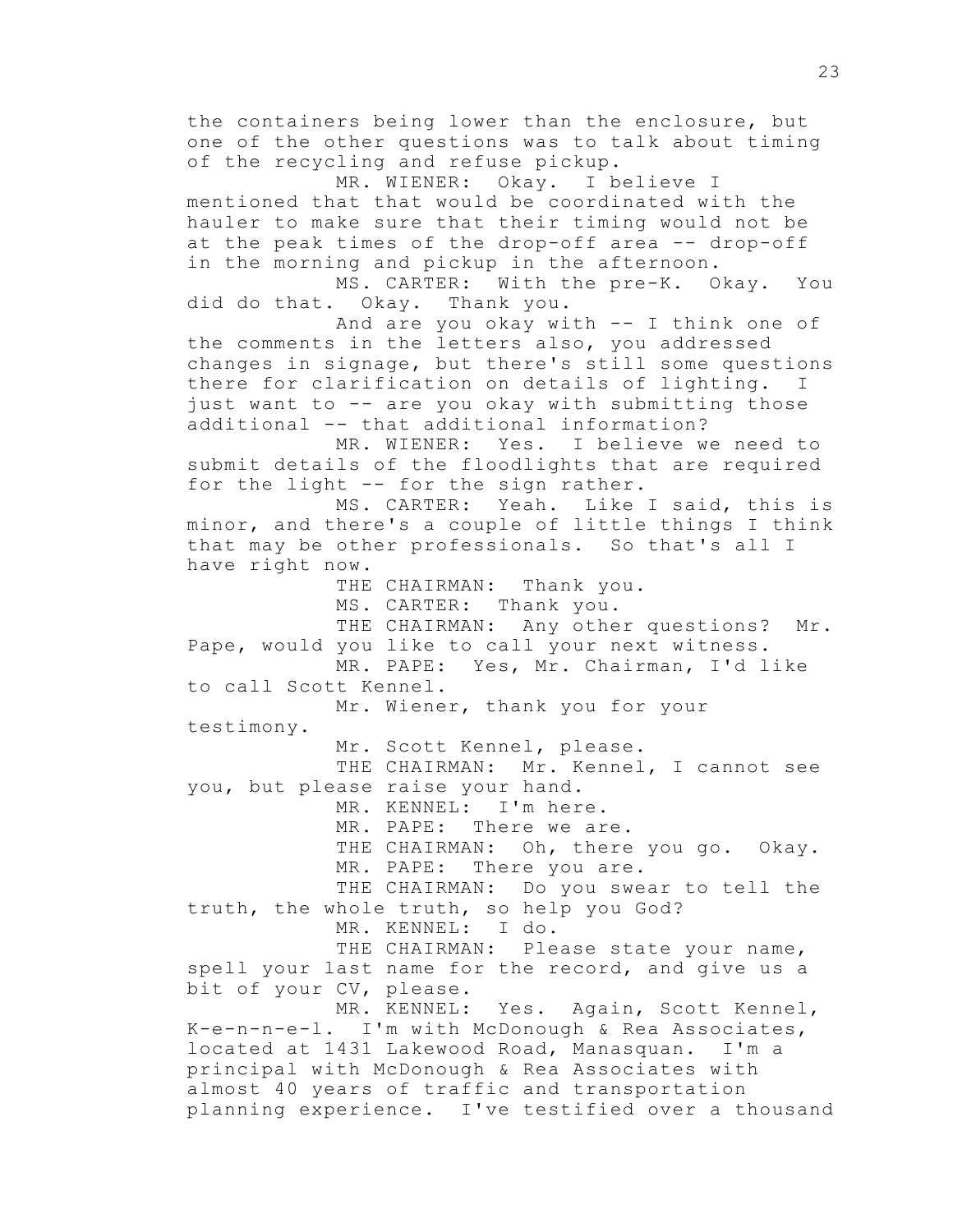the containers being lower than the enclosure, but one of the other questions was to talk about timing of the recycling and refuse pickup.

MR. WIENER: Okay. I believe I mentioned that that would be coordinated with the hauler to make sure that their timing would not be at the peak times of the drop-off area -- drop-off in the morning and pickup in the afternoon.

MS. CARTER: With the pre-K. Okay. You did do that. Okay. Thank you.

And are you okay with -- I think one of the comments in the letters also, you addressed changes in signage, but there's still some questions there for clarification on details of lighting. I just want to -- are you okay with submitting those additional -- that additional information?

MR. WIENER: Yes. I believe we need to submit details of the floodlights that are required for the light -- for the sign rather.

MS. CARTER: Yeah. Like I said, this is minor, and there's a couple of little things I think that may be other professionals. So that's all I have right now.

THE CHAIRMAN: Thank you.

MS. CARTER: Thank you.

THE CHAIRMAN: Any other questions? Mr. Pape, would you like to call your next witness.

MR. PAPE: Yes, Mr. Chairman, I'd like to call Scott Kennel.

Mr. Wiener, thank you for your testimony.

Mr. Scott Kennel, please.

THE CHAIRMAN: Mr. Kennel, I cannot see you, but please raise your hand.

MR. KENNEL: I'm here.

MR. PAPE: There we are.

THE CHAIRMAN: Oh, there you go. Okay.

MR. PAPE: There you are.

THE CHAIRMAN: Do you swear to tell the truth, the whole truth, so help you God?

MR. KENNEL: I do.

THE CHAIRMAN: Please state your name, spell your last name for the record, and give us a bit of your CV, please.

MR. KENNEL: Yes. Again, Scott Kennel, K-e-n-n-e-l. I'm with McDonough & Rea Associates, located at 1431 Lakewood Road, Manasquan. I'm a principal with McDonough & Rea Associates with almost 40 years of traffic and transportation planning experience. I've testified over a thousand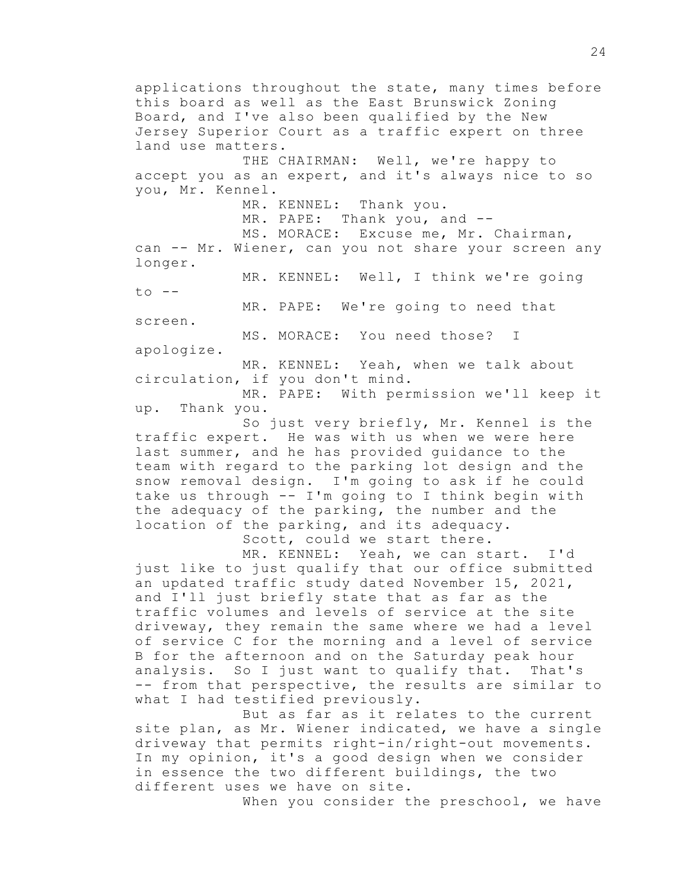applications throughout the state, many times before this board as well as the East Brunswick Zoning Board, and I've also been qualified by the New Jersey Superior Court as a traffic expert on three land use matters.

THE CHAIRMAN: Well, we're happy to accept you as an expert, and it's always nice to so you, Mr. Kennel.

MR. KENNEL: Thank you.

MR. PAPE: Thank you, and --

MS. MORACE: Excuse me, Mr. Chairman, can -- Mr. Wiener, can you not share your screen any longer.

MR. KENNEL: Well, I think we're going to --

MR. PAPE: We're going to need that screen.

MS. MORACE: You need those? I apologize.

MR. KENNEL: Yeah, when we talk about circulation, if you don't mind.

MR. PAPE: With permission we'll keep it up. Thank you.

So just very briefly, Mr. Kennel is the traffic expert. He was with us when we were here last summer, and he has provided guidance to the team with regard to the parking lot design and the snow removal design. I'm going to ask if he could take us through -- I'm going to I think begin with the adequacy of the parking, the number and the location of the parking, and its adequacy.

Scott, could we start there.

MR. KENNEL: Yeah, we can start. I'd just like to just qualify that our office submitted an updated traffic study dated November 15, 2021, and I'll just briefly state that as far as the traffic volumes and levels of service at the site driveway, they remain the same where we had a level of service C for the morning and a level of service B for the afternoon and on the Saturday peak hour analysis. So I just want to qualify that. That's -- from that perspective, the results are similar to what I had testified previously.

But as far as it relates to the current site plan, as Mr. Wiener indicated, we have a single driveway that permits right-in/right-out movements. In my opinion, it's a good design when we consider in essence the two different buildings, the two different uses we have on site.

When you consider the preschool, we have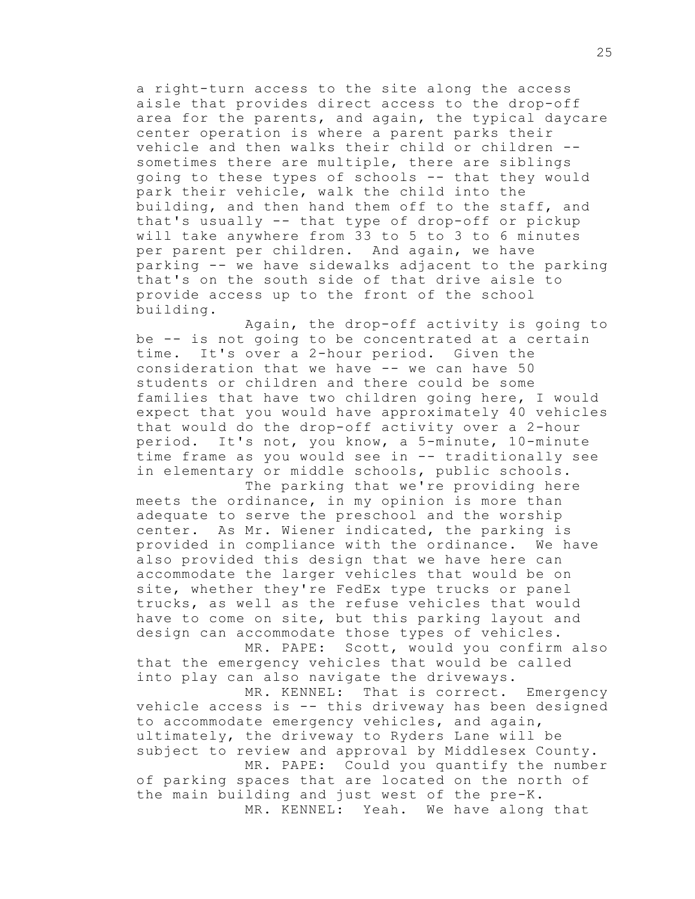a right-turn access to the site along the access aisle that provides direct access to the drop-off area for the parents, and again, the typical daycare center operation is where a parent parks their vehicle and then walks their child or children -- sometimes there are multiple, there are siblings going to these types of schools -- that they would park their vehicle, walk the child into the building, and then hand them off to the staff, and that's usually -- that type of drop-off or pickup will take anywhere from 33 to 5 to 3 to 6 minutes per parent per children. And again, we have parking -- we have sidewalks adjacent to the parking that's on the south side of that drive aisle to provide access up to the front of the school building.

Again, the drop-off activity is going to be -- is not going to be concentrated at a certain time. It's over a 2-hour period. Given the consideration that we have -- we can have 50 students or children and there could be some families that have two children going here, I would expect that you would have approximately 40 vehicles that would do the drop-off activity over a 2-hour period. It's not, you know, a 5-minute, 10-minute time frame as you would see in -- traditionally see in elementary or middle schools, public schools.

The parking that we're providing here meets the ordinance, in my opinion is more than adequate to serve the preschool and the worship center. As Mr. Wiener indicated, the parking is provided in compliance with the ordinance. We have also provided this design that we have here can accommodate the larger vehicles that would be on site, whether they're FedEx type trucks or panel trucks, as well as the refuse vehicles that would have to come on site, but this parking layout and design can accommodate those types of vehicles.

MR. PAPE: Scott, would you confirm also that the emergency vehicles that would be called into play can also navigate the driveways.

MR. KENNEL: That is correct. Emergency vehicle access is -- this driveway has been designed to accommodate emergency vehicles, and again, ultimately, the driveway to Ryders Lane will be subject to review and approval by Middlesex County.

MR. PAPE: Could you quantify the number of parking spaces that are located on the north of the main building and just west of the pre-K.

MR. KENNEL: Yeah. We have along that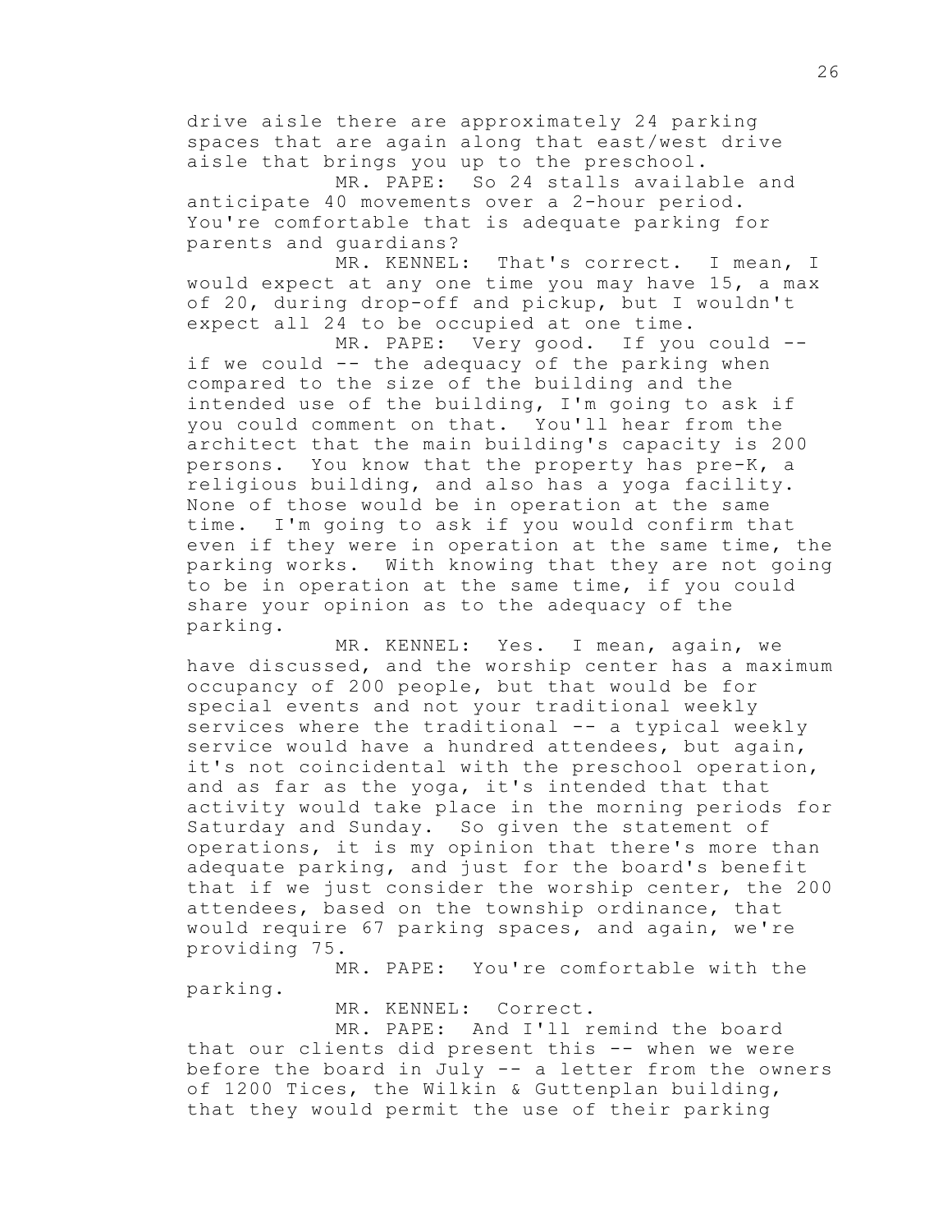drive aisle there are approximately 24 parking spaces that are again along that east/west drive aisle that brings you up to the preschool.

MR. PAPE: So 24 stalls available and anticipate 40 movements over a 2-hour period. You're comfortable that is adequate parking for parents and guardians?

MR. KENNEL: That's correct. I mean, I would expect at any one time you may have 15, a max of 20, during drop-off and pickup, but I wouldn't expect all 24 to be occupied at one time.

MR. PAPE: Very good. If you could -- if we could -- the adequacy of the parking when compared to the size of the building and the intended use of the building, I'm going to ask if you could comment on that. You'll hear from the architect that the main building's capacity is 200 persons. You know that the property has pre-K, a religious building, and also has a yoga facility. None of those would be in operation at the same time. I'm going to ask if you would confirm that even if they were in operation at the same time, the parking works. With knowing that they are not going to be in operation at the same time, if you could share your opinion as to the adequacy of the parking.

MR. KENNEL: Yes. I mean, again, we have discussed, and the worship center has a maximum occupancy of 200 people, but that would be for special events and not your traditional weekly services where the traditional -- a typical weekly service would have a hundred attendees, but again, it's not coincidental with the preschool operation, and as far as the yoga, it's intended that that activity would take place in the morning periods for Saturday and Sunday. So given the statement of operations, it is my opinion that there's more than adequate parking, and just for the board's benefit that if we just consider the worship center, the 200 attendees, based on the township ordinance, that would require 67 parking spaces, and again, we're providing 75.

MR. PAPE: You're comfortable with the parking.

MR. KENNEL: Correct.

MR. PAPE: And I'll remind the board that our clients did present this -- when we were before the board in July -- a letter from the owners of 1200 Tices, the Wilkin & Guttenplan building, that they would permit the use of their parking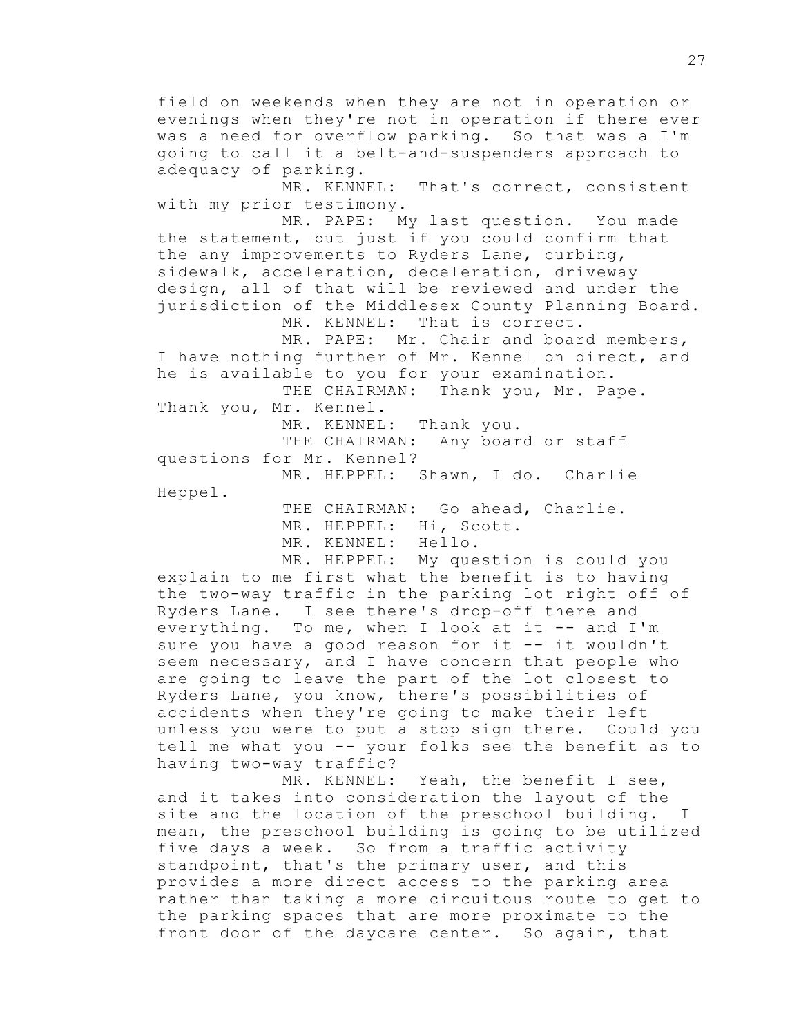field on weekends when they are not in operation or evenings when they're not in operation if there ever was a need for overflow parking. So that was a I'm going to call it a belt-and-suspenders approach to adequacy of parking.

MR. KENNEL: That's correct, consistent with my prior testimony.

MR. PAPE: My last question. You made the statement, but just if you could confirm that the any improvements to Ryders Lane, curbing, sidewalk, acceleration, deceleration, driveway design, all of that will be reviewed and under the jurisdiction of the Middlesex County Planning Board.

MR. KENNEL: That is correct.

MR. PAPE: Mr. Chair and board members, I have nothing further of Mr. Kennel on direct, and he is available to you for your examination.

THE CHAIRMAN: Thank you, Mr. Pape. Thank you, Mr. Kennel.

MR. KENNEL: Thank you.

THE CHAIRMAN: Any board or staff questions for Mr. Kennel?

MR. HEPPEL: Shawn, I do. Charlie Heppel.

THE CHAIRMAN: Go ahead, Charlie.

MR. HEPPEL: Hi, Scott.

MR. KENNEL: Hello.

MR. HEPPEL: My question is could you explain to me first what the benefit is to having the two-way traffic in the parking lot right off of Ryders Lane. I see there's drop-off there and everything. To me, when I look at it -- and I'm sure you have a good reason for it -- it wouldn't seem necessary, and I have concern that people who are going to leave the part of the lot closest to Ryders Lane, you know, there's possibilities of accidents when they're going to make their left unless you were to put a stop sign there. Could you tell me what you -- your folks see the benefit as to having two-way traffic?

MR. KENNEL: Yeah, the benefit I see, and it takes into consideration the layout of the site and the location of the preschool building. I mean, the preschool building is going to be utilized five days a week. So from a traffic activity standpoint, that's the primary user, and this provides a more direct access to the parking area rather than taking a more circuitous route to get to the parking spaces that are more proximate to the front door of the daycare center. So again, that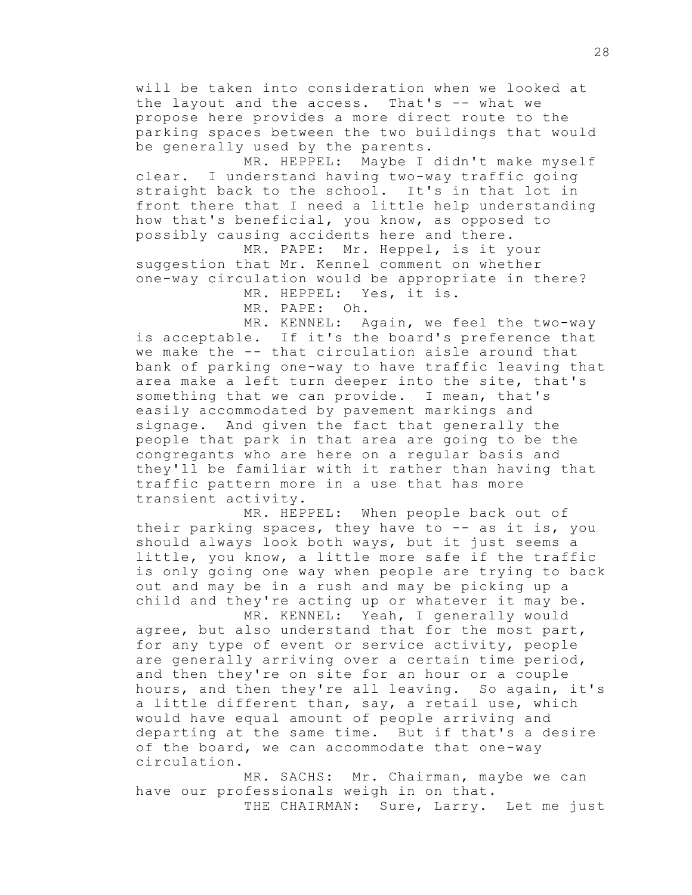will be taken into consideration when we looked at the layout and the access. That's -- what we propose here provides a more direct route to the parking spaces between the two buildings that would be generally used by the parents.

MR. HEPPEL: Maybe I didn't make myself clear. I understand having two-way traffic going straight back to the school. It's in that lot in front there that I need a little help understanding how that's beneficial, you know, as opposed to possibly causing accidents here and there.

MR. PAPE: Mr. Heppel, is it your suggestion that Mr. Kennel comment on whether one-way circulation would be appropriate in there?

MR. HEPPEL: Yes, it is.

MR. PAPE: Oh.

MR. KENNEL: Again, we feel the two-way is acceptable. If it's the board's preference that we make the -- that circulation aisle around that bank of parking one-way to have traffic leaving that area make a left turn deeper into the site, that's something that we can provide. I mean, that's easily accommodated by pavement markings and signage. And given the fact that generally the people that park in that area are going to be the congregants who are here on a regular basis and they'll be familiar with it rather than having that traffic pattern more in a use that has more transient activity.

MR. HEPPEL: When people back out of their parking spaces, they have to -- as it is, you should always look both ways, but it just seems a little, you know, a little more safe if the traffic is only going one way when people are trying to back out and may be in a rush and may be picking up a child and they're acting up or whatever it may be.

MR. KENNEL: Yeah, I generally would agree, but also understand that for the most part, for any type of event or service activity, people are generally arriving over a certain time period, and then they're on site for an hour or a couple hours, and then they're all leaving. So again, it's a little different than, say, a retail use, which would have equal amount of people arriving and departing at the same time. But if that's a desire of the board, we can accommodate that one-way circulation.

MR. SACHS: Mr. Chairman, maybe we can have our professionals weigh in on that.

THE CHAIRMAN: Sure, Larry. Let me just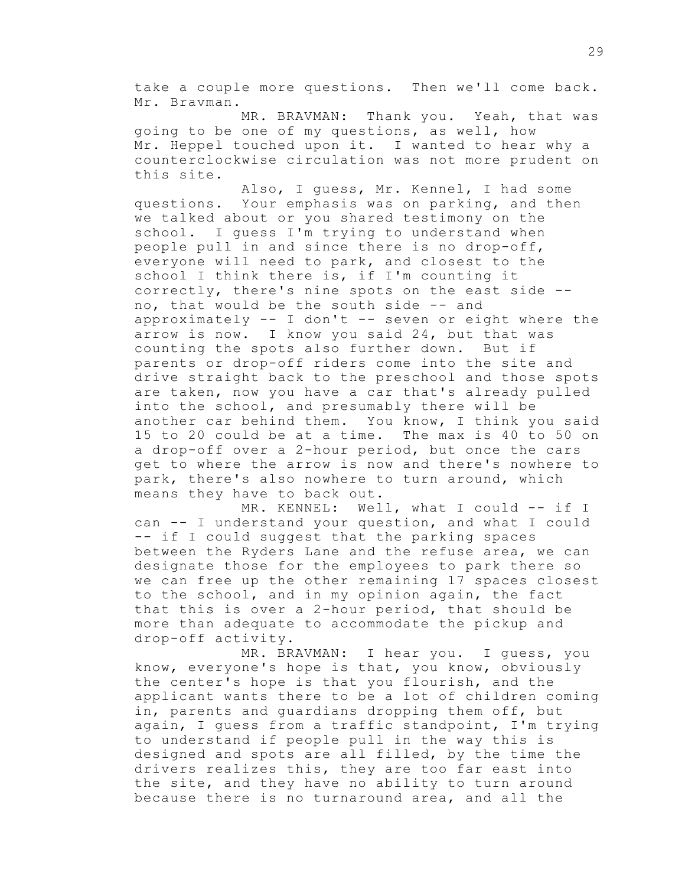take a couple more questions. Then we'll come back. Mr. Bravman.

MR. BRAVMAN: Thank you. Yeah, that was going to be one of my questions, as well, how Mr. Heppel touched upon it. I wanted to hear why a counterclockwise circulation was not more prudent on this site.

Also, I guess, Mr. Kennel, I had some questions. Your emphasis was on parking, and then we talked about or you shared testimony on the school. I guess I'm trying to understand when people pull in and since there is no drop-off, everyone will need to park, and closest to the school I think there is, if I'm counting it correctly, there's nine spots on the east side -- no, that would be the south side -- and approximately -- I don't -- seven or eight where the arrow is now. I know you said 24, but that was counting the spots also further down. But if parents or drop-off riders come into the site and drive straight back to the preschool and those spots are taken, now you have a car that's already pulled into the school, and presumably there will be another car behind them. You know, I think you said 15 to 20 could be at a time. The max is 40 to 50 on a drop-off over a 2-hour period, but once the cars get to where the arrow is now and there's nowhere to park, there's also nowhere to turn around, which means they have to back out.

MR. KENNEL: Well, what I could -- if I can -- I understand your question, and what I could -- if I could suggest that the parking spaces between the Ryders Lane and the refuse area, we can designate those for the employees to park there so we can free up the other remaining 17 spaces closest to the school, and in my opinion again, the fact that this is over a 2-hour period, that should be more than adequate to accommodate the pickup and drop-off activity.

MR. BRAVMAN: I hear you. I guess, you know, everyone's hope is that, you know, obviously the center's hope is that you flourish, and the applicant wants there to be a lot of children coming in, parents and guardians dropping them off, but again, I guess from a traffic standpoint, I'm trying to understand if people pull in the way this is designed and spots are all filled, by the time the drivers realizes this, they are too far east into the site, and they have no ability to turn around because there is no turnaround area, and all the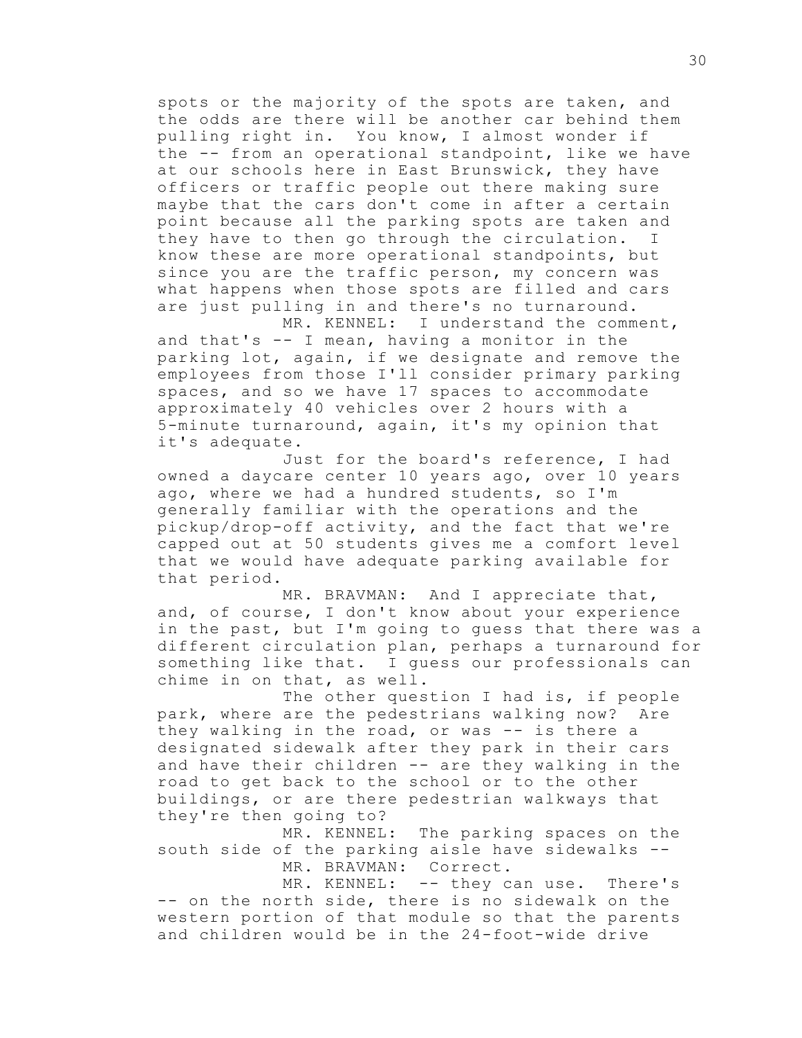spots or the majority of the spots are taken, and the odds are there will be another car behind them pulling right in. You know, I almost wonder if the -- from an operational standpoint, like we have at our schools here in East Brunswick, they have officers or traffic people out there making sure maybe that the cars don't come in after a certain point because all the parking spots are taken and they have to then go through the circulation. I know these are more operational standpoints, but since you are the traffic person, my concern was what happens when those spots are filled and cars are just pulling in and there's no turnaround.

MR. KENNEL: I understand the comment, and that's -- I mean, having a monitor in the parking lot, again, if we designate and remove the employees from those I'll consider primary parking spaces, and so we have 17 spaces to accommodate approximately 40 vehicles over 2 hours with a 5-minute turnaround, again, it's my opinion that it's adequate.

Just for the board's reference, I had owned a daycare center 10 years ago, over 10 years ago, where we had a hundred students, so I'm generally familiar with the operations and the pickup/drop-off activity, and the fact that we're capped out at 50 students gives me a comfort level that we would have adequate parking available for that period.

MR. BRAVMAN: And I appreciate that, and, of course, I don't know about your experience in the past, but I'm going to guess that there was a different circulation plan, perhaps a turnaround for something like that. I guess our professionals can chime in on that, as well.

The other question I had is, if people park, where are the pedestrians walking now? Are they walking in the road, or was -- is there a designated sidewalk after they park in their cars and have their children -- are they walking in the road to get back to the school or to the other buildings, or are there pedestrian walkways that they're then going to?

MR. KENNEL: The parking spaces on the south side of the parking aisle have sidewalks --

MR. BRAVMAN: Correct.

MR. KENNEL: -- they can use. There's -- on the north side, there is no sidewalk on the western portion of that module so that the parents and children would be in the 24-foot-wide drive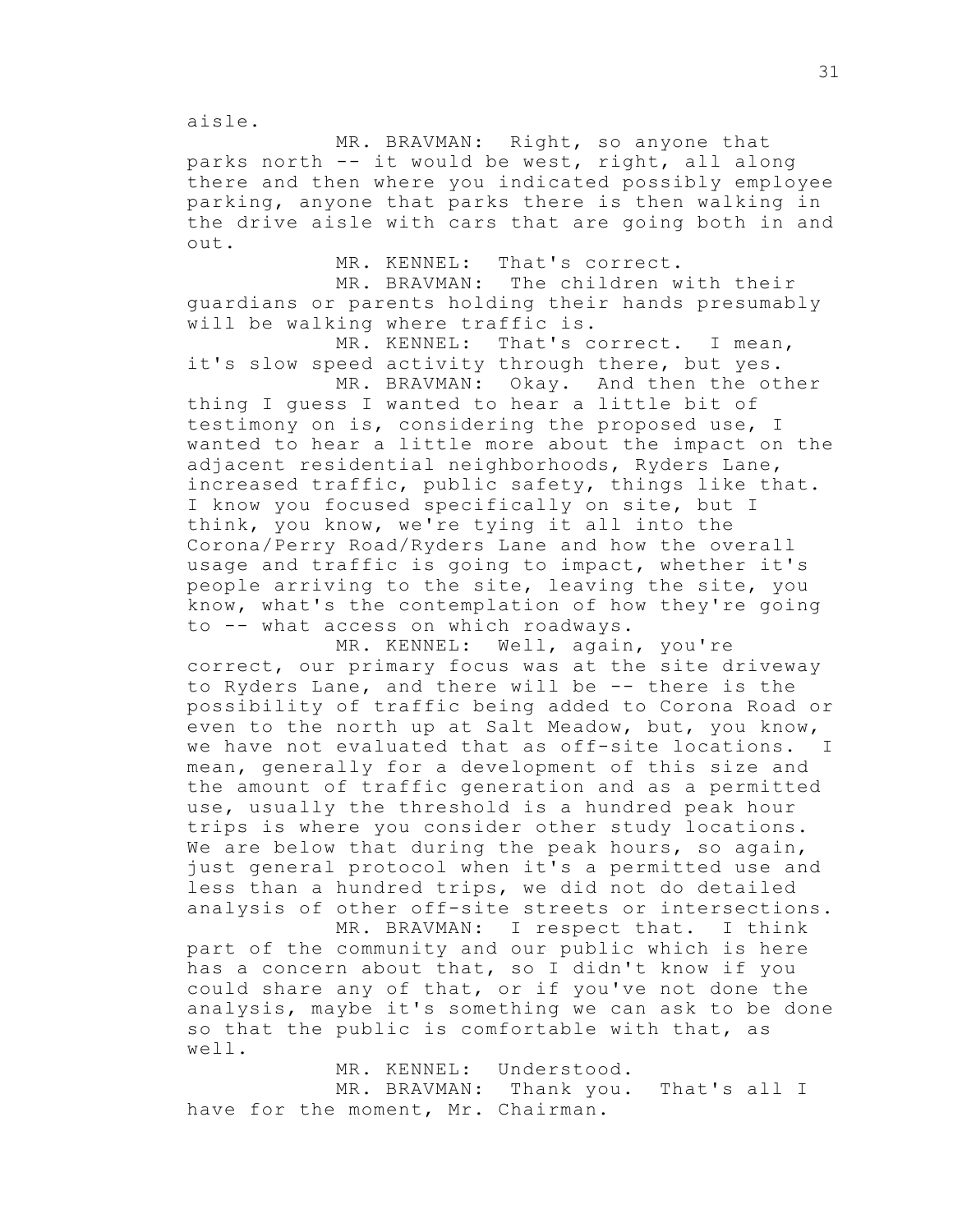aisle.

MR. BRAVMAN: Right, so anyone that parks north -- it would be west, right, all along there and then where you indicated possibly employee parking, anyone that parks there is then walking in the drive aisle with cars that are going both in and out.

MR. KENNEL: That's correct.

MR. BRAVMAN: The children with their guardians or parents holding their hands presumably will be walking where traffic is.

MR. KENNEL: That's correct. I mean, it's slow speed activity through there, but yes.

MR. BRAVMAN: Okay. And then the other thing I guess I wanted to hear a little bit of testimony on is, considering the proposed use, I wanted to hear a little more about the impact on the adjacent residential neighborhoods, Ryders Lane, increased traffic, public safety, things like that. I know you focused specifically on site, but I think, you know, we're tying it all into the Corona/Perry Road/Ryders Lane and how the overall usage and traffic is going to impact, whether it's people arriving to the site, leaving the site, you know, what's the contemplation of how they're going to -- what access on which roadways.

MR. KENNEL: Well, again, you're correct, our primary focus was at the site driveway to Ryders Lane, and there will be -- there is the possibility of traffic being added to Corona Road or even to the north up at Salt Meadow, but, you know, we have not evaluated that as off-site locations. I mean, generally for a development of this size and the amount of traffic generation and as a permitted use, usually the threshold is a hundred peak hour trips is where you consider other study locations. We are below that during the peak hours, so again, just general protocol when it's a permitted use and less than a hundred trips, we did not do detailed analysis of other off-site streets or intersections.

MR. BRAVMAN: I respect that. I think part of the community and our public which is here has a concern about that, so I didn't know if you could share any of that, or if you've not done the analysis, maybe it's something we can ask to be done so that the public is comfortable with that, as well.

MR. KENNEL: Understood.

MR. BRAVMAN: Thank you. That's all I have for the moment, Mr. Chairman.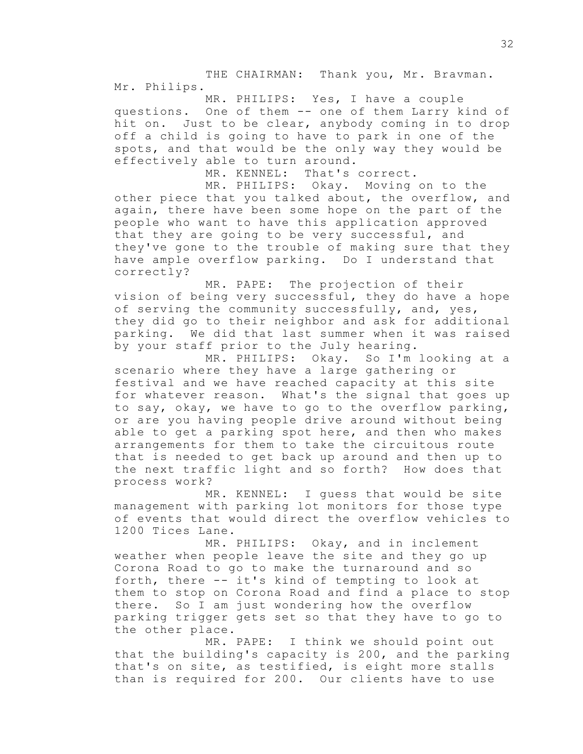THE CHAIRMAN: Thank you, Mr. Bravman. Mr. Philips.

MR. PHILIPS: Yes, I have a couple questions. One of them -- one of them Larry kind of hit on. Just to be clear, anybody coming in to drop off a child is going to have to park in one of the spots, and that would be the only way they would be effectively able to turn around.

MR. KENNEL: That's correct.

MR. PHILIPS: Okay. Moving on to the other piece that you talked about, the overflow, and again, there have been some hope on the part of the people who want to have this application approved that they are going to be very successful, and they've gone to the trouble of making sure that they have ample overflow parking. Do I understand that correctly?

MR. PAPE: The projection of their vision of being very successful, they do have a hope of serving the community successfully, and, yes, they did go to their neighbor and ask for additional parking. We did that last summer when it was raised by your staff prior to the July hearing.

MR. PHILIPS: Okay. So I'm looking at a scenario where they have a large gathering or festival and we have reached capacity at this site for whatever reason. What's the signal that goes up to say, okay, we have to go to the overflow parking, or are you having people drive around without being able to get a parking spot here, and then who makes arrangements for them to take the circuitous route that is needed to get back up around and then up to the next traffic light and so forth? How does that process work?

MR. KENNEL: I guess that would be site management with parking lot monitors for those type of events that would direct the overflow vehicles to 1200 Tices Lane.

MR. PHILIPS: Okay, and in inclement weather when people leave the site and they go up Corona Road to go to make the turnaround and so forth, there -- it's kind of tempting to look at them to stop on Corona Road and find a place to stop there. So I am just wondering how the overflow parking trigger gets set so that they have to go to the other place.

MR. PAPE: I think we should point out that the building's capacity is 200, and the parking that's on site, as testified, is eight more stalls than is required for 200. Our clients have to use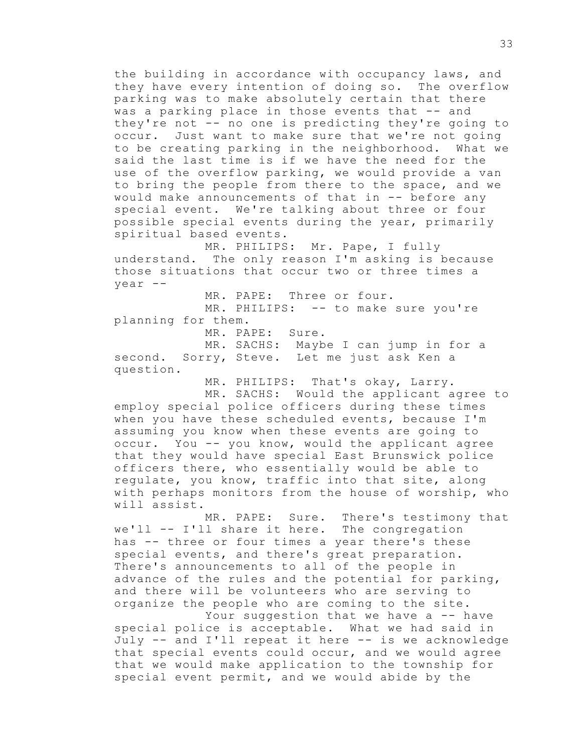the building in accordance with occupancy laws, and they have every intention of doing so. The overflow parking was to make absolutely certain that there was a parking place in those events that -- and they're not -- no one is predicting they're going to occur. Just want to make sure that we're not going to be creating parking in the neighborhood. What we said the last time is if we have the need for the use of the overflow parking, we would provide a van to bring the people from there to the space, and we would make announcements of that in -- before any special event. We're talking about three or four possible special events during the year, primarily spiritual based events.

MR. PHILIPS: Mr. Pape, I fully understand. The only reason I'm asking is because those situations that occur two or three times a year --

MR. PAPE: Three or four.

MR. PHILIPS: -- to make sure you're planning for them.

MR. PAPE: Sure.

MR. SACHS: Maybe I can jump in for a second. Sorry, Steve. Let me just ask Ken a question.

MR. PHILIPS: That's okay, Larry.

MR. SACHS: Would the applicant agree to employ special police officers during these times when you have these scheduled events, because I'm assuming you know when these events are going to occur. You -- you know, would the applicant agree that they would have special East Brunswick police officers there, who essentially would be able to regulate, you know, traffic into that site, along with perhaps monitors from the house of worship, who will assist.

MR. PAPE: Sure. There's testimony that we'll -- I'll share it here. The congregation has -- three or four times a year there's these special events, and there's great preparation. There's announcements to all of the people in advance of the rules and the potential for parking, and there will be volunteers who are serving to organize the people who are coming to the site.

Your suggestion that we have a -- have special police is acceptable. What we had said in July -- and I'll repeat it here -- is we acknowledge that special events could occur, and we would agree that we would make application to the township for special event permit, and we would abide by the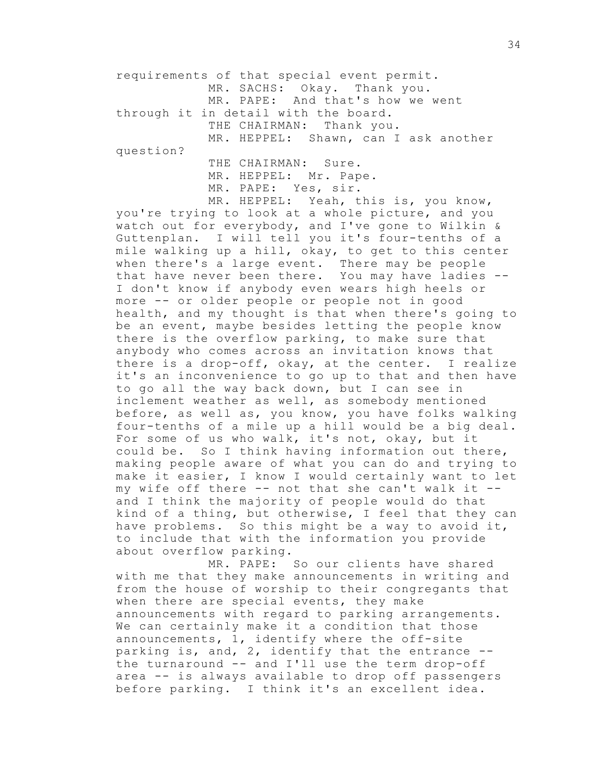requirements of that special event permit.

MR. SACHS: Okay. Thank you.

MR. PAPE: And that's how we went through it in detail with the board.

THE CHAIRMAN: Thank you.

MR. HEPPEL: Shawn, can I ask another question?

THE CHAIRMAN: Sure.

MR. HEPPEL: Mr. Pape.

MR. PAPE: Yes, sir.

MR. HEPPEL: Yeah, this is, you know, you're trying to look at a whole picture, and you watch out for everybody, and I've gone to Wilkin & Guttenplan. I will tell you it's four-tenths of a mile walking up a hill, okay, to get to this center when there's a large event. There may be people that have never been there. You may have ladies -- I don't know if anybody even wears high heels or more -- or older people or people not in good health, and my thought is that when there's going to be an event, maybe besides letting the people know there is the overflow parking, to make sure that anybody who comes across an invitation knows that there is a drop-off, okay, at the center. I realize it's an inconvenience to go up to that and then have to go all the way back down, but I can see in inclement weather as well, as somebody mentioned before, as well as, you know, you have folks walking four-tenths of a mile up a hill would be a big deal. For some of us who walk, it's not, okay, but it could be. So I think having information out there, making people aware of what you can do and trying to make it easier, I know I would certainly want to let my wife off there -- not that she can't walk it -- and I think the majority of people would do that kind of a thing, but otherwise, I feel that they can have problems. So this might be a way to avoid it, to include that with the information you provide about overflow parking.

MR. PAPE: So our clients have shared with me that they make announcements in writing and from the house of worship to their congregants that when there are special events, they make announcements with regard to parking arrangements. We can certainly make it a condition that those announcements, 1, identify where the off-site parking is, and, 2, identify that the entrance -- the turnaround -- and I'll use the term drop-off area -- is always available to drop off passengers before parking. I think it's an excellent idea.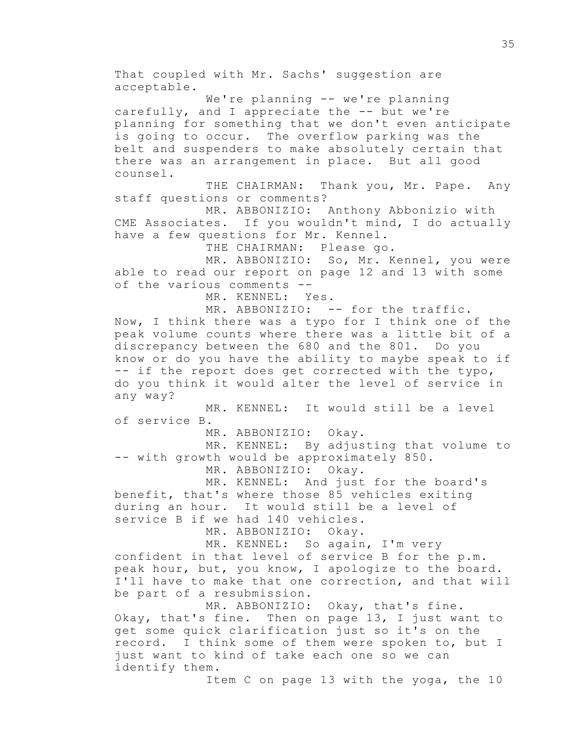That coupled with Mr. Sachs' suggestion are acceptable.

We're planning -- we're planning carefully, and I appreciate the -- but we're planning for something that we don't even anticipate is going to occur. The overflow parking was the belt and suspenders to make absolutely certain that there was an arrangement in place. But all good counsel.

THE CHAIRMAN: Thank you, Mr. Pape. Any staff questions or comments?

MR. ABBONIZIO: Anthony Abbonizio with CME Associates. If you wouldn't mind, I do actually have a few questions for Mr. Kennel.

THE CHAIRMAN: Please go.

MR. ABBONIZIO: So, Mr. Kennel, you were able to read our report on page 12 and 13 with some of the various comments --

MR. KENNEL: Yes.

MR. ABBONIZIO: -- for the traffic. Now, I think there was a typo for I think one of the peak volume counts where there was a little bit of a discrepancy between the 680 and the 801. Do you know or do you have the ability to maybe speak to if -- if the report does get corrected with the typo, do you think it would alter the level of service in any way?

MR. KENNEL: It would still be a level of service B.

MR. ABBONIZIO: Okay.

MR. KENNEL: By adjusting that volume to -- with growth would be approximately 850.

MR. ABBONIZIO: Okay.

MR. KENNEL: And just for the board's benefit, that's where those 85 vehicles exiting during an hour. It would still be a level of service B if we had 140 vehicles.

MR. ABBONIZIO: Okay.

MR. KENNEL: So again, I'm very confident in that level of service B for the p.m. peak hour, but, you know, I apologize to the board. I'll have to make that one correction, and that will be part of a resubmission.

MR. ABBONIZIO: Okay, that's fine. Okay, that's fine. Then on page 13, I just want to get some quick clarification just so it's on the record. I think some of them were spoken to, but I just want to kind of take each one so we can identify them.

Item C on page 13 with the yoga, the 10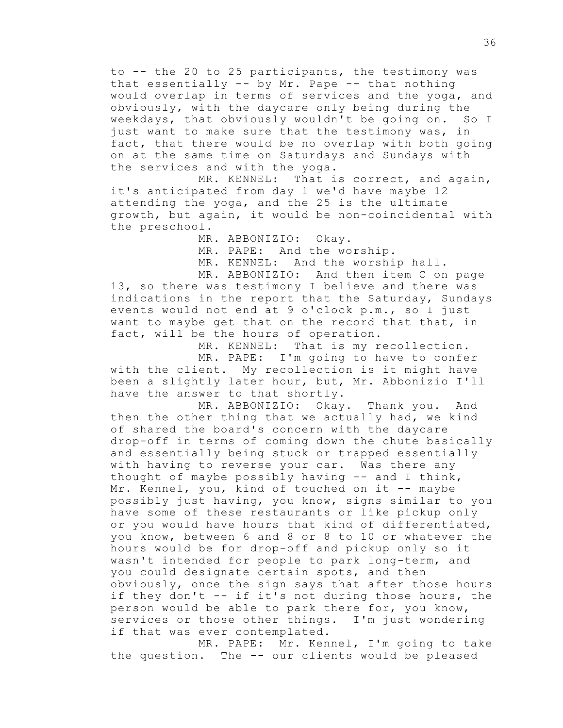to -- the 20 to 25 participants, the testimony was that essentially -- by Mr. Pape -- that nothing would overlap in terms of services and the yoga, and obviously, with the daycare only being during the weekdays, that obviously wouldn't be going on. So I just want to make sure that the testimony was, in fact, that there would be no overlap with both going on at the same time on Saturdays and Sundays with the services and with the yoga.

MR. KENNEL: That is correct, and again, it's anticipated from day 1 we'd have maybe 12 attending the yoga, and the 25 is the ultimate growth, but again, it would be non-coincidental with the preschool.

MR. ABBONIZIO: Okay.

MR. PAPE: And the worship.

MR. KENNEL: And the worship hall.

MR. ABBONIZIO: And then item C on page 13, so there was testimony I believe and there was indications in the report that the Saturday, Sundays events would not end at 9 o'clock p.m., so I just want to maybe get that on the record that that, in fact, will be the hours of operation.

MR. KENNEL: That is my recollection.

MR. PAPE: I'm going to have to confer with the client. My recollection is it might have been a slightly later hour, but, Mr. Abbonizio I'll have the answer to that shortly.

MR. ABBONIZIO: Okay. Thank you. And then the other thing that we actually had, we kind of shared the board's concern with the daycare drop-off in terms of coming down the chute basically and essentially being stuck or trapped essentially with having to reverse your car. Was there any thought of maybe possibly having -- and I think, Mr. Kennel, you, kind of touched on it -- maybe possibly just having, you know, signs similar to you have some of these restaurants or like pickup only or you would have hours that kind of differentiated, you know, between 6 and 8 or 8 to 10 or whatever the hours would be for drop-off and pickup only so it wasn't intended for people to park long-term, and you could designate certain spots, and then obviously, once the sign says that after those hours if they don't -- if it's not during those hours, the person would be able to park there for, you know, services or those other things. I'm just wondering if that was ever contemplated.

MR. PAPE: Mr. Kennel, I'm going to take the question. The -- our clients would be pleased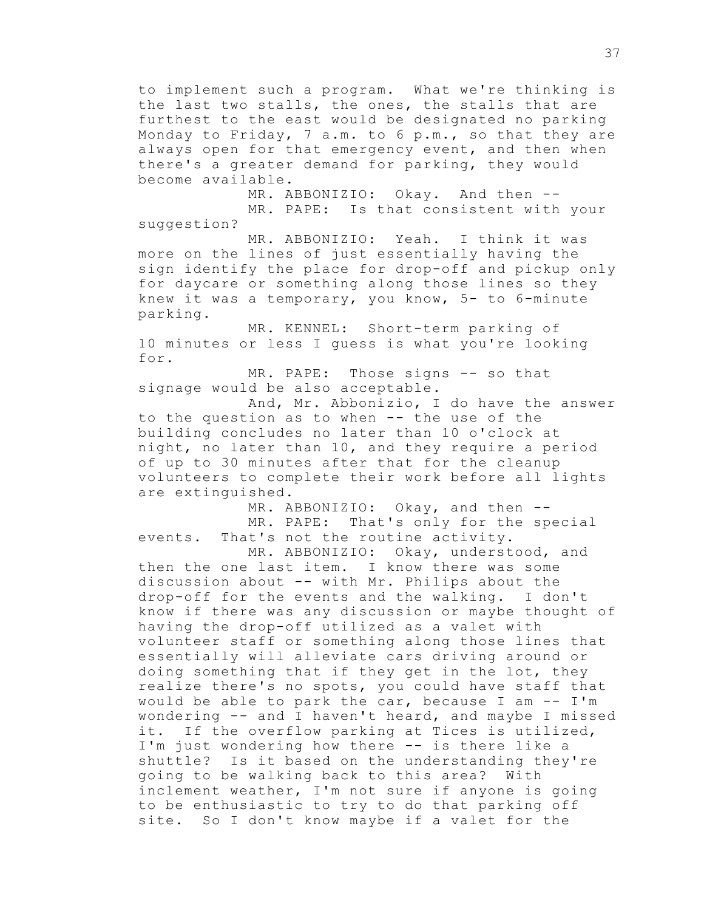to implement such a program. What we're thinking is the last two stalls, the ones, the stalls that are furthest to the east would be designated no parking Monday to Friday, 7 a.m. to 6 p.m., so that they are always open for that emergency event, and then when there's a greater demand for parking, they would become available.

MR. ABBONIZIO: Okay. And then --

MR. PAPE: Is that consistent with your suggestion?

MR. ABBONIZIO: Yeah. I think it was more on the lines of just essentially having the sign identify the place for drop-off and pickup only for daycare or something along those lines so they knew it was a temporary, you know, 5- to 6-minute parking.

MR. KENNEL: Short-term parking of 10 minutes or less I guess is what you're looking for.

MR. PAPE: Those signs -- so that signage would be also acceptable.

And, Mr. Abbonizio, I do have the answer to the question as to when -- the use of the building concludes no later than 10 o'clock at night, no later than 10, and they require a period of up to 30 minutes after that for the cleanup volunteers to complete their work before all lights are extinguished.

MR. ABBONIZIO: Okay, and then --

MR. PAPE: That's only for the special events. That's not the routine activity.

MR. ABBONIZIO: Okay, understood, and then the one last item. I know there was some discussion about -- with Mr. Philips about the drop-off for the events and the walking. I don't know if there was any discussion or maybe thought of having the drop-off utilized as a valet with volunteer staff or something along those lines that essentially will alleviate cars driving around or doing something that if they get in the lot, they realize there's no spots, you could have staff that would be able to park the car, because I am -- I'm wondering -- and I haven't heard, and maybe I missed it. If the overflow parking at Tices is utilized, I'm just wondering how there -- is there like a shuttle? Is it based on the understanding they're going to be walking back to this area? With inclement weather, I'm not sure if anyone is going to be enthusiastic to try to do that parking off site. So I don't know maybe if a valet for the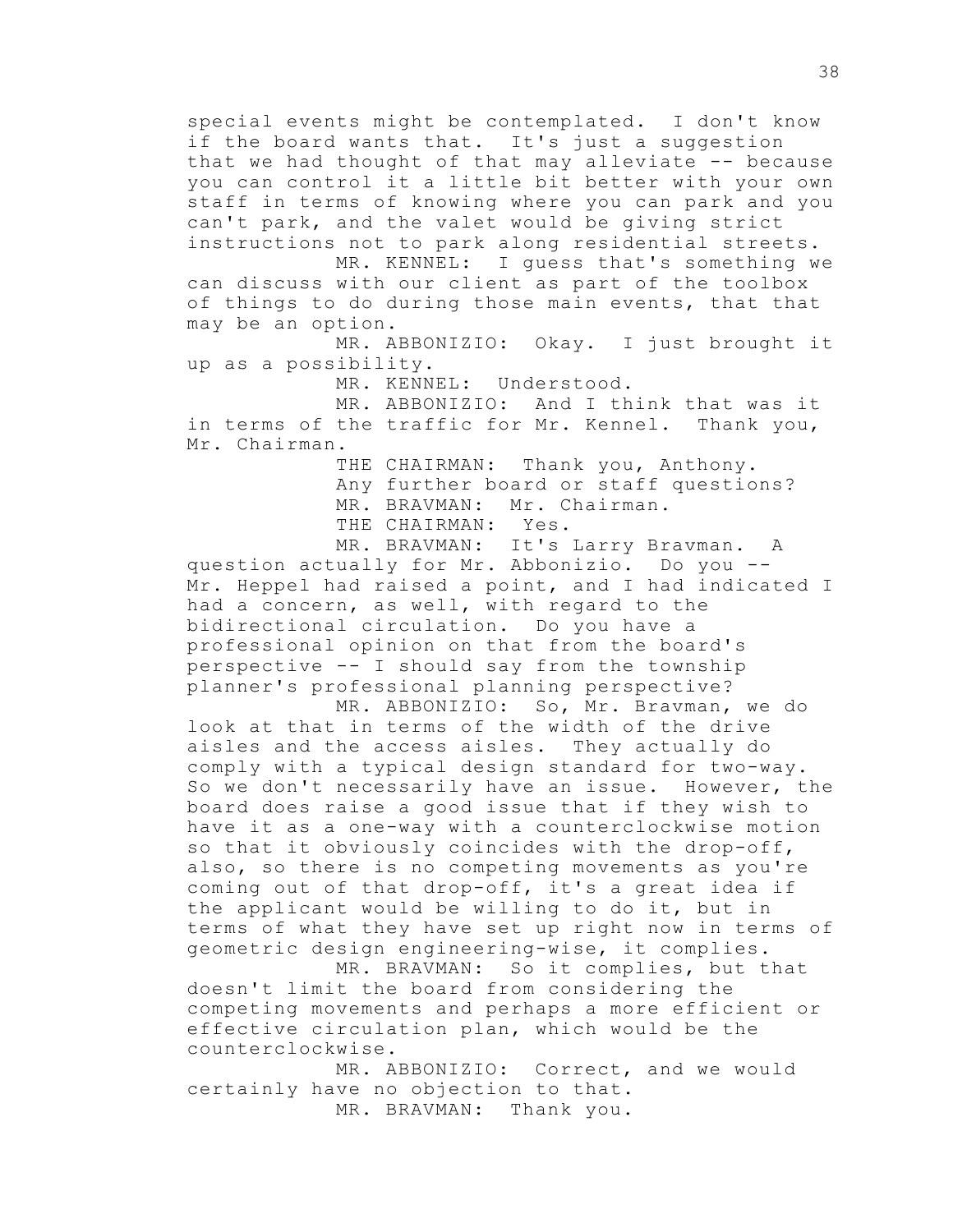special events might be contemplated. I don't know if the board wants that. It's just a suggestion that we had thought of that may alleviate -- because you can control it a little bit better with your own staff in terms of knowing where you can park and you can't park, and the valet would be giving strict instructions not to park along residential streets.

MR. KENNEL: I guess that's something we can discuss with our client as part of the toolbox of things to do during those main events, that that may be an option.

MR. ABBONIZIO: Okay. I just brought it up as a possibility.

MR. KENNEL: Understood.

MR. ABBONIZIO: And I think that was it in terms of the traffic for Mr. Kennel. Thank you, Mr. Chairman.

THE CHAIRMAN: Thank you, Anthony.

Any further board or staff questions?

MR. BRAVMAN: Mr. Chairman.

THE CHAIRMAN: Yes.

MR. BRAVMAN: It's Larry Bravman. A question actually for Mr. Abbonizio. Do you -- Mr. Heppel had raised a point, and I had indicated I had a concern, as well, with regard to the bidirectional circulation. Do you have a professional opinion on that from the board's perspective -- I should say from the township planner's professional planning perspective?

MR. ABBONIZIO: So, Mr. Bravman, we do look at that in terms of the width of the drive aisles and the access aisles. They actually do comply with a typical design standard for two-way. So we don't necessarily have an issue. However, the board does raise a good issue that if they wish to have it as a one-way with a counterclockwise motion so that it obviously coincides with the drop-off, also, so there is no competing movements as you're coming out of that drop-off, it's a great idea if the applicant would be willing to do it, but in terms of what they have set up right now in terms of geometric design engineering-wise, it complies.

MR. BRAVMAN: So it complies, but that doesn't limit the board from considering the competing movements and perhaps a more efficient or effective circulation plan, which would be the counterclockwise.

MR. ABBONIZIO: Correct, and we would certainly have no objection to that.

MR. BRAVMAN: Thank you.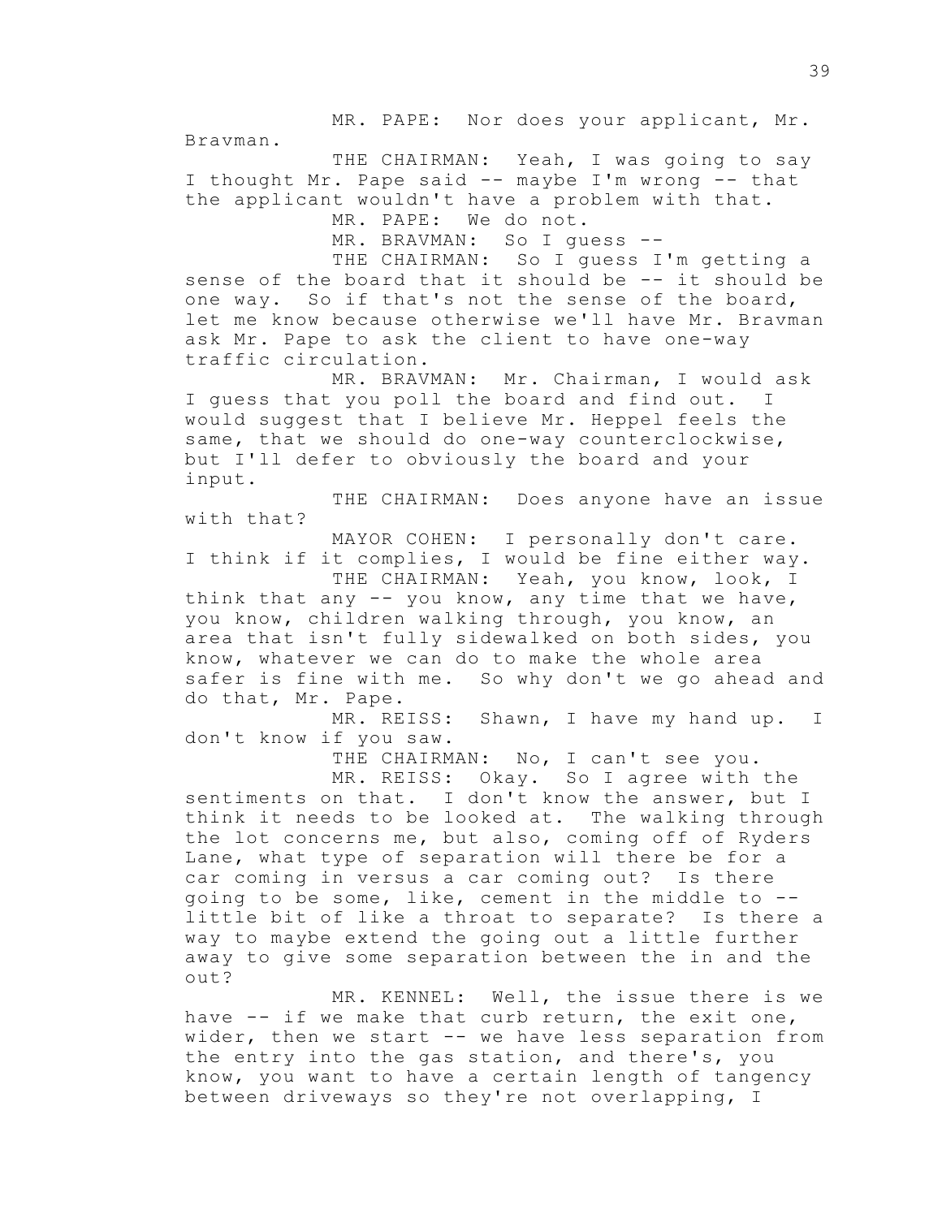MR. PAPE: Nor does your applicant, Mr. Bravman.

THE CHAIRMAN: Yeah, I was going to say I thought Mr. Pape said -- maybe I'm wrong -- that the applicant wouldn't have a problem with that.

MR. PAPE: We do not.

MR. BRAVMAN: So I guess --

THE CHAIRMAN: So I guess I'm getting a sense of the board that it should be -- it should be one way. So if that's not the sense of the board, let me know because otherwise we'll have Mr. Bravman ask Mr. Pape to ask the client to have one-way traffic circulation.

MR. BRAVMAN: Mr. Chairman, I would ask I guess that you poll the board and find out. I would suggest that I believe Mr. Heppel feels the same, that we should do one-way counterclockwise, but I'll defer to obviously the board and your input.

THE CHAIRMAN: Does anyone have an issue with that?

MAYOR COHEN: I personally don't care. I think if it complies, I would be fine either way.

THE CHAIRMAN: Yeah, you know, look, I think that any -- you know, any time that we have, you know, children walking through, you know, an area that isn't fully sidewalked on both sides, you know, whatever we can do to make the whole area safer is fine with me. So why don't we go ahead and do that, Mr. Pape.

MR. REISS: Shawn, I have my hand up. I don't know if you saw.

THE CHAIRMAN: No, I can't see you.

MR. REISS: Okay. So I agree with the sentiments on that. I don't know the answer, but I think it needs to be looked at. The walking through the lot concerns me, but also, coming off of Ryders Lane, what type of separation will there be for a car coming in versus a car coming out? Is there going to be some, like, cement in the middle to -- little bit of like a throat to separate? Is there a way to maybe extend the going out a little further away to give some separation between the in and the out?

MR. KENNEL: Well, the issue there is we have -- if we make that curb return, the exit one, wider, then we start -- we have less separation from the entry into the gas station, and there's, you know, you want to have a certain length of tangency between driveways so they're not overlapping, I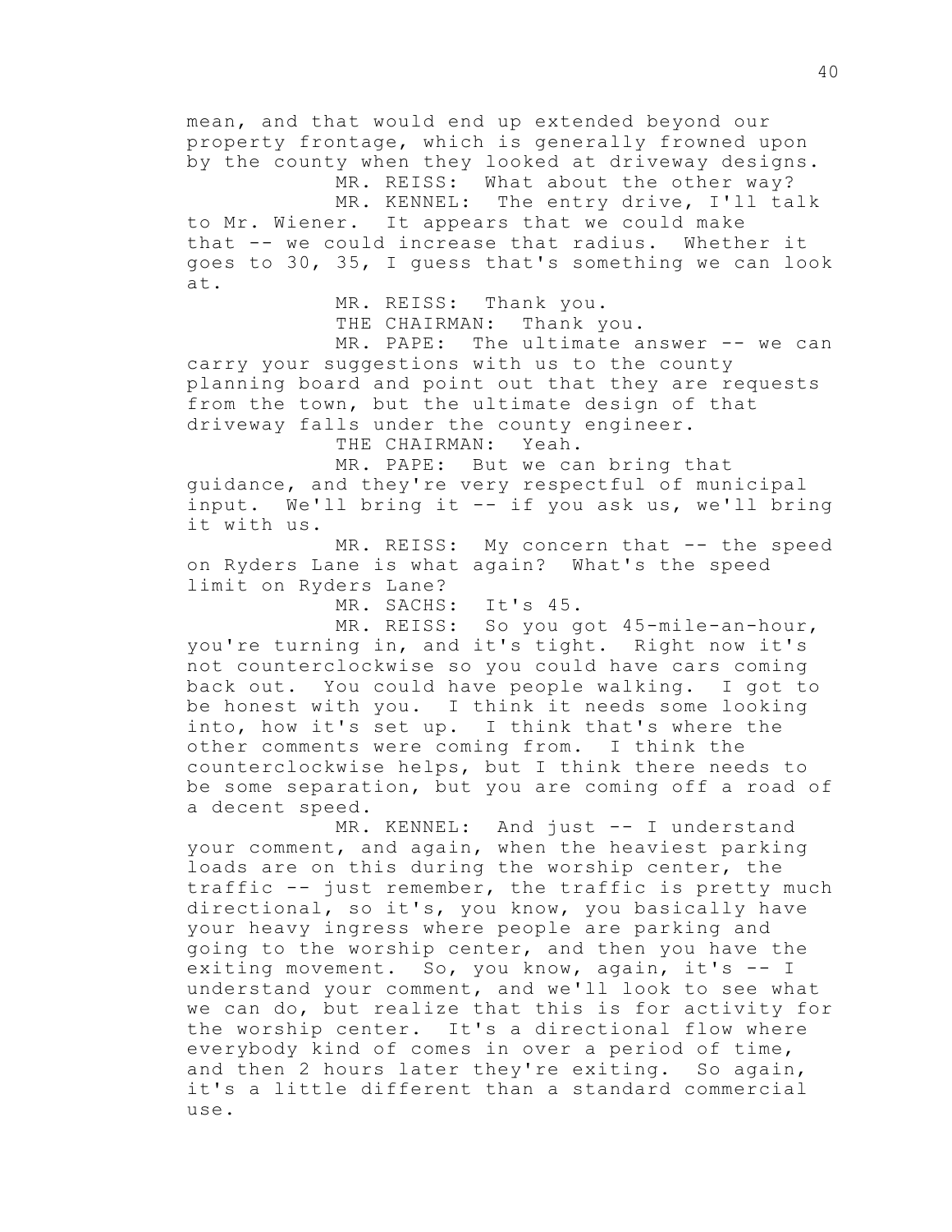mean, and that would end up extended beyond our property frontage, which is generally frowned upon by the county when they looked at driveway designs.

MR. REISS: What about the other way?

MR. KENNEL: The entry drive, I'll talk to Mr. Wiener. It appears that we could make that -- we could increase that radius. Whether it goes to 30, 35, I guess that's something we can look at.

MR. REISS: Thank you.

THE CHAIRMAN: Thank you.

MR. PAPE: The ultimate answer -- we can carry your suggestions with us to the county planning board and point out that they are requests from the town, but the ultimate design of that driveway falls under the county engineer.

THE CHAIRMAN: Yeah.

MR. PAPE: But we can bring that guidance, and they're very respectful of municipal input. We'll bring it -- if you ask us, we'll bring it with us.

MR. REISS: My concern that -- the speed on Ryders Lane is what again? What's the speed limit on Ryders Lane?

MR. SACHS: It's 45.

MR. REISS: So you got 45-mile-an-hour, you're turning in, and it's tight. Right now it's not counterclockwise so you could have cars coming back out. You could have people walking. I got to be honest with you. I think it needs some looking into, how it's set up. I think that's where the other comments were coming from. I think the counterclockwise helps, but I think there needs to be some separation, but you are coming off a road of a decent speed.

MR. KENNEL: And just -- I understand your comment, and again, when the heaviest parking loads are on this during the worship center, the traffic -- just remember, the traffic is pretty much directional, so it's, you know, you basically have your heavy ingress where people are parking and going to the worship center, and then you have the exiting movement. So, you know, again, it's -- I understand your comment, and we'll look to see what we can do, but realize that this is for activity for the worship center. It's a directional flow where everybody kind of comes in over a period of time, and then 2 hours later they're exiting. So again, it's a little different than a standard commercial use.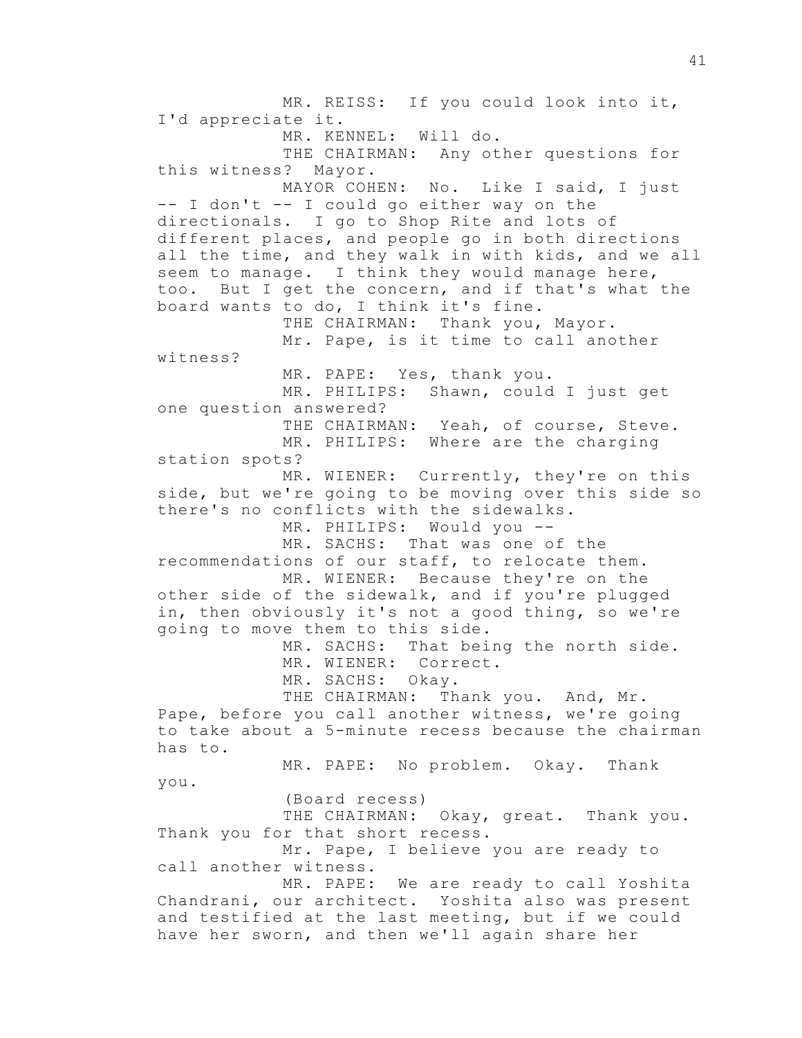MR. REISS: If you could look into it, I'd appreciate it.

MR. KENNEL: Will do.

THE CHAIRMAN: Any other questions for this witness? Mayor.

MAYOR COHEN: No. Like I said, I just -- I don't -- I could go either way on the directionals. I go to Shop Rite and lots of different places, and people go in both directions all the time, and they walk in with kids, and we all seem to manage. I think they would manage here, too. But I get the concern, and if that's what the board wants to do, I think it's fine.

THE CHAIRMAN: Thank you, Mayor.

Mr. Pape, is it time to call another witness?

MR. PAPE: Yes, thank you.

MR. PHILIPS: Shawn, could I just get one question answered?

THE CHAIRMAN: Yeah, of course, Steve.

MR. PHILIPS: Where are the charging station spots?

MR. WIENER: Currently, they're on this side, but we're going to be moving over this side so there's no conflicts with the sidewalks.

MR. PHILIPS: Would you --

MR. SACHS: That was one of the recommendations of our staff, to relocate them.

MR. WIENER: Because they're on the other side of the sidewalk, and if you're plugged in, then obviously it's not a good thing, so we're going to move them to this side.

MR. SACHS: That being the north side.

MR. WIENER: Correct.

MR. SACHS: Okay.

THE CHAIRMAN: Thank you. And, Mr. Pape, before you call another witness, we're going to take about a 5-minute recess because the chairman has to.

MR. PAPE: No problem. Okay. Thank you.

(Board recess)

THE CHAIRMAN: Okay, great. Thank you. Thank you for that short recess.

Mr. Pape, I believe you are ready to call another witness.

MR. PAPE: We are ready to call Yoshita Chandrani, our architect. Yoshita also was present and testified at the last meeting, but if we could have her sworn, and then we'll again share her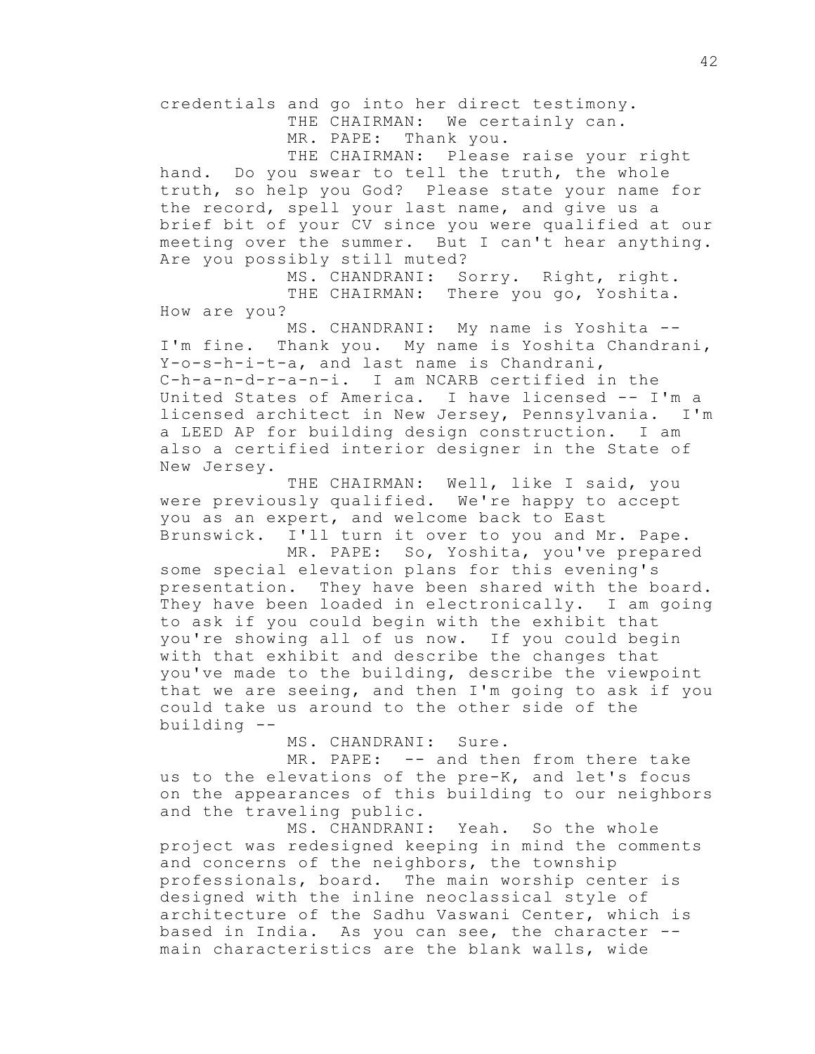credentials and go into her direct testimony.

THE CHAIRMAN: We certainly can.

MR. PAPE: Thank you.

THE CHAIRMAN: Please raise your right hand. Do you swear to tell the truth, the whole truth, so help you God? Please state your name for the record, spell your last name, and give us a brief bit of your CV since you were qualified at our meeting over the summer. But I can't hear anything. Are you possibly still muted?

MS. CHANDRANI: Sorry. Right, right.

THE CHAIRMAN: There you go, Yoshita. How are you?

MS. CHANDRANI: My name is Yoshita -- I'm fine. Thank you. My name is Yoshita Chandrani, Y-o-s-h-i-t-a, and last name is Chandrani, C-h-a-n-d-r-a-n-i. I am NCARB certified in the United States of America. I have licensed -- I'm a licensed architect in New Jersey, Pennsylvania. I'm a LEED AP for building design construction. I am also a certified interior designer in the State of New Jersey.

THE CHAIRMAN: Well, like I said, you were previously qualified. We're happy to accept you as an expert, and welcome back to East Brunswick. I'll turn it over to you and Mr. Pape.

MR. PAPE: So, Yoshita, you've prepared some special elevation plans for this evening's presentation. They have been shared with the board. They have been loaded in electronically. I am going to ask if you could begin with the exhibit that you're showing all of us now. If you could begin with that exhibit and describe the changes that you've made to the building, describe the viewpoint that we are seeing, and then I'm going to ask if you could take us around to the other side of the building --

MS. CHANDRANI: Sure.

MR. PAPE: -- and then from there take us to the elevations of the pre-K, and let's focus on the appearances of this building to our neighbors and the traveling public.

MS. CHANDRANI: Yeah. So the whole project was redesigned keeping in mind the comments and concerns of the neighbors, the township professionals, board. The main worship center is designed with the inline neoclassical style of architecture of the Sadhu Vaswani Center, which is based in India. As you can see, the character -- main characteristics are the blank walls, wide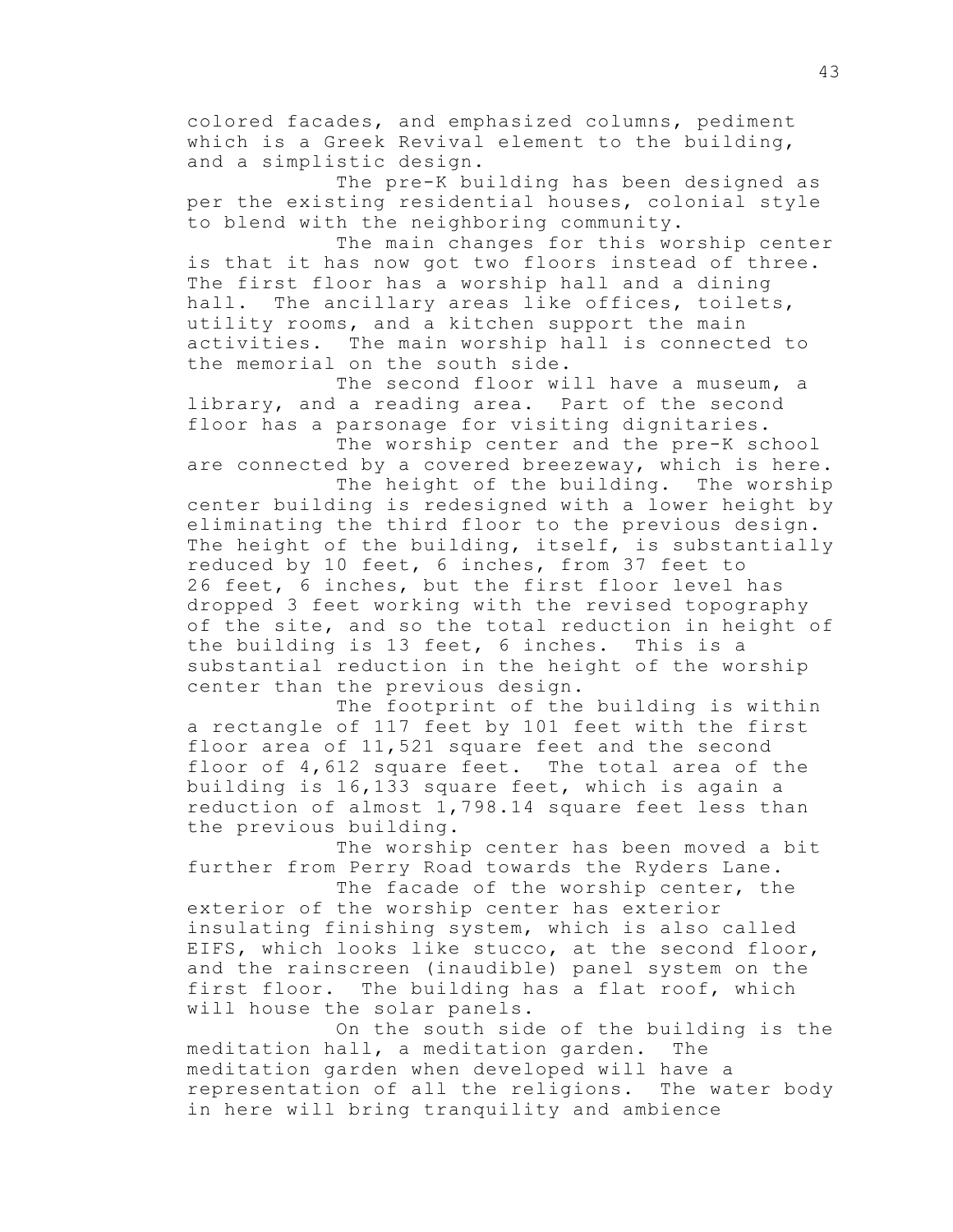colored facades, and emphasized columns, pediment which is a Greek Revival element to the building, and a simplistic design.

The pre-K building has been designed as per the existing residential houses, colonial style to blend with the neighboring community.

The main changes for this worship center is that it has now got two floors instead of three. The first floor has a worship hall and a dining hall. The ancillary areas like offices, toilets, utility rooms, and a kitchen support the main activities. The main worship hall is connected to the memorial on the south side.

The second floor will have a museum, a library, and a reading area. Part of the second floor has a parsonage for visiting dignitaries.

The worship center and the pre-K school are connected by a covered breezeway, which is here.

The height of the building. The worship center building is redesigned with a lower height by eliminating the third floor to the previous design. The height of the building, itself, is substantially reduced by 10 feet, 6 inches, from 37 feet to 26 feet, 6 inches, but the first floor level has dropped 3 feet working with the revised topography of the site, and so the total reduction in height of the building is 13 feet, 6 inches. This is a substantial reduction in the height of the worship center than the previous design.

The footprint of the building is within a rectangle of 117 feet by 101 feet with the first floor area of 11,521 square feet and the second floor of 4,612 square feet. The total area of the building is 16,133 square feet, which is again a reduction of almost 1,798.14 square feet less than the previous building.

The worship center has been moved a bit further from Perry Road towards the Ryders Lane.

The facade of the worship center, the exterior of the worship center has exterior insulating finishing system, which is also called EIFS, which looks like stucco, at the second floor, and the rainscreen (inaudible) panel system on the first floor. The building has a flat roof, which will house the solar panels.

On the south side of the building is the meditation hall, a meditation garden. The meditation garden when developed will have a representation of all the religions. The water body in here will bring tranquility and ambience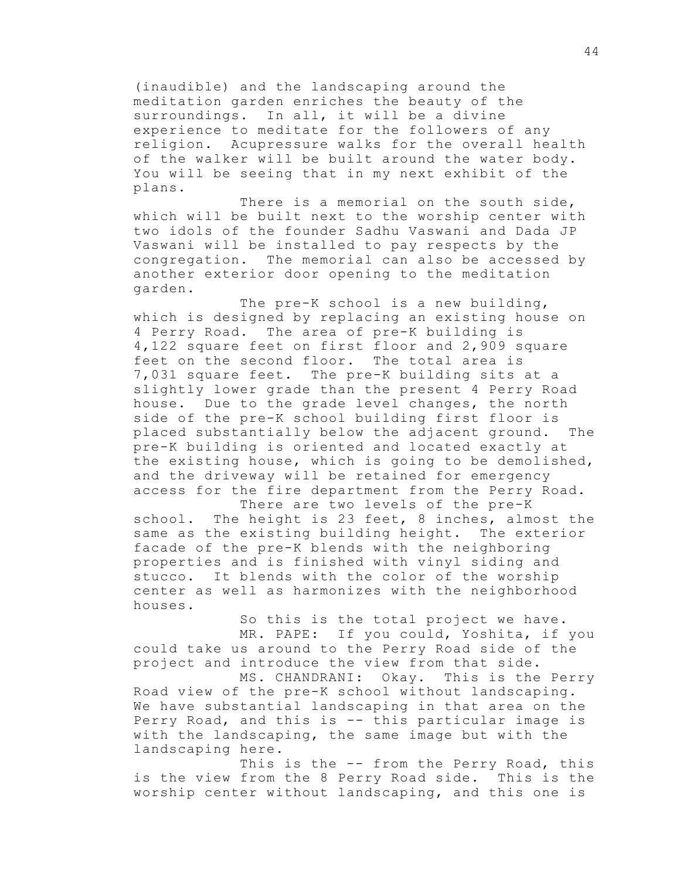(inaudible) and the landscaping around the meditation garden enriches the beauty of the surroundings. In all, it will be a divine experience to meditate for the followers of any religion. Acupressure walks for the overall health of the walker will be built around the water body. You will be seeing that in my next exhibit of the plans.

There is a memorial on the south side, which will be built next to the worship center with two idols of the founder Sadhu Vaswani and Dada JP Vaswani will be installed to pay respects by the congregation. The memorial can also be accessed by another exterior door opening to the meditation garden.

The pre-K school is a new building, which is designed by replacing an existing house on 4 Perry Road. The area of pre-K building is 4,122 square feet on first floor and 2,909 square feet on the second floor. The total area is 7,031 square feet. The pre-K building sits at a slightly lower grade than the present 4 Perry Road house. Due to the grade level changes, the north side of the pre-K school building first floor is placed substantially below the adjacent ground. The pre-K building is oriented and located exactly at the existing house, which is going to be demolished, and the driveway will be retained for emergency access for the fire department from the Perry Road.

There are two levels of the pre-K school. The height is 23 feet, 8 inches, almost the same as the existing building height. The exterior facade of the pre-K blends with the neighboring properties and is finished with vinyl siding and stucco. It blends with the color of the worship center as well as harmonizes with the neighborhood houses.

So this is the total project we have.

MR. PAPE: If you could, Yoshita, if you could take us around to the Perry Road side of the project and introduce the view from that side.

MS. CHANDRANI: Okay. This is the Perry Road view of the pre-K school without landscaping. We have substantial landscaping in that area on the Perry Road, and this is -- this particular image is with the landscaping, the same image but with the landscaping here.

This is the -- from the Perry Road, this is the view from the 8 Perry Road side. This is the worship center without landscaping, and this one is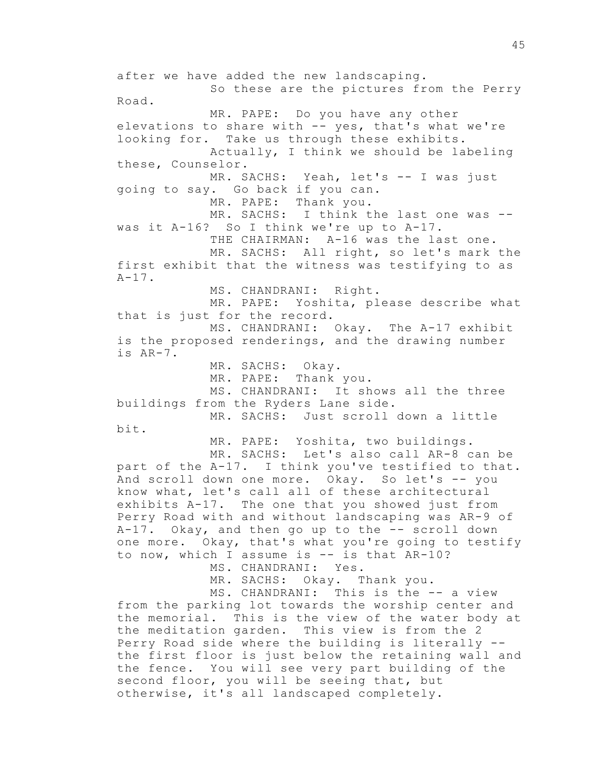after we have added the new landscaping.

So these are the pictures from the Perry Road.

MR. PAPE: Do you have any other elevations to share with -- yes, that's what we're looking for. Take us through these exhibits.

Actually, I think we should be labeling these, Counselor.

MR. SACHS: Yeah, let's -- I was just going to say. Go back if you can.

MR. PAPE: Thank you.

MR. SACHS: I think the last one was -- was it A-16? So I think we're up to A-17.

THE CHAIRMAN: A-16 was the last one.

MR. SACHS: All right, so let's mark the first exhibit that the witness was testifying to as A-17.

MS. CHANDRANI: Right.

MR. PAPE: Yoshita, please describe what that is just for the record.

MS. CHANDRANI: Okay. The A-17 exhibit is the proposed renderings, and the drawing number is AR-7.

MR. SACHS: Okay.

MR. PAPE: Thank you.

MS. CHANDRANI: It shows all the three buildings from the Ryders Lane side.

MR. SACHS: Just scroll down a little bit.

MR. PAPE: Yoshita, two buildings.

MR. SACHS: Let's also call AR-8 can be part of the A-17. I think you've testified to that. And scroll down one more. Okay. So let's -- you know what, let's call all of these architectural exhibits A-17. The one that you showed just from Perry Road with and without landscaping was AR-9 of A-17. Okay, and then go up to the -- scroll down one more. Okay, that's what you're going to testify to now, which I assume is -- is that AR-10?

MS. CHANDRANI: Yes.

MR. SACHS: Okay. Thank you.

MS. CHANDRANI: This is the -- a view from the parking lot towards the worship center and the memorial. This is the view of the water body at the meditation garden. This view is from the 2 Perry Road side where the building is literally -- the first floor is just below the retaining wall and the fence. You will see very part building of the second floor, you will be seeing that, but otherwise, it's all landscaped completely.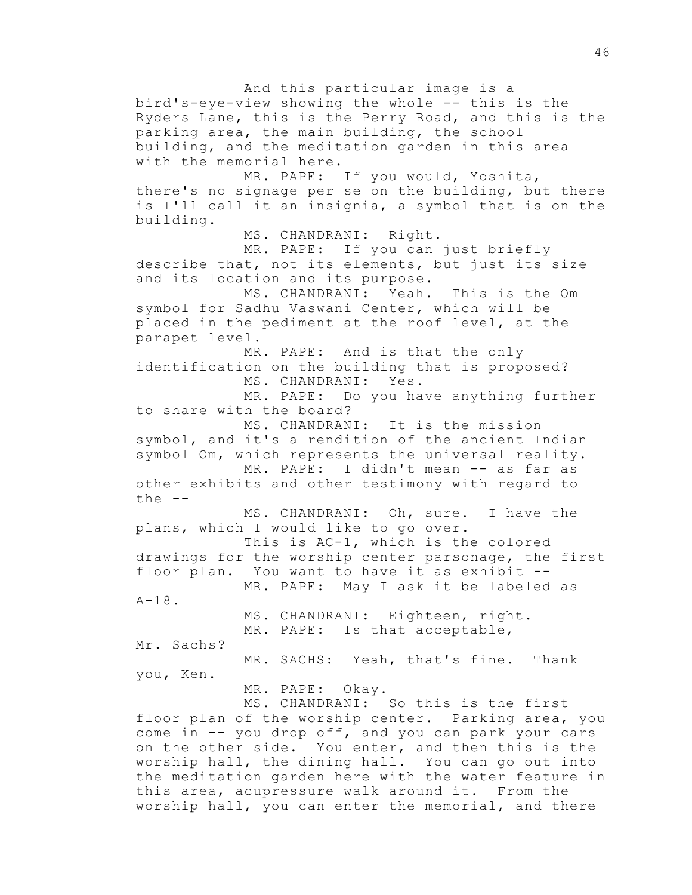And this particular image is a bird's-eye-view showing the whole -- this is the Ryders Lane, this is the Perry Road, and this is the parking area, the main building, the school building, and the meditation garden in this area with the memorial here.

MR. PAPE: If you would, Yoshita, there's no signage per se on the building, but there is I'll call it an insignia, a symbol that is on the building.

MS. CHANDRANI: Right.

MR. PAPE: If you can just briefly describe that, not its elements, but just its size and its location and its purpose.

MS. CHANDRANI: Yeah. This is the Om symbol for Sadhu Vaswani Center, which will be placed in the pediment at the roof level, at the parapet level.

MR. PAPE: And is that the only identification on the building that is proposed?

MS. CHANDRANI: Yes.

MR. PAPE: Do you have anything further to share with the board?

MS. CHANDRANI: It is the mission symbol, and it's a rendition of the ancient Indian symbol Om, which represents the universal reality.

MR. PAPE: I didn't mean -- as far as other exhibits and other testimony with regard to the --

MS. CHANDRANI: Oh, sure. I have the plans, which I would like to go over.

This is AC-1, which is the colored drawings for the worship center parsonage, the first floor plan. You want to have it as exhibit --

MR. PAPE: May I ask it be labeled as A-18.

MS. CHANDRANI: Eighteen, right.

MR. PAPE: Is that acceptable, Mr. Sachs?

MR. SACHS: Yeah, that's fine. Thank you, Ken.

MR. PAPE: Okay.

MS. CHANDRANI: So this is the first floor plan of the worship center. Parking area, you come in -- you drop off, and you can park your cars on the other side. You enter, and then this is the worship hall, the dining hall. You can go out into the meditation garden here with the water feature in this area, acupressure walk around it. From the worship hall, you can enter the memorial, and there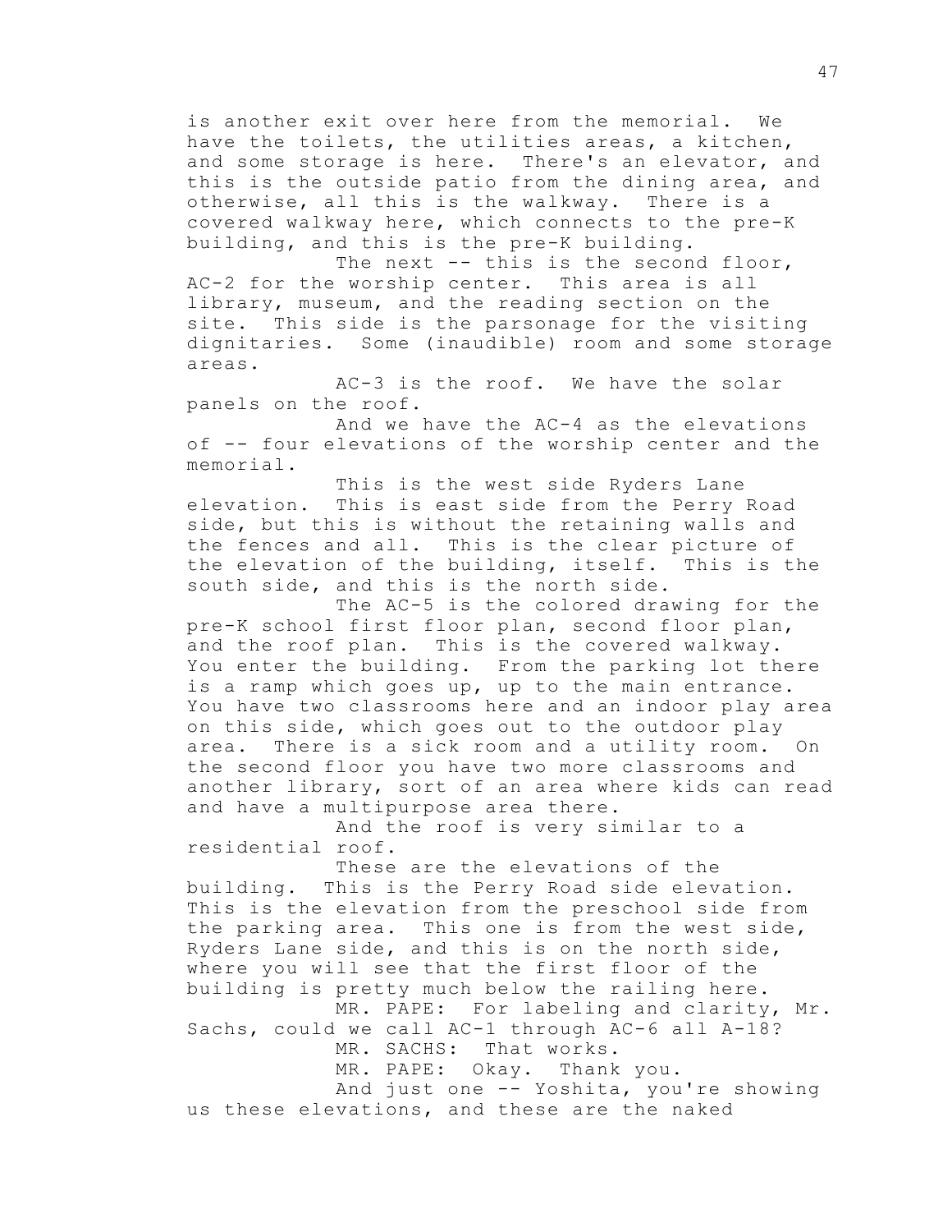is another exit over here from the memorial. We have the toilets, the utilities areas, a kitchen, and some storage is here. There's an elevator, and this is the outside patio from the dining area, and otherwise, all this is the walkway. There is a covered walkway here, which connects to the pre-K building, and this is the pre-K building.

The next -- this is the second floor, AC-2 for the worship center. This area is all library, museum, and the reading section on the site. This side is the parsonage for the visiting dignitaries. Some (inaudible) room and some storage areas.

AC-3 is the roof. We have the solar panels on the roof.

And we have the AC-4 as the elevations of -- four elevations of the worship center and the memorial.

This is the west side Ryders Lane elevation. This is east side from the Perry Road side, but this is without the retaining walls and the fences and all. This is the clear picture of the elevation of the building, itself. This is the south side, and this is the north side.

The AC-5 is the colored drawing for the pre-K school first floor plan, second floor plan, and the roof plan. This is the covered walkway. You enter the building. From the parking lot there is a ramp which goes up, up to the main entrance. You have two classrooms here and an indoor play area on this side, which goes out to the outdoor play area. There is a sick room and a utility room. On the second floor you have two more classrooms and another library, sort of an area where kids can read and have a multipurpose area there.

And the roof is very similar to a residential roof.

These are the elevations of the building. This is the Perry Road side elevation. This is the elevation from the preschool side from the parking area. This one is from the west side, Ryders Lane side, and this is on the north side, where you will see that the first floor of the building is pretty much below the railing here.

MR. PAPE: For labeling and clarity, Mr. Sachs, could we call AC-1 through AC-6 all A-18?

MR. SACHS: That works.

MR. PAPE: Okay. Thank you.

And just one -- Yoshita, you're showing us these elevations, and these are the naked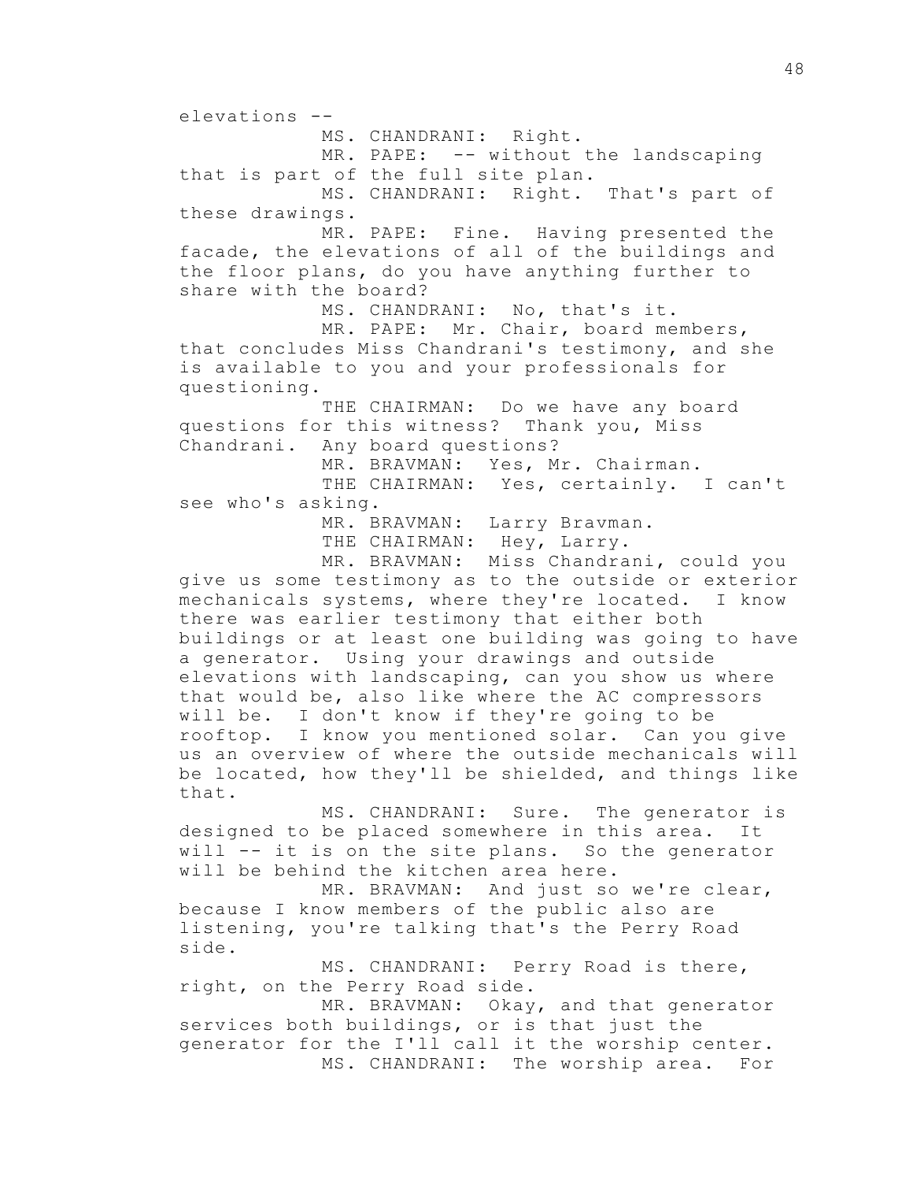elevations --

MS. CHANDRANI: Right.

MR. PAPE: -- without the landscaping that is part of the full site plan.

MS. CHANDRANI: Right. That's part of these drawings.

MR. PAPE: Fine. Having presented the facade, the elevations of all of the buildings and the floor plans, do you have anything further to share with the board?

MS. CHANDRANI: No, that's it.

MR. PAPE: Mr. Chair, board members, that concludes Miss Chandrani's testimony, and she is available to you and your professionals for questioning.

THE CHAIRMAN: Do we have any board questions for this witness? Thank you, Miss Chandrani. Any board questions?

MR. BRAVMAN: Yes, Mr. Chairman.

THE CHAIRMAN: Yes, certainly. I can't see who's asking.

MR. BRAVMAN: Larry Bravman.

THE CHAIRMAN: Hey, Larry.

MR. BRAVMAN: Miss Chandrani, could you give us some testimony as to the outside or exterior mechanicals systems, where they're located. I know there was earlier testimony that either both buildings or at least one building was going to have a generator. Using your drawings and outside elevations with landscaping, can you show us where that would be, also like where the AC compressors will be. I don't know if they're going to be rooftop. I know you mentioned solar. Can you give us an overview of where the outside mechanicals will be located, how they'll be shielded, and things like that.

MS. CHANDRANI: Sure. The generator is designed to be placed somewhere in this area. It will -- it is on the site plans. So the generator will be behind the kitchen area here.

MR. BRAVMAN: And just so we're clear, because I know members of the public also are listening, you're talking that's the Perry Road side.

MS. CHANDRANI: Perry Road is there, right, on the Perry Road side.

MR. BRAVMAN: Okay, and that generator services both buildings, or is that just the generator for the I'll call it the worship center.

MS. CHANDRANI: The worship area. For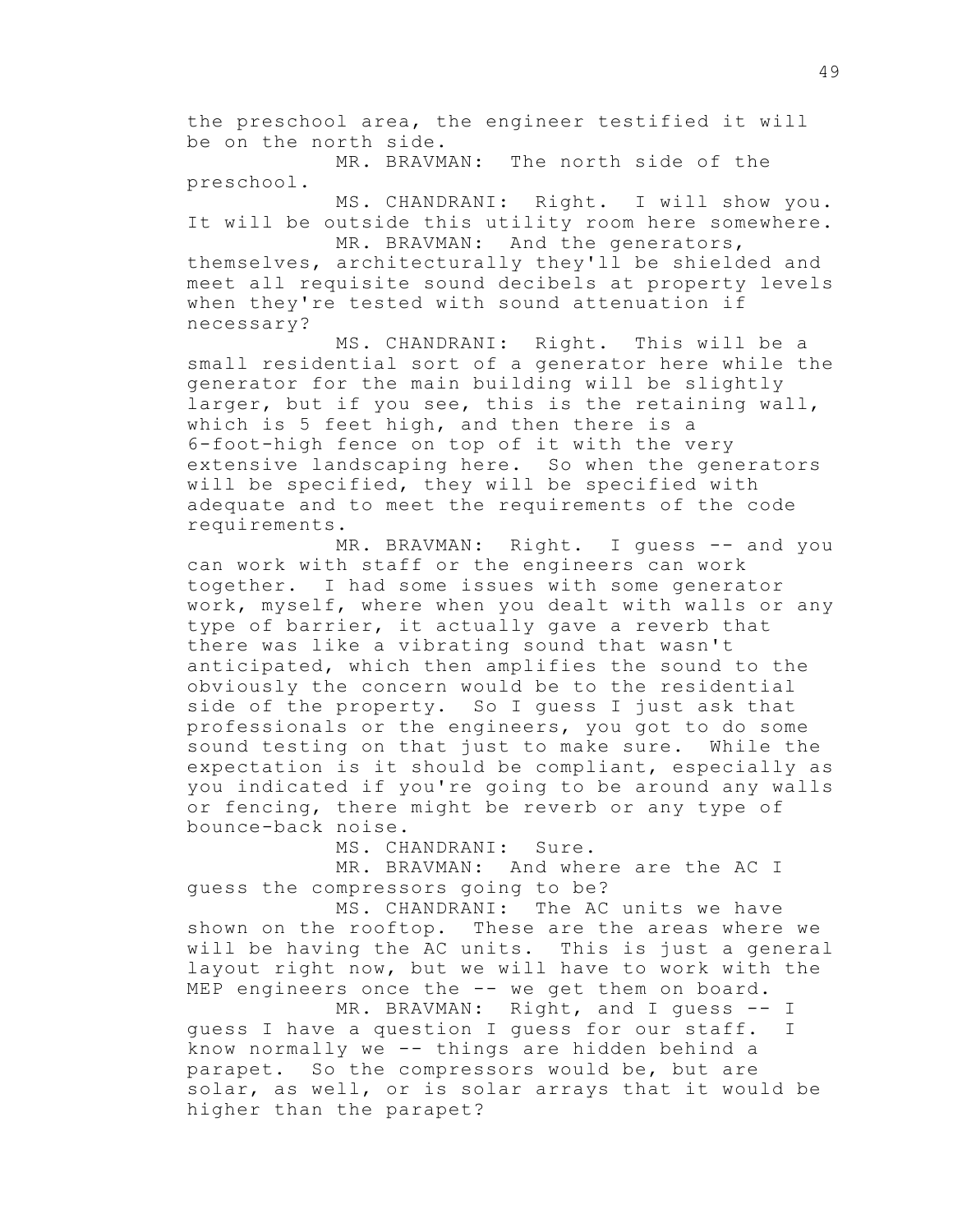the preschool area, the engineer testified it will be on the north side.

MR. BRAVMAN: The north side of the preschool.

MS. CHANDRANI: Right. I will show you. It will be outside this utility room here somewhere.

MR. BRAVMAN: And the generators, themselves, architecturally they'll be shielded and meet all requisite sound decibels at property levels when they're tested with sound attenuation if necessary?

MS. CHANDRANI: Right. This will be a small residential sort of a generator here while the generator for the main building will be slightly larger, but if you see, this is the retaining wall, which is 5 feet high, and then there is a 6-foot-high fence on top of it with the very extensive landscaping here. So when the generators will be specified, they will be specified with adequate and to meet the requirements of the code requirements.

MR. BRAVMAN: Right. I guess -- and you can work with staff or the engineers can work together. I had some issues with some generator work, myself, where when you dealt with walls or any type of barrier, it actually gave a reverb that there was like a vibrating sound that wasn't anticipated, which then amplifies the sound to the obviously the concern would be to the residential side of the property. So I guess I just ask that professionals or the engineers, you got to do some sound testing on that just to make sure. While the expectation is it should be compliant, especially as you indicated if you're going to be around any walls or fencing, there might be reverb or any type of bounce-back noise.

MS. CHANDRANI: Sure.

MR. BRAVMAN: And where are the AC I guess the compressors going to be?

MS. CHANDRANI: The AC units we have shown on the rooftop. These are the areas where we will be having the AC units. This is just a general layout right now, but we will have to work with the MEP engineers once the -- we get them on board.

MR. BRAVMAN: Right, and I guess -- I guess I have a question I guess for our staff. I know normally we -- things are hidden behind a parapet. So the compressors would be, but are solar, as well, or is solar arrays that it would be higher than the parapet?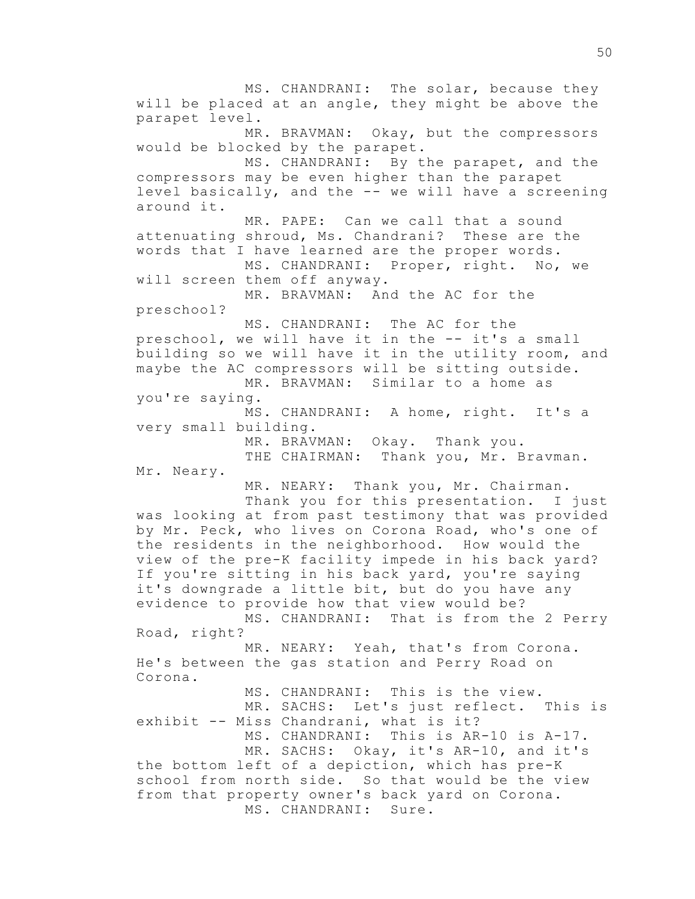MS. CHANDRANI: The solar, because they will be placed at an angle, they might be above the parapet level.

MR. BRAVMAN: Okay, but the compressors would be blocked by the parapet.

MS. CHANDRANI: By the parapet, and the compressors may be even higher than the parapet level basically, and the -- we will have a screening around it.

MR. PAPE: Can we call that a sound attenuating shroud, Ms. Chandrani? These are the words that I have learned are the proper words.

MS. CHANDRANI: Proper, right. No, we will screen them off anyway.

MR. BRAVMAN: And the AC for the preschool?

MS. CHANDRANI: The AC for the preschool, we will have it in the -- it's a small building so we will have it in the utility room, and maybe the AC compressors will be sitting outside.

MR. BRAVMAN: Similar to a home as you're saying.

MS. CHANDRANI: A home, right. It's a very small building.

MR. BRAVMAN: Okay. Thank you.

THE CHAIRMAN: Thank you, Mr. Bravman. Mr. Neary.

MR. NEARY: Thank you, Mr. Chairman.

Thank you for this presentation. I just was looking at from past testimony that was provided by Mr. Peck, who lives on Corona Road, who's one of the residents in the neighborhood. How would the view of the pre-K facility impede in his back yard? If you're sitting in his back yard, you're saying it's downgrade a little bit, but do you have any evidence to provide how that view would be?

MS. CHANDRANI: That is from the 2 Perry Road, right?

MR. NEARY: Yeah, that's from Corona. He's between the gas station and Perry Road on Corona.

MS. CHANDRANI: This is the view.

MR. SACHS: Let's just reflect. This is exhibit -- Miss Chandrani, what is it?

MS. CHANDRANI: This is AR-10 is A-17.

MR. SACHS: Okay, it's AR-10, and it's the bottom left of a depiction, which has pre-K school from north side. So that would be the view from that property owner's back yard on Corona.

MS. CHANDRANI: Sure.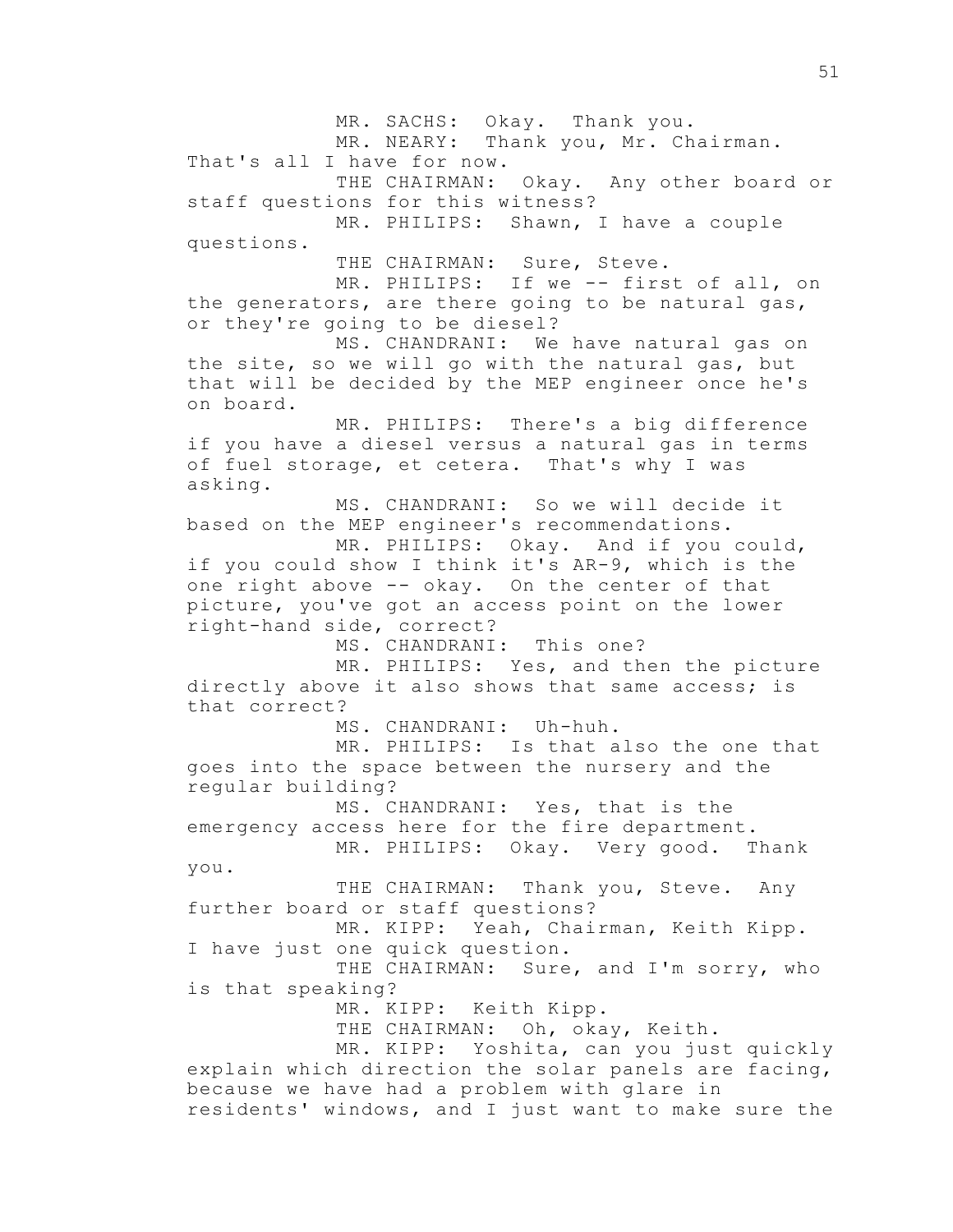MR. SACHS: Okay. Thank you.

MR. NEARY: Thank you, Mr. Chairman. That's all I have for now.

THE CHAIRMAN: Okay. Any other board or staff questions for this witness?

MR. PHILIPS: Shawn, I have a couple questions.

THE CHAIRMAN: Sure, Steve.

MR. PHILIPS: If we -- first of all, on the generators, are there going to be natural gas, or they're going to be diesel?

MS. CHANDRANI: We have natural gas on the site, so we will go with the natural gas, but that will be decided by the MEP engineer once he's on board.

MR. PHILIPS: There's a big difference if you have a diesel versus a natural gas in terms of fuel storage, et cetera. That's why I was asking.

MS. CHANDRANI: So we will decide it based on the MEP engineer's recommendations.

MR. PHILIPS: Okay. And if you could, if you could show I think it's AR-9, which is the one right above -- okay. On the center of that picture, you've got an access point on the lower right-hand side, correct?

MS. CHANDRANI: This one?

MR. PHILIPS: Yes, and then the picture directly above it also shows that same access; is that correct?

MS. CHANDRANI: Uh-huh.

MR. PHILIPS: Is that also the one that goes into the space between the nursery and the regular building?

MS. CHANDRANI: Yes, that is the emergency access here for the fire department.

MR. PHILIPS: Okay. Very good. Thank you.

THE CHAIRMAN: Thank you, Steve. Any further board or staff questions?

MR. KIPP: Yeah, Chairman, Keith Kipp. I have just one quick question.

THE CHAIRMAN: Sure, and I'm sorry, who is that speaking?

MR. KIPP: Keith Kipp.

THE CHAIRMAN: Oh, okay, Keith.

MR. KIPP: Yoshita, can you just quickly explain which direction the solar panels are facing, because we have had a problem with glare in residents' windows, and I just want to make sure the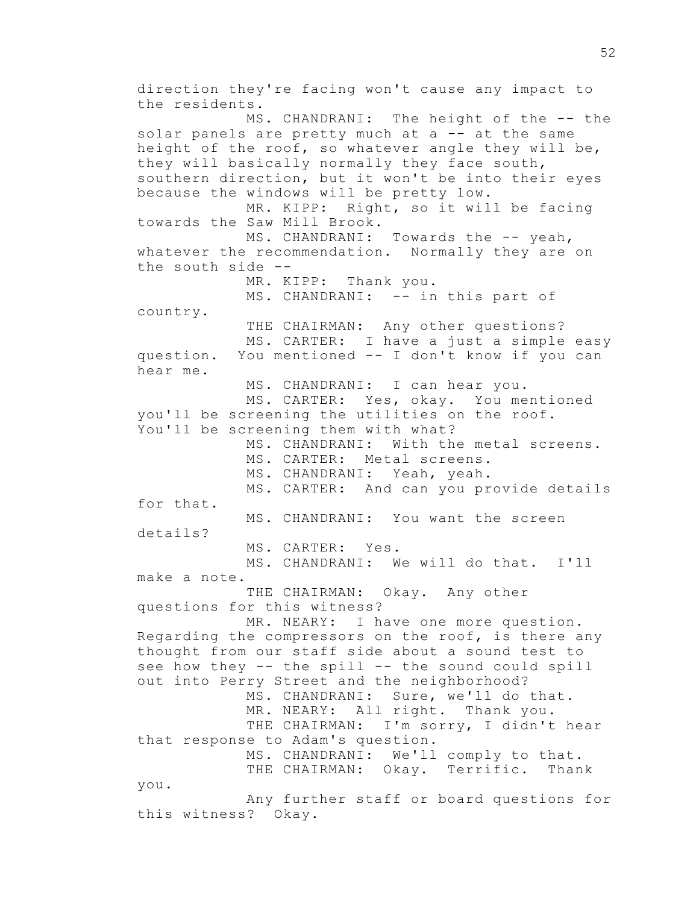direction they're facing won't cause any impact to the residents.

MS. CHANDRANI: The height of the -- the solar panels are pretty much at a -- at the same height of the roof, so whatever angle they will be, they will basically normally they face south, southern direction, but it won't be into their eyes because the windows will be pretty low.

MR. KIPP: Right, so it will be facing towards the Saw Mill Brook.

MS. CHANDRANI: Towards the -- yeah, whatever the recommendation. Normally they are on the south side --

MR. KIPP: Thank you.

MS. CHANDRANI: -- in this part of country.

THE CHAIRMAN: Any other questions?

MS. CARTER: I have a just a simple easy question. You mentioned -- I don't know if you can hear me.

MS. CHANDRANI: I can hear you.

MS. CARTER: Yes, okay. You mentioned you'll be screening the utilities on the roof. You'll be screening them with what?

MS. CHANDRANI: With the metal screens.

MS. CARTER: Metal screens.

MS. CHANDRANI: Yeah, yeah.

MS. CARTER: And can you provide details for that.

MS. CHANDRANI: You want the screen details?

MS. CARTER: Yes.

MS. CHANDRANI: We will do that. I'll make a note.

THE CHAIRMAN: Okay. Any other questions for this witness?

MR. NEARY: I have one more question. Regarding the compressors on the roof, is there any thought from our staff side about a sound test to see how they -- the spill -- the sound could spill out into Perry Street and the neighborhood?

MS. CHANDRANI: Sure, we'll do that.

MR. NEARY: All right. Thank you.

THE CHAIRMAN: I'm sorry, I didn't hear that response to Adam's question.

MS. CHANDRANI: We'll comply to that.

THE CHAIRMAN: Okay. Terrific. Thank you.

Any further staff or board questions for this witness? Okay.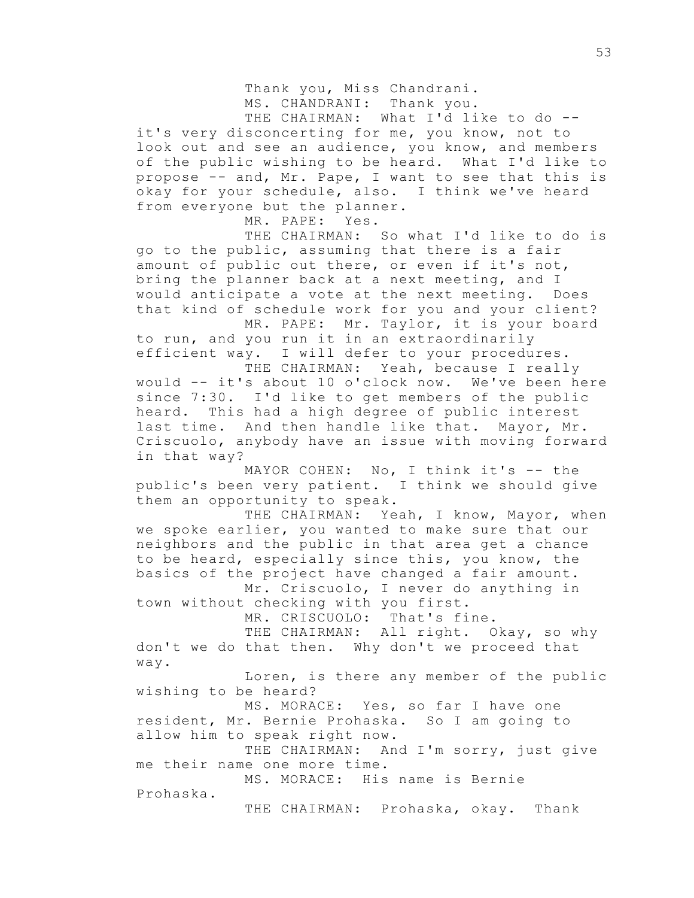Thank you, Miss Chandrani.

MS. CHANDRANI: Thank you.

THE CHAIRMAN: What I'd like to do -- it's very disconcerting for me, you know, not to look out and see an audience, you know, and members of the public wishing to be heard. What I'd like to propose -- and, Mr. Pape, I want to see that this is okay for your schedule, also. I think we've heard from everyone but the planner.

MR. PAPE: Yes.

THE CHAIRMAN: So what I'd like to do is go to the public, assuming that there is a fair amount of public out there, or even if it's not, bring the planner back at a next meeting, and I would anticipate a vote at the next meeting. Does that kind of schedule work for you and your client?

MR. PAPE: Mr. Taylor, it is your board to run, and you run it in an extraordinarily efficient way. I will defer to your procedures.

THE CHAIRMAN: Yeah, because I really would -- it's about 10 o'clock now. We've been here since 7:30. I'd like to get members of the public heard. This had a high degree of public interest last time. And then handle like that. Mayor, Mr. Criscuolo, anybody have an issue with moving forward in that way?

MAYOR COHEN: No, I think it's -- the public's been very patient. I think we should give them an opportunity to speak.

THE CHAIRMAN: Yeah, I know, Mayor, when we spoke earlier, you wanted to make sure that our neighbors and the public in that area get a chance to be heard, especially since this, you know, the basics of the project have changed a fair amount.

Mr. Criscuolo, I never do anything in town without checking with you first.

MR. CRISCUOLO: That's fine.

THE CHAIRMAN: All right. Okay, so why don't we do that then. Why don't we proceed that way.

Loren, is there any member of the public wishing to be heard?

MS. MORACE: Yes, so far I have one resident, Mr. Bernie Prohaska. So I am going to allow him to speak right now.

THE CHAIRMAN: And I'm sorry, just give me their name one more time.

MS. MORACE: His name is Bernie Prohaska.

THE CHAIRMAN: Prohaska, okay. Thank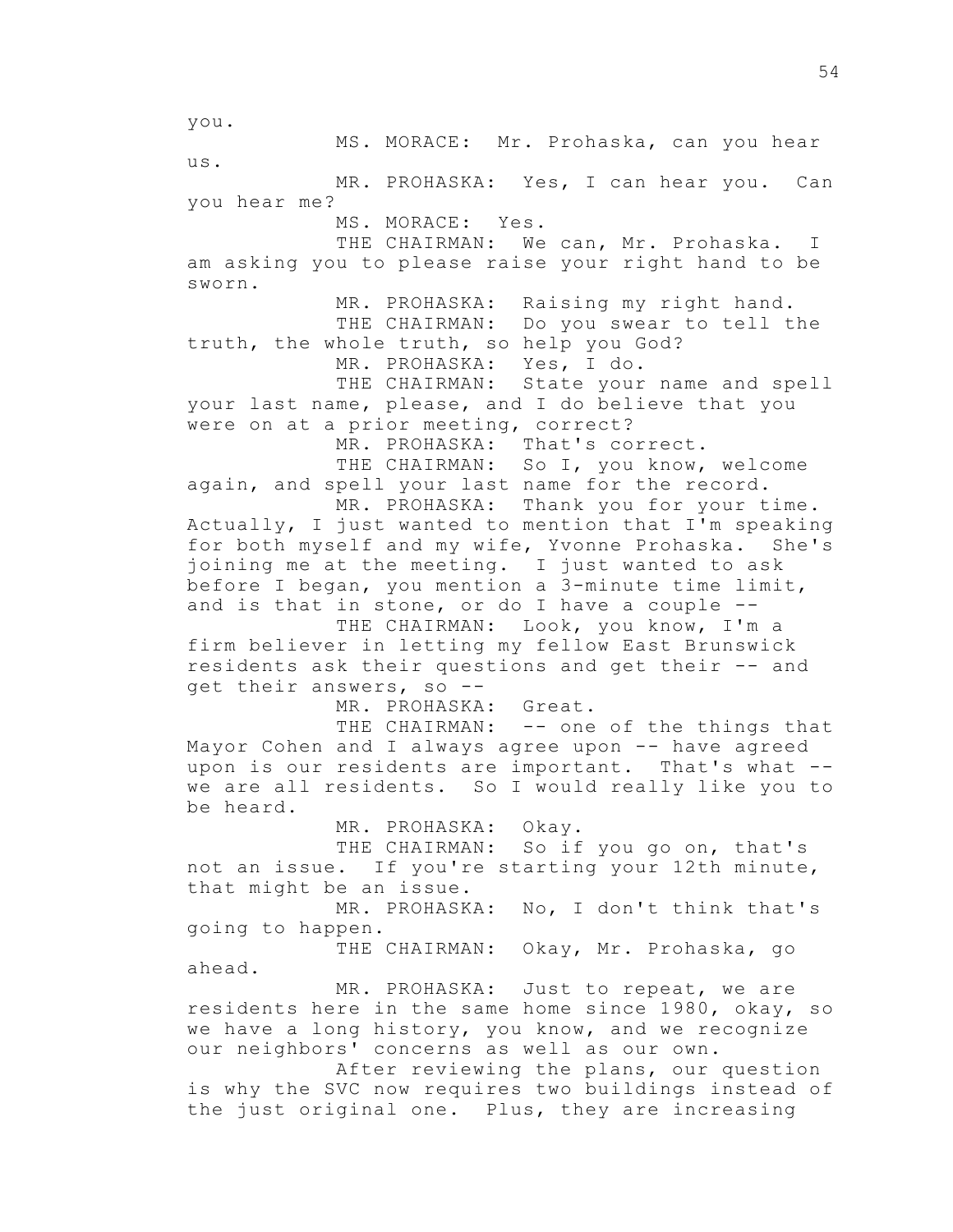you.

MS. MORACE: Mr. Prohaska, can you hear us.

MR. PROHASKA: Yes, I can hear you. Can you hear me?

MS. MORACE: Yes.

THE CHAIRMAN: We can, Mr. Prohaska. I am asking you to please raise your right hand to be sworn.

MR. PROHASKA: Raising my right hand.

THE CHAIRMAN: Do you swear to tell the truth, the whole truth, so help you God?

MR. PROHASKA: Yes, I do.

THE CHAIRMAN: State your name and spell your last name, please, and I do believe that you were on at a prior meeting, correct?

MR. PROHASKA: That's correct.

THE CHAIRMAN: So I, you know, welcome again, and spell your last name for the record.

MR. PROHASKA: Thank you for your time. Actually, I just wanted to mention that I'm speaking for both myself and my wife, Yvonne Prohaska. She's joining me at the meeting. I just wanted to ask before I began, you mention a 3-minute time limit, and is that in stone, or do I have a couple --

THE CHAIRMAN: Look, you know, I'm a firm believer in letting my fellow East Brunswick residents ask their questions and get their -- and get their answers, so --

MR. PROHASKA: Great.

THE CHAIRMAN: -- one of the things that Mayor Cohen and I always agree upon -- have agreed upon is our residents are important. That's what -- we are all residents. So I would really like you to be heard.

MR. PROHASKA: Okay.

THE CHAIRMAN: So if you go on, that's not an issue. If you're starting your 12th minute, that might be an issue.

MR. PROHASKA: No, I don't think that's going to happen.

THE CHAIRMAN: Okay, Mr. Prohaska, go ahead.

MR. PROHASKA: Just to repeat, we are residents here in the same home since 1980, okay, so we have a long history, you know, and we recognize our neighbors' concerns as well as our own.

After reviewing the plans, our question is why the SVC now requires two buildings instead of the just original one. Plus, they are increasing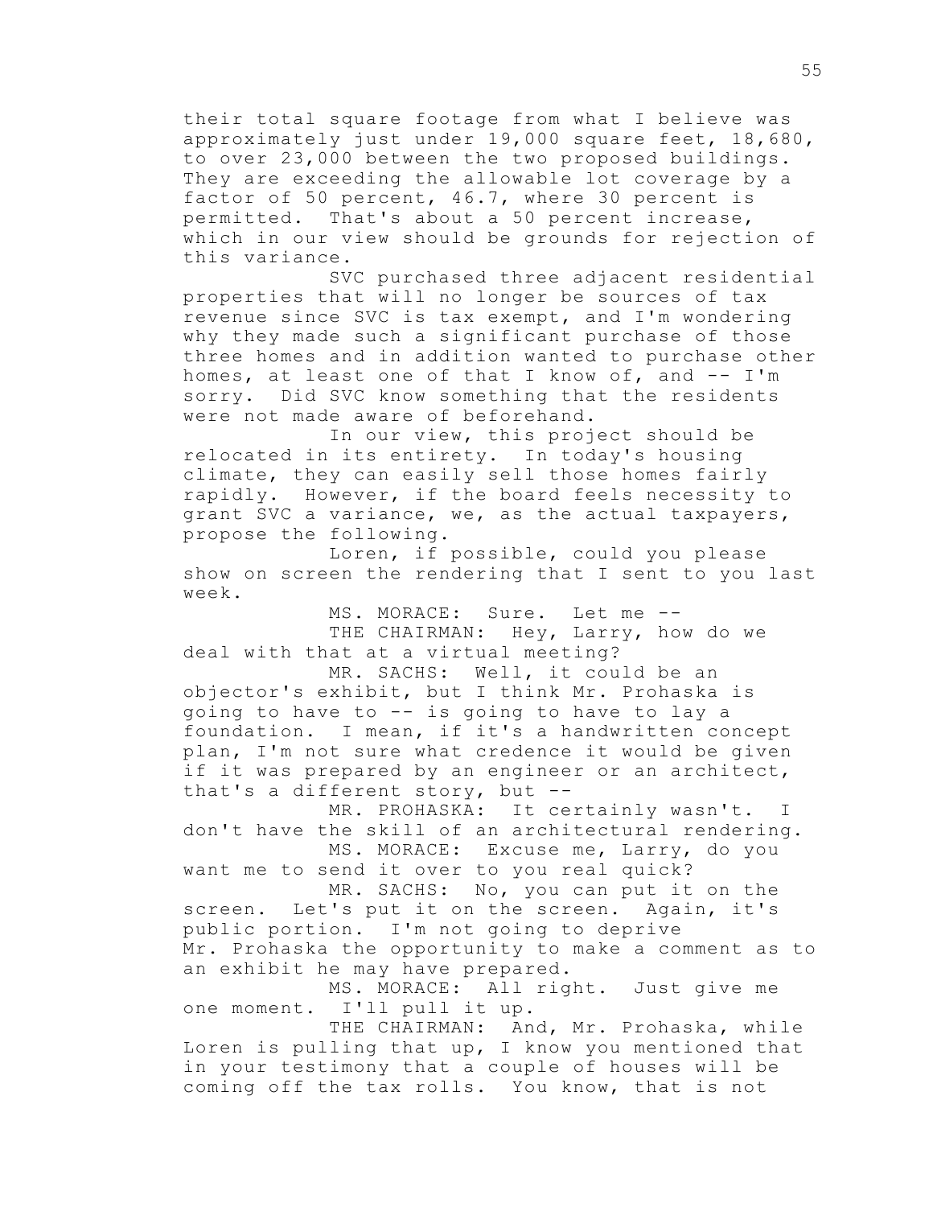their total square footage from what I believe was approximately just under 19,000 square feet, 18,680, to over 23,000 between the two proposed buildings. They are exceeding the allowable lot coverage by a factor of 50 percent, 46.7, where 30 percent is permitted. That's about a 50 percent increase, which in our view should be grounds for rejection of this variance.

SVC purchased three adjacent residential properties that will no longer be sources of tax revenue since SVC is tax exempt, and I'm wondering why they made such a significant purchase of those three homes and in addition wanted to purchase other homes, at least one of that I know of, and -- I'm sorry. Did SVC know something that the residents were not made aware of beforehand.

In our view, this project should be relocated in its entirety. In today's housing climate, they can easily sell those homes fairly rapidly. However, if the board feels necessity to grant SVC a variance, we, as the actual taxpayers, propose the following.

Loren, if possible, could you please show on screen the rendering that I sent to you last week.

MS. MORACE: Sure. Let me --

THE CHAIRMAN: Hey, Larry, how do we deal with that at a virtual meeting?

MR. SACHS: Well, it could be an objector's exhibit, but I think Mr. Prohaska is going to have to -- is going to have to lay a foundation. I mean, if it's a handwritten concept plan, I'm not sure what credence it would be given if it was prepared by an engineer or an architect, that's a different story, but --

MR. PROHASKA: It certainly wasn't. I don't have the skill of an architectural rendering.

MS. MORACE: Excuse me, Larry, do you want me to send it over to you real quick?

MR. SACHS: No, you can put it on the screen. Let's put it on the screen. Again, it's public portion. I'm not going to deprive Mr. Prohaska the opportunity to make a comment as to an exhibit he may have prepared.

MS. MORACE: All right. Just give me one moment. I'll pull it up.

THE CHAIRMAN: And, Mr. Prohaska, while Loren is pulling that up, I know you mentioned that in your testimony that a couple of houses will be coming off the tax rolls. You know, that is not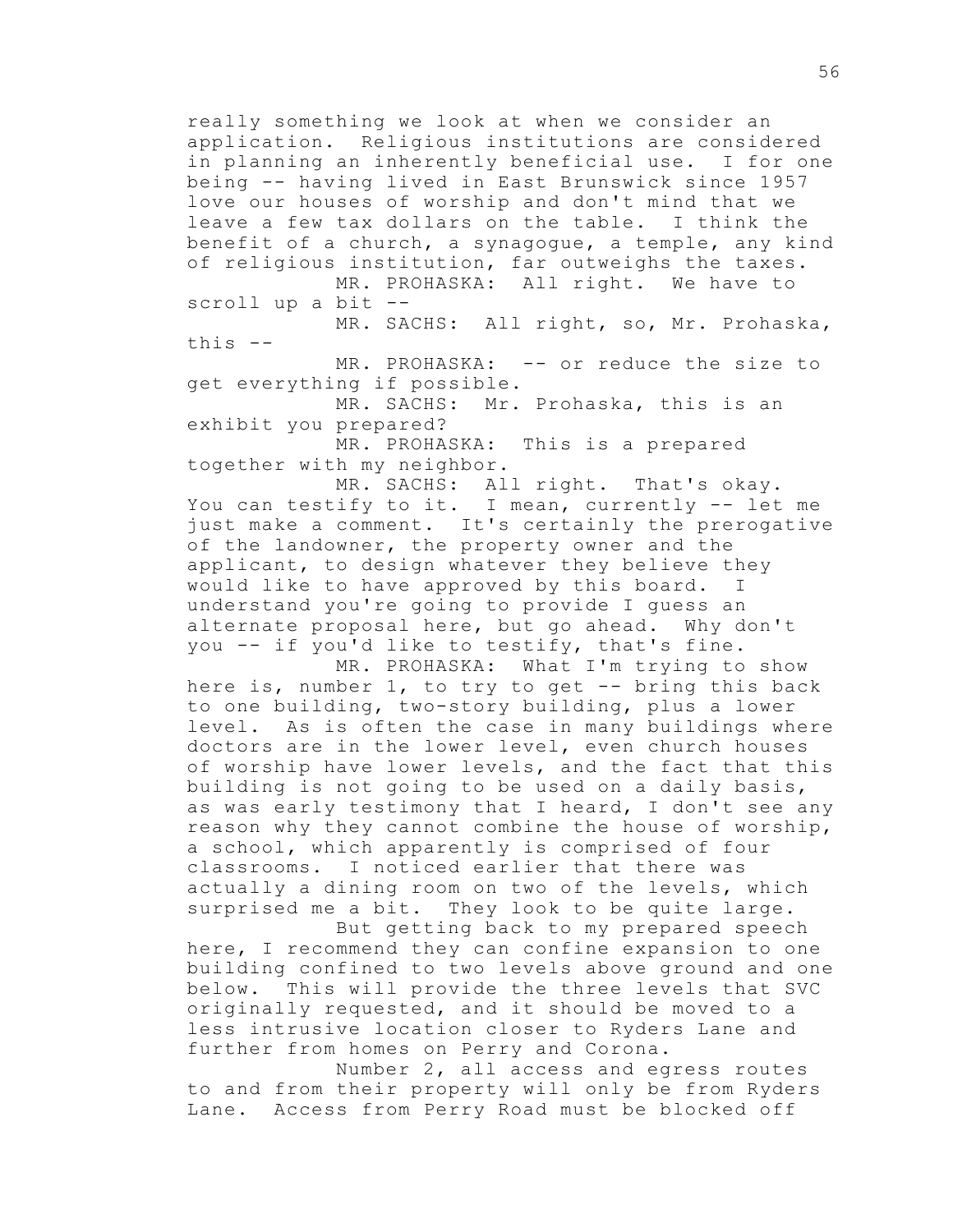really something we look at when we consider an application. Religious institutions are considered in planning an inherently beneficial use. I for one being -- having lived in East Brunswick since 1957 love our houses of worship and don't mind that we leave a few tax dollars on the table. I think the benefit of a church, a synagogue, a temple, any kind of religious institution, far outweighs the taxes.

MR. PROHASKA: All right. We have to scroll up a bit --

MR. SACHS: All right, so, Mr. Prohaska, this --

MR. PROHASKA: -- or reduce the size to get everything if possible.

MR. SACHS: Mr. Prohaska, this is an exhibit you prepared?

MR. PROHASKA: This is a prepared together with my neighbor.

MR. SACHS: All right. That's okay. You can testify to it. I mean, currently -- let me just make a comment. It's certainly the prerogative of the landowner, the property owner and the applicant, to design whatever they believe they would like to have approved by this board. I understand you're going to provide I guess an alternate proposal here, but go ahead. Why don't you -- if you'd like to testify, that's fine.

MR. PROHASKA: What I'm trying to show here is, number 1, to try to get -- bring this back to one building, two-story building, plus a lower level. As is often the case in many buildings where doctors are in the lower level, even church houses of worship have lower levels, and the fact that this building is not going to be used on a daily basis, as was early testimony that I heard, I don't see any reason why they cannot combine the house of worship, a school, which apparently is comprised of four classrooms. I noticed earlier that there was actually a dining room on two of the levels, which surprised me a bit. They look to be quite large.

But getting back to my prepared speech here, I recommend they can confine expansion to one building confined to two levels above ground and one below. This will provide the three levels that SVC originally requested, and it should be moved to a less intrusive location closer to Ryders Lane and further from homes on Perry and Corona.

Number 2, all access and egress routes to and from their property will only be from Ryders Lane. Access from Perry Road must be blocked off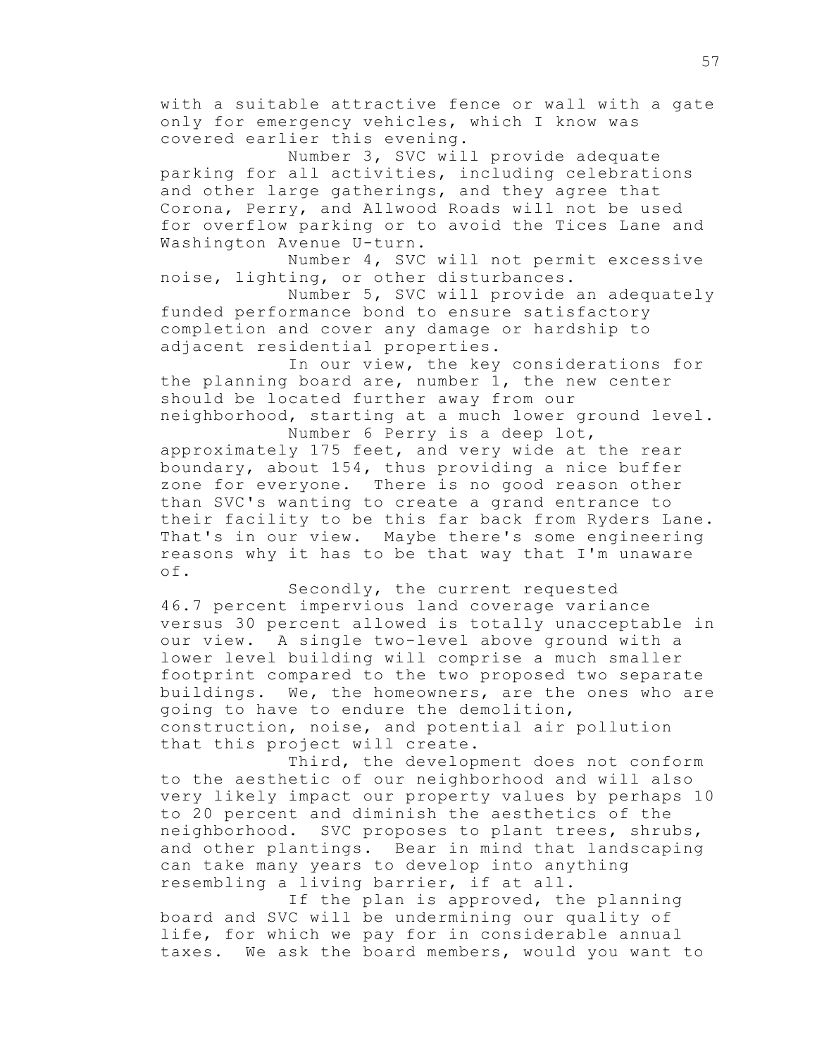with a suitable attractive fence or wall with a gate only for emergency vehicles, which I know was covered earlier this evening.

Number 3, SVC will provide adequate parking for all activities, including celebrations and other large gatherings, and they agree that Corona, Perry, and Allwood Roads will not be used for overflow parking or to avoid the Tices Lane and Washington Avenue U-turn.

Number 4, SVC will not permit excessive noise, lighting, or other disturbances.

Number 5, SVC will provide an adequately funded performance bond to ensure satisfactory completion and cover any damage or hardship to adjacent residential properties.

In our view, the key considerations for the planning board are, number 1, the new center should be located further away from our neighborhood, starting at a much lower ground level.

Number 6 Perry is a deep lot, approximately 175 feet, and very wide at the rear boundary, about 154, thus providing a nice buffer zone for everyone. There is no good reason other than SVC's wanting to create a grand entrance to their facility to be this far back from Ryders Lane. That's in our view. Maybe there's some engineering reasons why it has to be that way that I'm unaware of.

Secondly, the current requested 46.7 percent impervious land coverage variance versus 30 percent allowed is totally unacceptable in our view. A single two-level above ground with a lower level building will comprise a much smaller footprint compared to the two proposed two separate buildings. We, the homeowners, are the ones who are going to have to endure the demolition, construction, noise, and potential air pollution that this project will create.

Third, the development does not conform to the aesthetic of our neighborhood and will also very likely impact our property values by perhaps 10 to 20 percent and diminish the aesthetics of the neighborhood. SVC proposes to plant trees, shrubs, and other plantings. Bear in mind that landscaping can take many years to develop into anything resembling a living barrier, if at all.

If the plan is approved, the planning board and SVC will be undermining our quality of life, for which we pay for in considerable annual taxes. We ask the board members, would you want to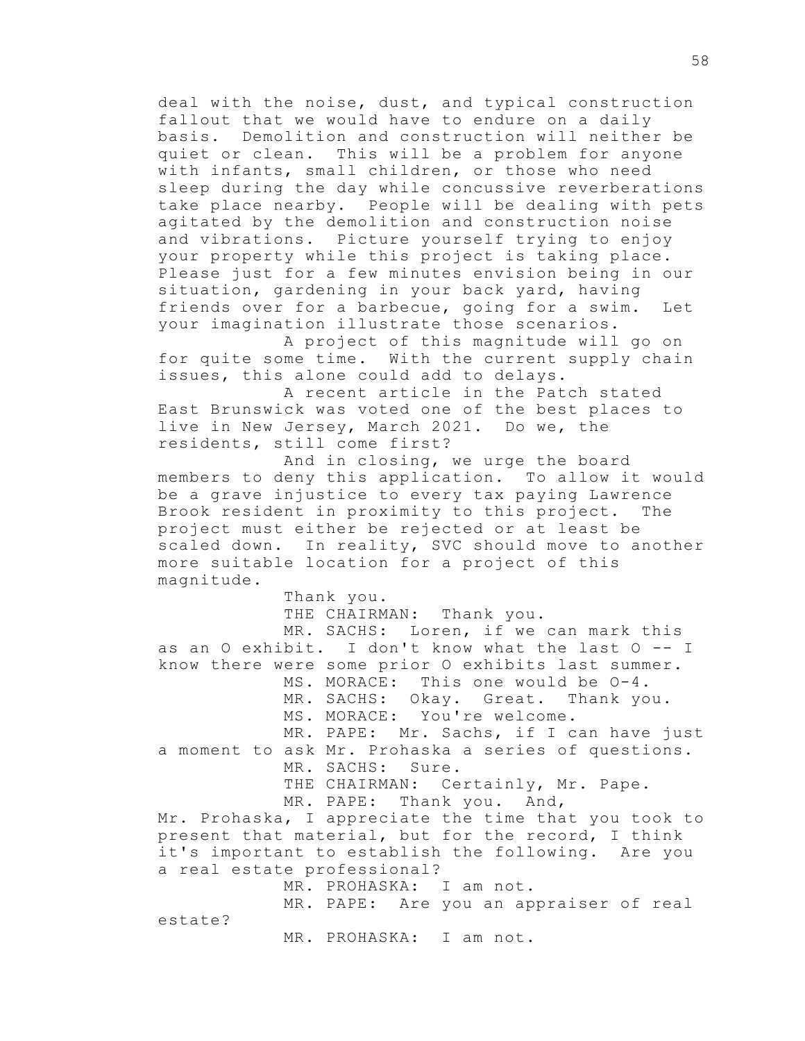deal with the noise, dust, and typical construction fallout that we would have to endure on a daily basis. Demolition and construction will neither be quiet or clean. This will be a problem for anyone with infants, small children, or those who need sleep during the day while concussive reverberations take place nearby. People will be dealing with pets agitated by the demolition and construction noise and vibrations. Picture yourself trying to enjoy your property while this project is taking place. Please just for a few minutes envision being in our situation, gardening in your back yard, having friends over for a barbecue, going for a swim. Let your imagination illustrate those scenarios.

A project of this magnitude will go on for quite some time. With the current supply chain issues, this alone could add to delays.

A recent article in the Patch stated East Brunswick was voted one of the best places to live in New Jersey, March 2021. Do we, the residents, still come first?

And in closing, we urge the board members to deny this application. To allow it would be a grave injustice to every tax paying Lawrence Brook resident in proximity to this project. The project must either be rejected or at least be scaled down. In reality, SVC should move to another more suitable location for a project of this magnitude.

Thank you.

THE CHAIRMAN: Thank you.

MR. SACHS: Loren, if we can mark this as an O exhibit. I don't know what the last O -- I know there were some prior O exhibits last summer.

MS. MORACE: This one would be O-4.

MR. SACHS: Okay. Great. Thank you.

MS. MORACE: You're welcome.

MR. PAPE: Mr. Sachs, if I can have just a moment to ask Mr. Prohaska a series of questions.

MR. SACHS: Sure.

THE CHAIRMAN: Certainly, Mr. Pape.

MR. PAPE: Thank you. And, Mr. Prohaska, I appreciate the time that you took to present that material, but for the record, I think it's important to establish the following. Are you a real estate professional?

MR. PROHASKA: I am not.

MR. PAPE: Are you an appraiser of real estate?

MR. PROHASKA: I am not.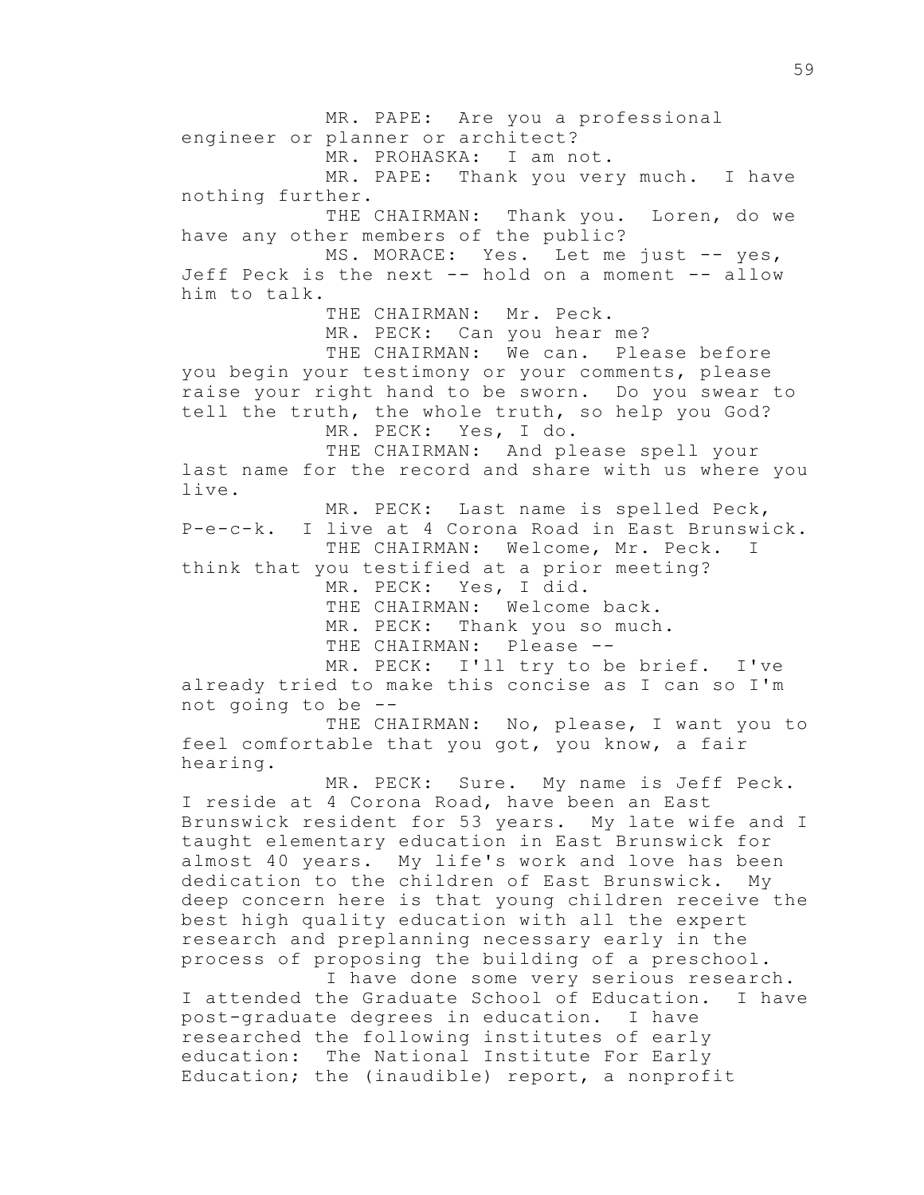MR. PAPE: Are you a professional engineer or planner or architect?

MR. PROHASKA: I am not.

MR. PAPE: Thank you very much. I have nothing further.

THE CHAIRMAN: Thank you. Loren, do we have any other members of the public?

MS. MORACE: Yes. Let me just -- yes, Jeff Peck is the next -- hold on a moment -- allow him to talk.

THE CHAIRMAN: Mr. Peck.

MR. PECK: Can you hear me?

THE CHAIRMAN: We can. Please before you begin your testimony or your comments, please raise your right hand to be sworn. Do you swear to tell the truth, the whole truth, so help you God?

MR. PECK: Yes, I do.

THE CHAIRMAN: And please spell your last name for the record and share with us where you live.

MR. PECK: Last name is spelled Peck, P-e-c-k. I live at 4 Corona Road in East Brunswick.

THE CHAIRMAN: Welcome, Mr. Peck. I think that you testified at a prior meeting?

MR. PECK: Yes, I did.

THE CHAIRMAN: Welcome back.

MR. PECK: Thank you so much.

THE CHAIRMAN: Please --

MR. PECK: I'll try to be brief. I've already tried to make this concise as I can so I'm not going to be --

THE CHAIRMAN: No, please, I want you to feel comfortable that you got, you know, a fair hearing.

MR. PECK: Sure. My name is Jeff Peck. I reside at 4 Corona Road, have been an East Brunswick resident for 53 years. My late wife and I taught elementary education in East Brunswick for almost 40 years. My life's work and love has been dedication to the children of East Brunswick. My deep concern here is that young children receive the best high quality education with all the expert research and preplanning necessary early in the process of proposing the building of a preschool.

I have done some very serious research. I attended the Graduate School of Education. I have post-graduate degrees in education. I have researched the following institutes of early education: The National Institute For Early Education; the (inaudible) report, a nonprofit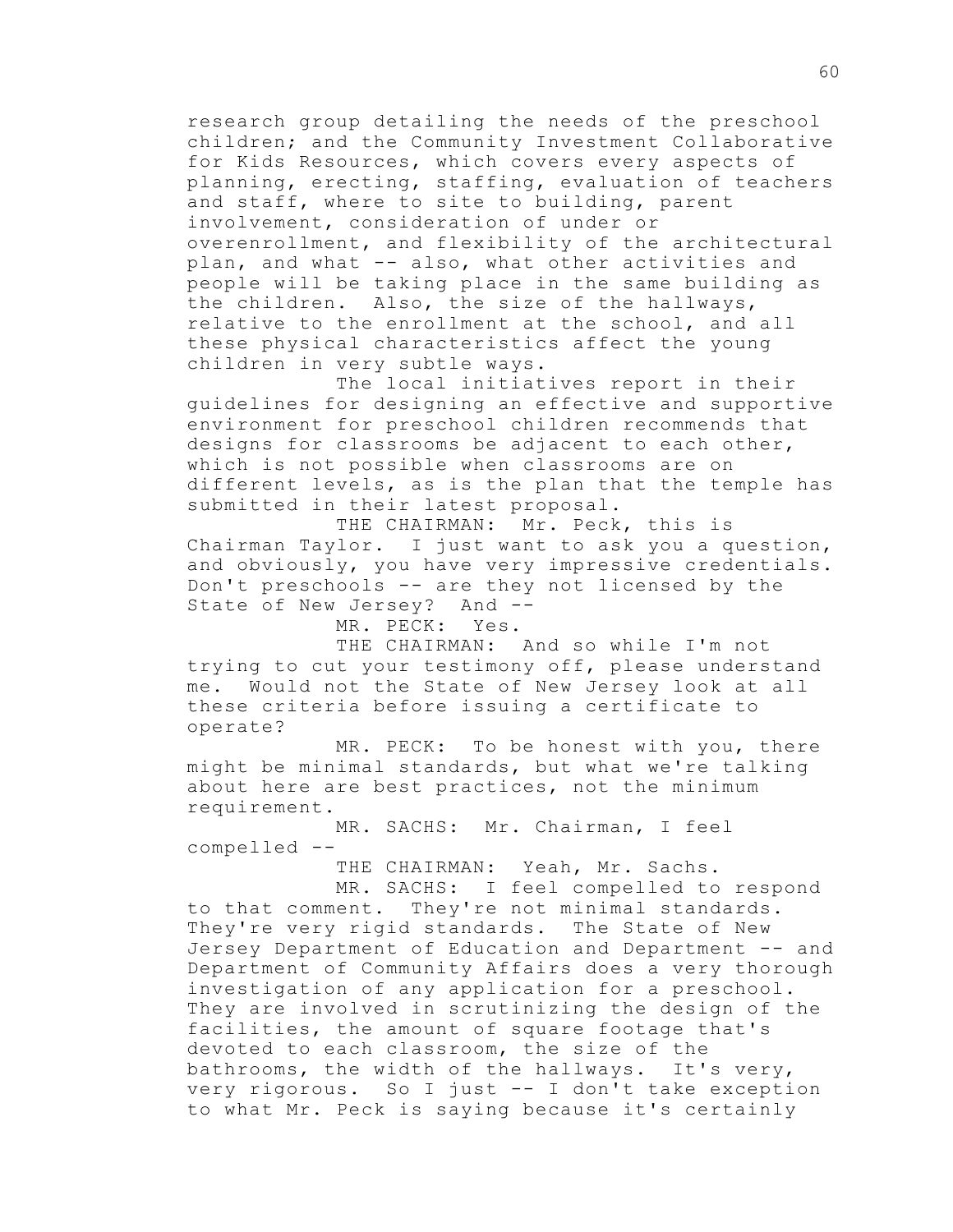research group detailing the needs of the preschool children; and the Community Investment Collaborative for Kids Resources, which covers every aspects of planning, erecting, staffing, evaluation of teachers and staff, where to site to building, parent involvement, consideration of under or overenrollment, and flexibility of the architectural plan, and what -- also, what other activities and people will be taking place in the same building as the children. Also, the size of the hallways, relative to the enrollment at the school, and all these physical characteristics affect the young children in very subtle ways.

The local initiatives report in their guidelines for designing an effective and supportive environment for preschool children recommends that designs for classrooms be adjacent to each other, which is not possible when classrooms are on different levels, as is the plan that the temple has submitted in their latest proposal.

THE CHAIRMAN: Mr. Peck, this is Chairman Taylor. I just want to ask you a question, and obviously, you have very impressive credentials. Don't preschools -- are they not licensed by the State of New Jersey? And --

MR. PECK: Yes.

THE CHAIRMAN: And so while I'm not trying to cut your testimony off, please understand me. Would not the State of New Jersey look at all these criteria before issuing a certificate to operate?

MR. PECK: To be honest with you, there might be minimal standards, but what we're talking about here are best practices, not the minimum requirement.

MR. SACHS: Mr. Chairman, I feel compelled --

THE CHAIRMAN: Yeah, Mr. Sachs.

MR. SACHS: I feel compelled to respond to that comment. They're not minimal standards. They're very rigid standards. The State of New Jersey Department of Education and Department -- and Department of Community Affairs does a very thorough investigation of any application for a preschool. They are involved in scrutinizing the design of the facilities, the amount of square footage that's devoted to each classroom, the size of the bathrooms, the width of the hallways. It's very, very rigorous. So I just -- I don't take exception to what Mr. Peck is saying because it's certainly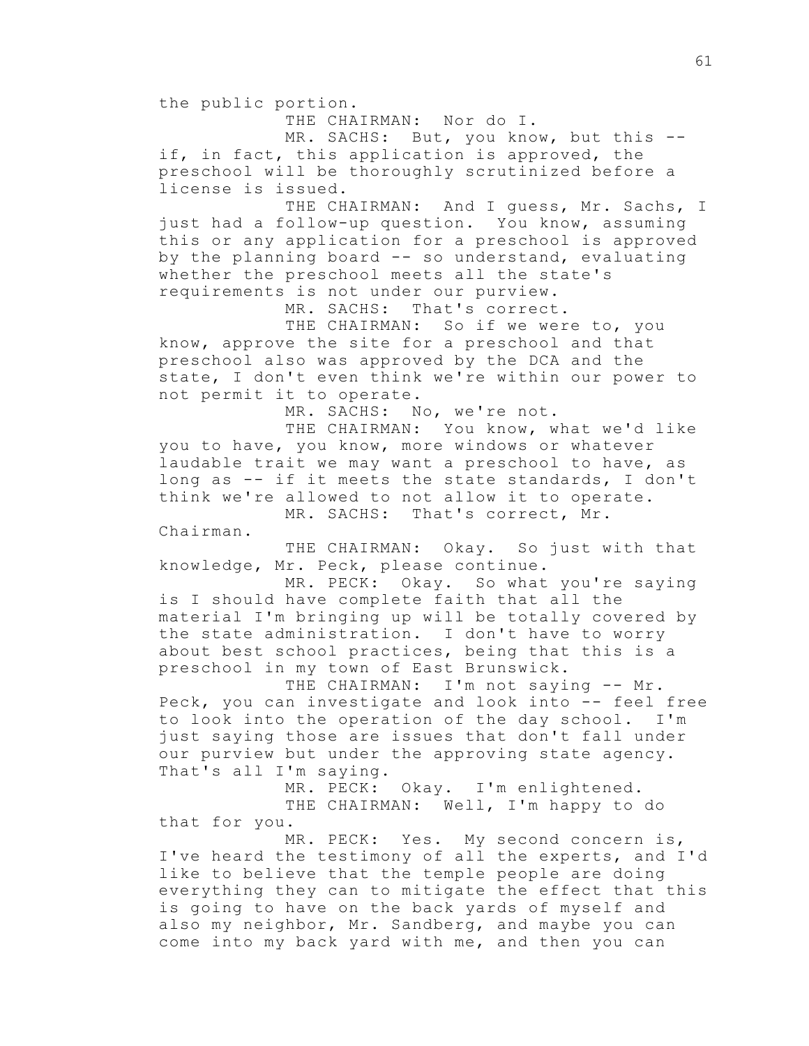the public portion.

THE CHAIRMAN: Nor do I.

MR. SACHS: But, you know, but this -- if, in fact, this application is approved, the preschool will be thoroughly scrutinized before a license is issued.

THE CHAIRMAN: And I guess, Mr. Sachs, I just had a follow-up question. You know, assuming this or any application for a preschool is approved by the planning board -- so understand, evaluating whether the preschool meets all the state's requirements is not under our purview.

MR. SACHS: That's correct.

THE CHAIRMAN: So if we were to, you know, approve the site for a preschool and that preschool also was approved by the DCA and the state, I don't even think we're within our power to not permit it to operate.

MR. SACHS: No, we're not.

THE CHAIRMAN: You know, what we'd like you to have, you know, more windows or whatever laudable trait we may want a preschool to have, as long as -- if it meets the state standards, I don't think we're allowed to not allow it to operate.

MR. SACHS: That's correct, Mr. Chairman.

THE CHAIRMAN: Okay. So just with that knowledge, Mr. Peck, please continue.

MR. PECK: Okay. So what you're saying is I should have complete faith that all the material I'm bringing up will be totally covered by the state administration. I don't have to worry about best school practices, being that this is a preschool in my town of East Brunswick.

THE CHAIRMAN: I'm not saying -- Mr. Peck, you can investigate and look into -- feel free to look into the operation of the day school. I'm just saying those are issues that don't fall under our purview but under the approving state agency. That's all I'm saying.

MR. PECK: Okay. I'm enlightened.

THE CHAIRMAN: Well, I'm happy to do that for you.

MR. PECK: Yes. My second concern is, I've heard the testimony of all the experts, and I'd like to believe that the temple people are doing everything they can to mitigate the effect that this is going to have on the back yards of myself and also my neighbor, Mr. Sandberg, and maybe you can come into my back yard with me, and then you can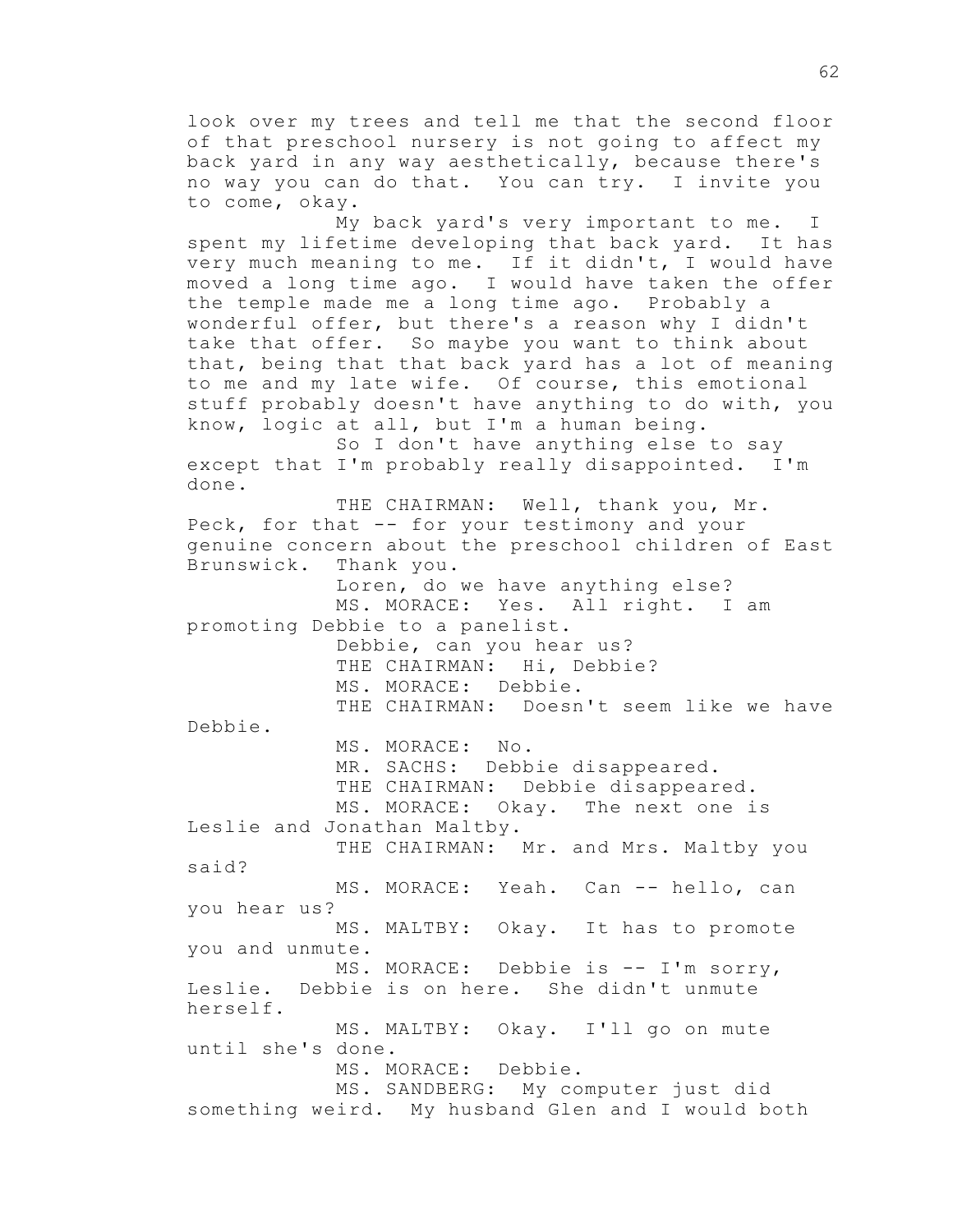look over my trees and tell me that the second floor of that preschool nursery is not going to affect my back yard in any way aesthetically, because there's no way you can do that. You can try. I invite you to come, okay.

My back yard's very important to me. I spent my lifetime developing that back yard. It has very much meaning to me. If it didn't, I would have moved a long time ago. I would have taken the offer the temple made me a long time ago. Probably a wonderful offer, but there's a reason why I didn't take that offer. So maybe you want to think about that, being that that back yard has a lot of meaning to me and my late wife. Of course, this emotional stuff probably doesn't have anything to do with, you know, logic at all, but I'm a human being.

So I don't have anything else to say except that I'm probably really disappointed. I'm done.

THE CHAIRMAN: Well, thank you, Mr. Peck, for that -- for your testimony and your genuine concern about the preschool children of East Brunswick. Thank you.

Loren, do we have anything else?

MS. MORACE: Yes. All right. I am promoting Debbie to a panelist.

Debbie, can you hear us?

THE CHAIRMAN: Hi, Debbie?

MS. MORACE: Debbie.

THE CHAIRMAN: Doesn't seem like we have Debbie.

MS. MORACE: No.

MR. SACHS: Debbie disappeared.

THE CHAIRMAN: Debbie disappeared.

MS. MORACE: Okay. The next one is Leslie and Jonathan Maltby.

THE CHAIRMAN: Mr. and Mrs. Maltby you said?

MS. MORACE: Yeah. Can -- hello, can you hear us?

MS. MALTBY: Okay. It has to promote you and unmute.

MS. MORACE: Debbie is -- I'm sorry, Leslie. Debbie is on here. She didn't unmute herself.

MS. MALTBY: Okay. I'll go on mute until she's done.

MS. MORACE: Debbie.

MS. SANDBERG: My computer just did something weird. My husband Glen and I would both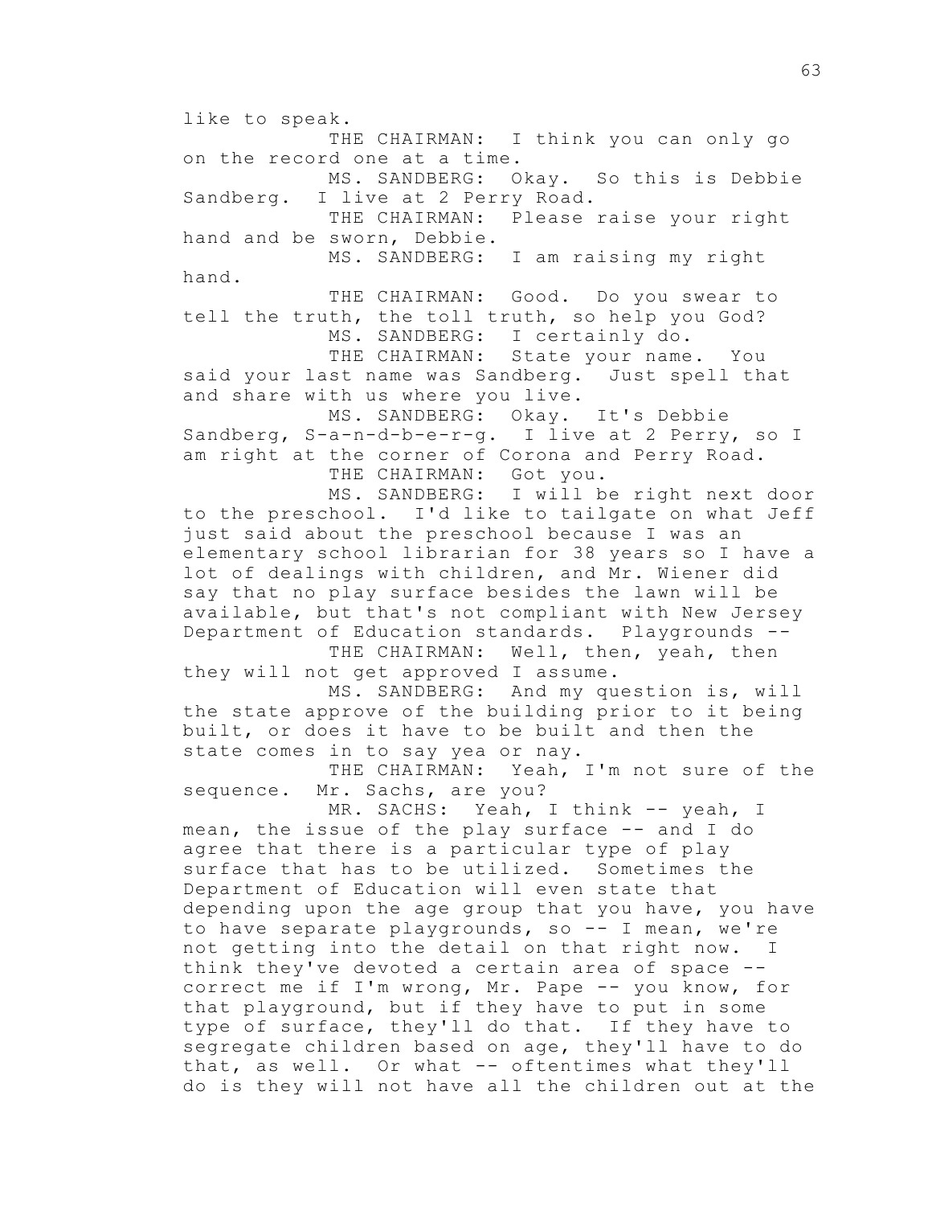like to speak.

THE CHAIRMAN: I think you can only go on the record one at a time.

MS. SANDBERG: Okay. So this is Debbie Sandberg. I live at 2 Perry Road.

THE CHAIRMAN: Please raise your right hand and be sworn, Debbie.

MS. SANDBERG: I am raising my right hand.

THE CHAIRMAN: Good. Do you swear to tell the truth, the toll truth, so help you God?

MS. SANDBERG: I certainly do.

THE CHAIRMAN: State your name. You said your last name was Sandberg. Just spell that and share with us where you live.

MS. SANDBERG: Okay. It's Debbie Sandberg, S-a-n-d-b-e-r-g. I live at 2 Perry, so I am right at the corner of Corona and Perry Road.

THE CHAIRMAN: Got you.

MS. SANDBERG: I will be right next door to the preschool. I'd like to tailgate on what Jeff just said about the preschool because I was an elementary school librarian for 38 years so I have a lot of dealings with children, and Mr. Wiener did say that no play surface besides the lawn will be available, but that's not compliant with New Jersey Department of Education standards. Playgrounds --

THE CHAIRMAN: Well, then, yeah, then they will not get approved I assume.

MS. SANDBERG: And my question is, will the state approve of the building prior to it being built, or does it have to be built and then the state comes in to say yea or nay.

THE CHAIRMAN: Yeah, I'm not sure of the sequence. Mr. Sachs, are you?

MR. SACHS: Yeah, I think -- yeah, I mean, the issue of the play surface -- and I do agree that there is a particular type of play surface that has to be utilized. Sometimes the Department of Education will even state that depending upon the age group that you have, you have to have separate playgrounds, so -- I mean, we're not getting into the detail on that right now. I think they've devoted a certain area of space -- correct me if I'm wrong, Mr. Pape -- you know, for that playground, but if they have to put in some type of surface, they'll do that. If they have to segregate children based on age, they'll have to do that, as well. Or what -- oftentimes what they'll do is they will not have all the children out at the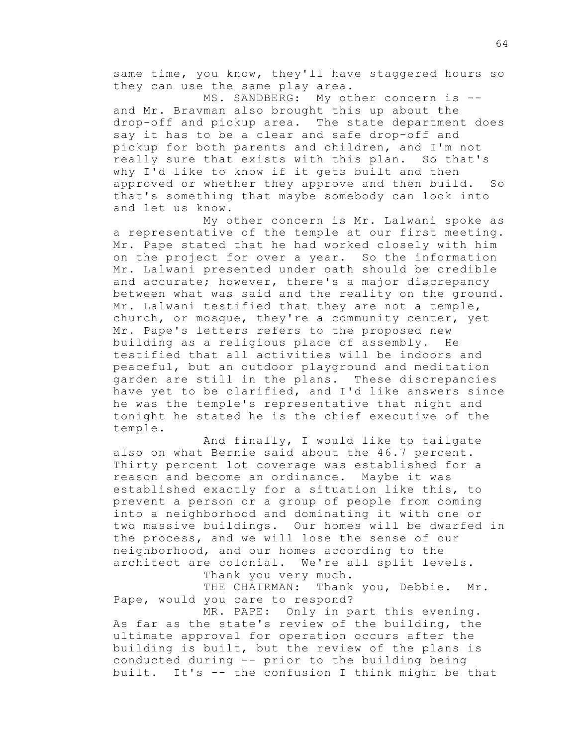same time, you know, they'll have staggered hours so they can use the same play area.

MS. SANDBERG: My other concern is -- and Mr. Bravman also brought this up about the drop-off and pickup area. The state department does say it has to be a clear and safe drop-off and pickup for both parents and children, and I'm not really sure that exists with this plan. So that's why I'd like to know if it gets built and then approved or whether they approve and then build. So that's something that maybe somebody can look into and let us know.

My other concern is Mr. Lalwani spoke as a representative of the temple at our first meeting. Mr. Pape stated that he had worked closely with him on the project for over a year. So the information Mr. Lalwani presented under oath should be credible and accurate; however, there's a major discrepancy between what was said and the reality on the ground. Mr. Lalwani testified that they are not a temple, church, or mosque, they're a community center, yet Mr. Pape's letters refers to the proposed new building as a religious place of assembly. He testified that all activities will be indoors and peaceful, but an outdoor playground and meditation garden are still in the plans. These discrepancies have yet to be clarified, and I'd like answers since he was the temple's representative that night and tonight he stated he is the chief executive of the temple.

And finally, I would like to tailgate also on what Bernie said about the 46.7 percent. Thirty percent lot coverage was established for a reason and become an ordinance. Maybe it was established exactly for a situation like this, to prevent a person or a group of people from coming into a neighborhood and dominating it with one or two massive buildings. Our homes will be dwarfed in the process, and we will lose the sense of our neighborhood, and our homes according to the architect are colonial. We're all split levels.

Thank you very much.

THE CHAIRMAN: Thank you, Debbie. Mr. Pape, would you care to respond?

MR. PAPE: Only in part this evening. As far as the state's review of the building, the ultimate approval for operation occurs after the building is built, but the review of the plans is conducted during -- prior to the building being built. It's -- the confusion I think might be that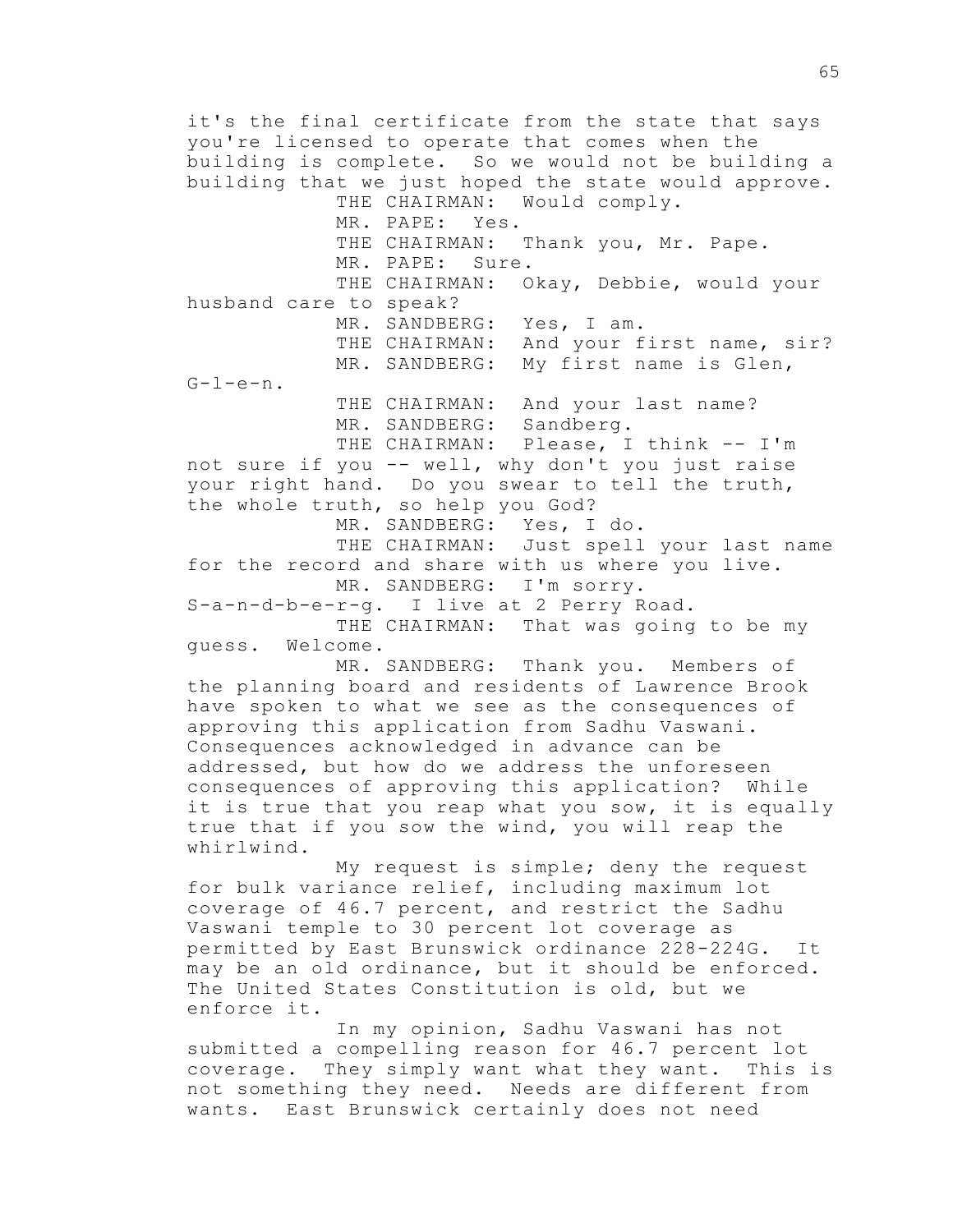it's the final certificate from the state that says you're licensed to operate that comes when the building is complete. So we would not be building a building that we just hoped the state would approve.

THE CHAIRMAN: Would comply.

MR. PAPE: Yes.

THE CHAIRMAN: Thank you, Mr. Pape.

MR. PAPE: Sure.

THE CHAIRMAN: Okay, Debbie, would your husband care to speak?

MR. SANDBERG: Yes, I am.

THE CHAIRMAN: And your first name, sir?

MR. SANDBERG: My first name is Glen, G-l-e-n.

THE CHAIRMAN: And your last name?

MR. SANDBERG: Sandberg.

THE CHAIRMAN: Please, I think -- I'm not sure if you -- well, why don't you just raise your right hand. Do you swear to tell the truth, the whole truth, so help you God?

MR. SANDBERG: Yes, I do.

THE CHAIRMAN: Just spell your last name for the record and share with us where you live.

MR. SANDBERG: I'm sorry. S-a-n-d-b-e-r-g. I live at 2 Perry Road.

THE CHAIRMAN: That was going to be my guess. Welcome.

MR. SANDBERG: Thank you. Members of the planning board and residents of Lawrence Brook have spoken to what we see as the consequences of approving this application from Sadhu Vaswani. Consequences acknowledged in advance can be addressed, but how do we address the unforeseen consequences of approving this application? While it is true that you reap what you sow, it is equally true that if you sow the wind, you will reap the whirlwind.

My request is simple; deny the request for bulk variance relief, including maximum lot coverage of 46.7 percent, and restrict the Sadhu Vaswani temple to 30 percent lot coverage as permitted by East Brunswick ordinance 228-224G. It may be an old ordinance, but it should be enforced. The United States Constitution is old, but we enforce it.

In my opinion, Sadhu Vaswani has not submitted a compelling reason for 46.7 percent lot coverage. They simply want what they want. This is not something they need. Needs are different from wants. East Brunswick certainly does not need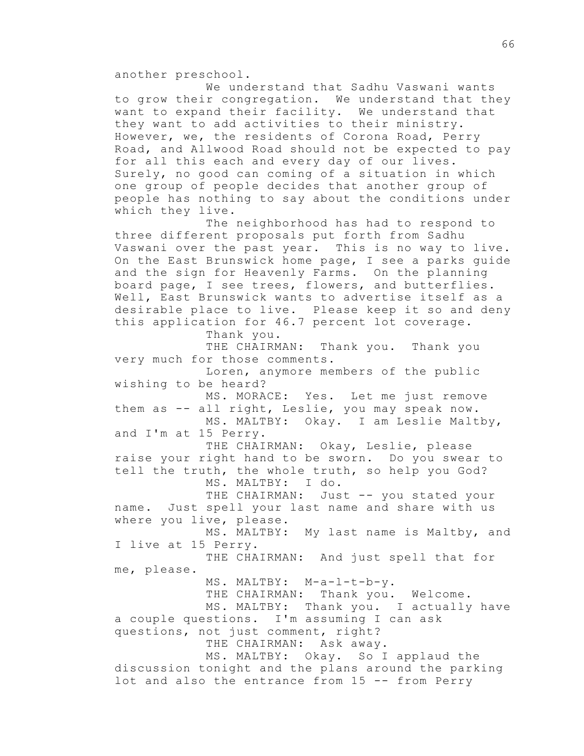another preschool.

We understand that Sadhu Vaswani wants to grow their congregation. We understand that they want to expand their facility. We understand that they want to add activities to their ministry. However, we, the residents of Corona Road, Perry Road, and Allwood Road should not be expected to pay for all this each and every day of our lives. Surely, no good can coming of a situation in which one group of people decides that another group of people has nothing to say about the conditions under which they live.

The neighborhood has had to respond to three different proposals put forth from Sadhu Vaswani over the past year. This is no way to live. On the East Brunswick home page, I see a parks guide and the sign for Heavenly Farms. On the planning board page, I see trees, flowers, and butterflies. Well, East Brunswick wants to advertise itself as a desirable place to live. Please keep it so and deny this application for 46.7 percent lot coverage.

Thank you.

THE CHAIRMAN: Thank you. Thank you very much for those comments.

Loren, anymore members of the public wishing to be heard?

MS. MORACE: Yes. Let me just remove them as -- all right, Leslie, you may speak now.

MS. MALTBY: Okay. I am Leslie Maltby, and I'm at 15 Perry.

THE CHAIRMAN: Okay, Leslie, please raise your right hand to be sworn. Do you swear to tell the truth, the whole truth, so help you God?

MS. MALTBY: I do.

THE CHAIRMAN: Just -- you stated your name. Just spell your last name and share with us where you live, please.

MS. MALTBY: My last name is Maltby, and I live at 15 Perry.

THE CHAIRMAN: And just spell that for me, please.

MS. MALTBY: M-a-l-t-b-y.

THE CHAIRMAN: Thank you. Welcome.

MS. MALTBY: Thank you. I actually have a couple questions. I'm assuming I can ask questions, not just comment, right?

THE CHAIRMAN: Ask away.

MS. MALTBY: Okay. So I applaud the discussion tonight and the plans around the parking lot and also the entrance from 15 -- from Perry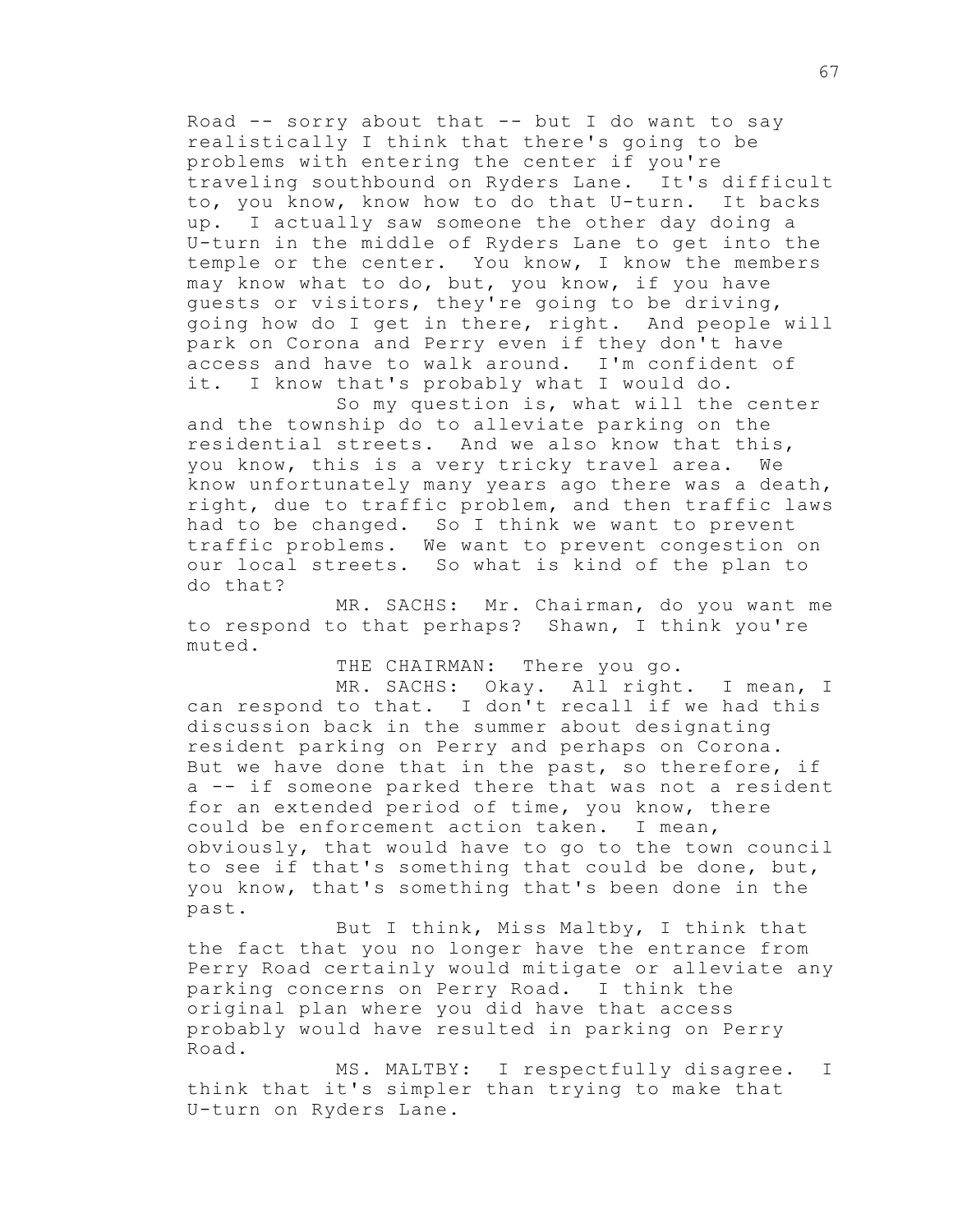Road -- sorry about that -- but I do want to say realistically I think that there's going to be problems with entering the center if you're traveling southbound on Ryders Lane. It's difficult to, you know, know how to do that U-turn. It backs up. I actually saw someone the other day doing a U-turn in the middle of Ryders Lane to get into the temple or the center. You know, I know the members may know what to do, but, you know, if you have guests or visitors, they're going to be driving, going how do I get in there, right. And people will park on Corona and Perry even if they don't have access and have to walk around. I'm confident of it. I know that's probably what I would do.

So my question is, what will the center and the township do to alleviate parking on the residential streets. And we also know that this, you know, this is a very tricky travel area. We know unfortunately many years ago there was a death, right, due to traffic problem, and then traffic laws had to be changed. So I think we want to prevent traffic problems. We want to prevent congestion on our local streets. So what is kind of the plan to do that?

MR. SACHS: Mr. Chairman, do you want me to respond to that perhaps? Shawn, I think you're muted.

THE CHAIRMAN: There you go.

MR. SACHS: Okay. All right. I mean, I can respond to that. I don't recall if we had this discussion back in the summer about designating resident parking on Perry and perhaps on Corona. But we have done that in the past, so therefore, if a -- if someone parked there that was not a resident for an extended period of time, you know, there could be enforcement action taken. I mean, obviously, that would have to go to the town council to see if that's something that could be done, but, you know, that's something that's been done in the past.

But I think, Miss Maltby, I think that the fact that you no longer have the entrance from Perry Road certainly would mitigate or alleviate any parking concerns on Perry Road. I think the original plan where you did have that access probably would have resulted in parking on Perry Road.

MS. MALTBY: I respectfully disagree. I think that it's simpler than trying to make that U-turn on Ryders Lane.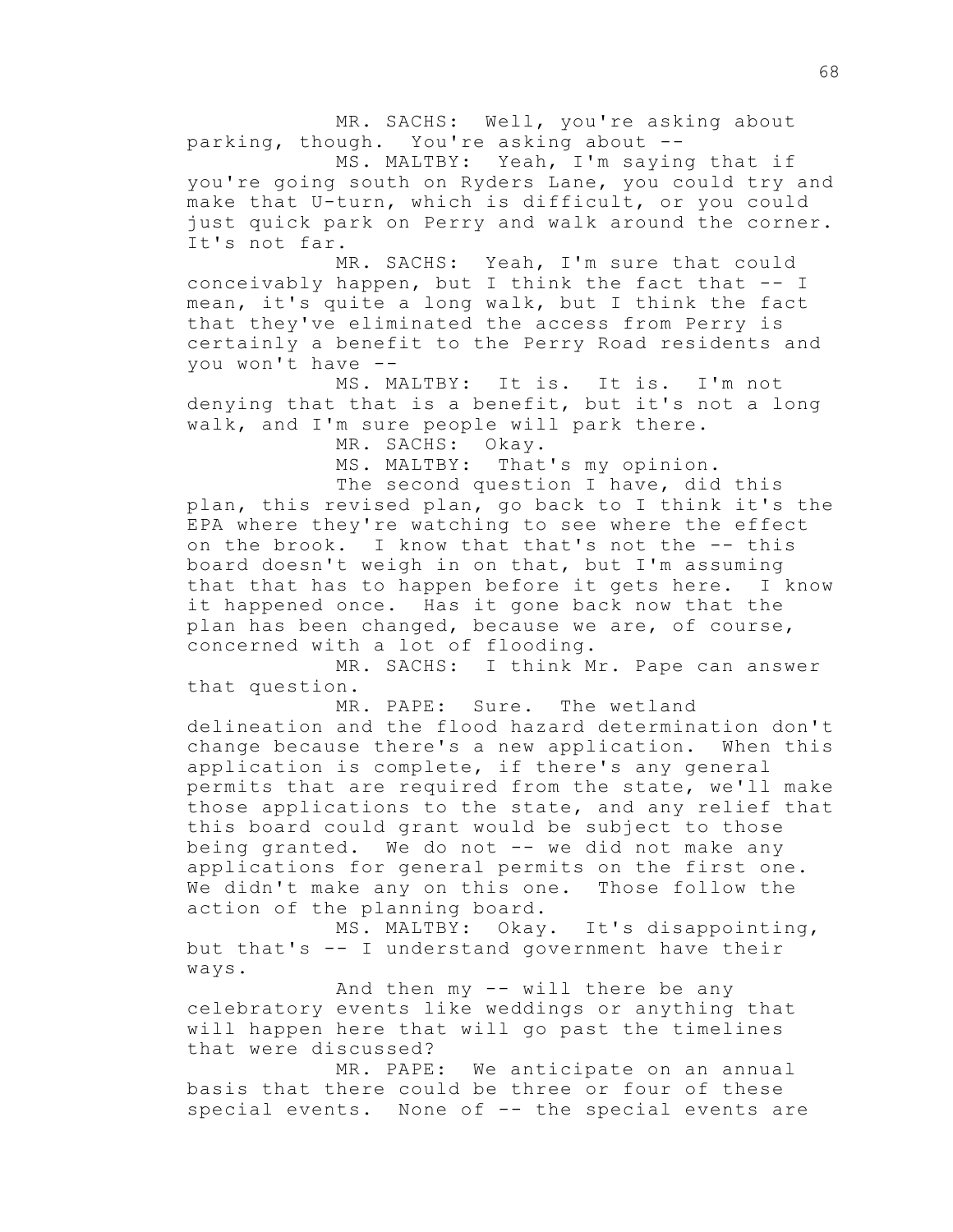MR. SACHS: Well, you're asking about parking, though. You're asking about --

MS. MALTBY: Yeah, I'm saying that if you're going south on Ryders Lane, you could try and make that U-turn, which is difficult, or you could just quick park on Perry and walk around the corner. It's not far.

MR. SACHS: Yeah, I'm sure that could conceivably happen, but I think the fact that -- I mean, it's quite a long walk, but I think the fact that they've eliminated the access from Perry is certainly a benefit to the Perry Road residents and you won't have --

MS. MALTBY: It is. It is. I'm not denying that that is a benefit, but it's not a long walk, and I'm sure people will park there.

MR. SACHS: Okay.

MS. MALTBY: That's my opinion.

The second question I have, did this plan, this revised plan, go back to I think it's the EPA where they're watching to see where the effect on the brook. I know that that's not the -- this board doesn't weigh in on that, but I'm assuming that that has to happen before it gets here. I know it happened once. Has it gone back now that the plan has been changed, because we are, of course, concerned with a lot of flooding.

MR. SACHS: I think Mr. Pape can answer that question.

MR. PAPE: Sure. The wetland delineation and the flood hazard determination don't change because there's a new application. When this application is complete, if there's any general permits that are required from the state, we'll make those applications to the state, and any relief that this board could grant would be subject to those being granted. We do not -- we did not make any applications for general permits on the first one. We didn't make any on this one. Those follow the action of the planning board.

MS. MALTBY: Okay. It's disappointing, but that's -- I understand government have their ways.

And then my -- will there be any celebratory events like weddings or anything that will happen here that will go past the timelines that were discussed?

MR. PAPE: We anticipate on an annual basis that there could be three or four of these special events. None of -- the special events are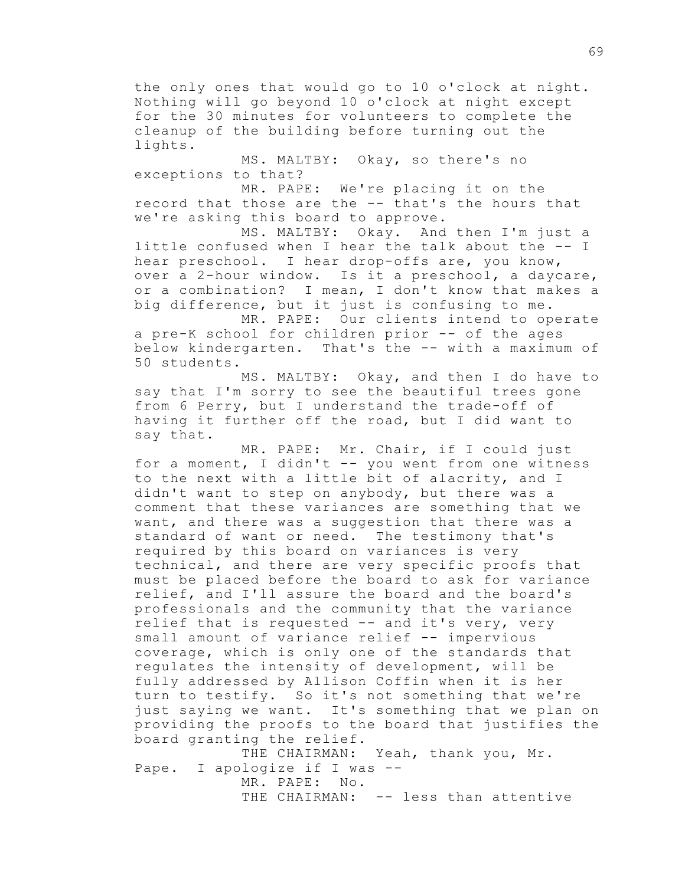the only ones that would go to 10 o'clock at night. Nothing will go beyond 10 o'clock at night except for the 30 minutes for volunteers to complete the cleanup of the building before turning out the lights.

MS. MALTBY: Okay, so there's no exceptions to that?

MR. PAPE: We're placing it on the record that those are the -- that's the hours that we're asking this board to approve.

MS. MALTBY: Okay. And then I'm just a little confused when I hear the talk about the -- I hear preschool. I hear drop-offs are, you know, over a 2-hour window. Is it a preschool, a daycare, or a combination? I mean, I don't know that makes a big difference, but it just is confusing to me.

MR. PAPE: Our clients intend to operate a pre-K school for children prior -- of the ages below kindergarten. That's the -- with a maximum of 50 students.

MS. MALTBY: Okay, and then I do have to say that I'm sorry to see the beautiful trees gone from 6 Perry, but I understand the trade-off of having it further off the road, but I did want to say that.

MR. PAPE: Mr. Chair, if I could just for a moment, I didn't -- you went from one witness to the next with a little bit of alacrity, and I didn't want to step on anybody, but there was a comment that these variances are something that we want, and there was a suggestion that there was a standard of want or need. The testimony that's required by this board on variances is very technical, and there are very specific proofs that must be placed before the board to ask for variance relief, and I'll assure the board and the board's professionals and the community that the variance relief that is requested -- and it's very, very small amount of variance relief -- impervious coverage, which is only one of the standards that regulates the intensity of development, will be fully addressed by Allison Coffin when it is her turn to testify. So it's not something that we're just saying we want. It's something that we plan on providing the proofs to the board that justifies the board granting the relief.

THE CHAIRMAN: Yeah, thank you, Mr. Pape. I apologize if I was --

MR. PAPE: No.

THE CHAIRMAN: -- less than attentive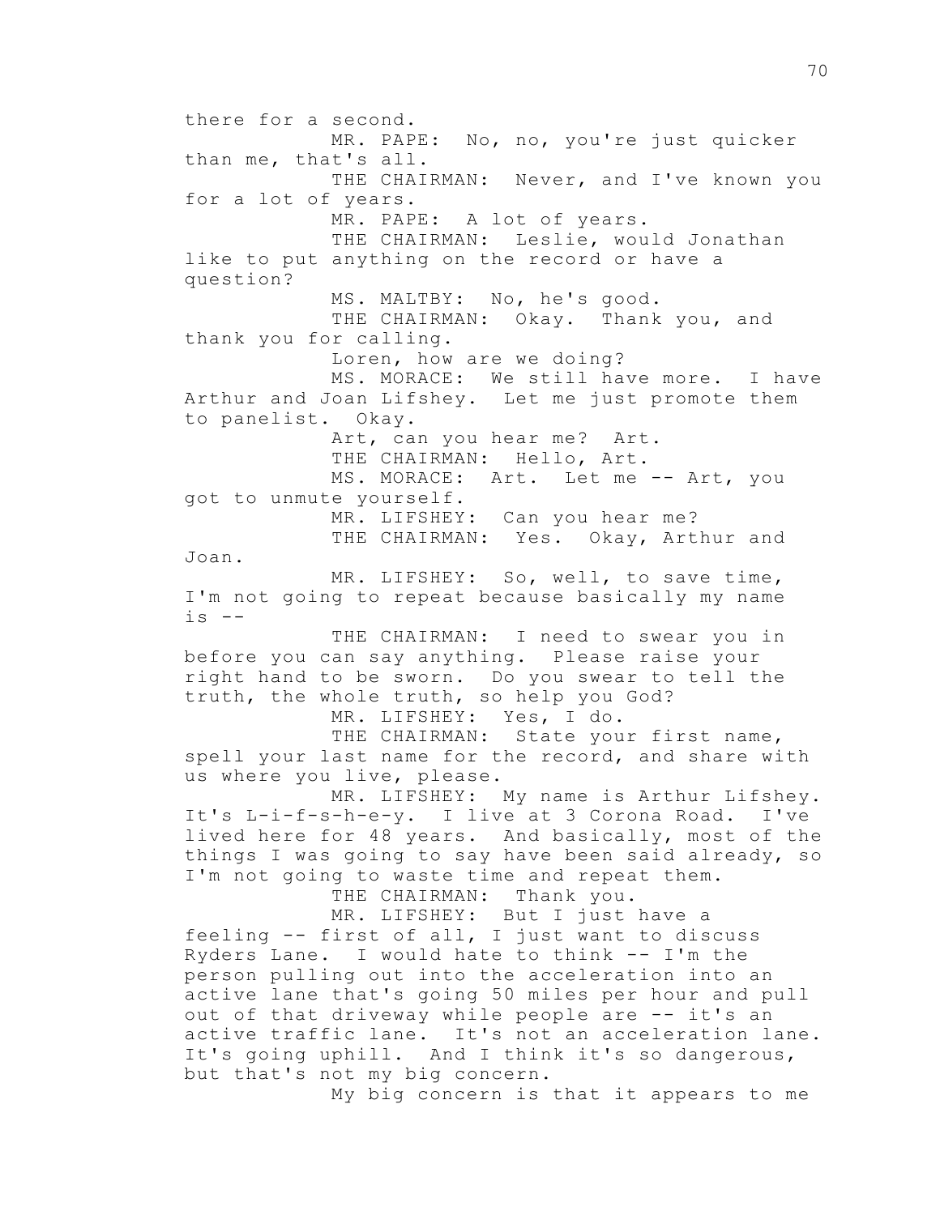there for a second.

MR. PAPE: No, no, you're just quicker than me, that's all.

THE CHAIRMAN: Never, and I've known you for a lot of years.

MR. PAPE: A lot of years.

THE CHAIRMAN: Leslie, would Jonathan like to put anything on the record or have a question?

MS. MALTBY: No, he's good.

THE CHAIRMAN: Okay. Thank you, and thank you for calling.

Loren, how are we doing?

MS. MORACE: We still have more. I have Arthur and Joan Lifshey. Let me just promote them to panelist. Okay.

Art, can you hear me? Art.

THE CHAIRMAN: Hello, Art.

MS. MORACE: Art. Let me -- Art, you got to unmute yourself.

MR. LIFSHEY: Can you hear me?

THE CHAIRMAN: Yes. Okay, Arthur and Joan.

MR. LIFSHEY: So, well, to save time, I'm not going to repeat because basically my name is --

THE CHAIRMAN: I need to swear you in before you can say anything. Please raise your right hand to be sworn. Do you swear to tell the truth, the whole truth, so help you God?

MR. LIFSHEY: Yes, I do.

THE CHAIRMAN: State your first name, spell your last name for the record, and share with us where you live, please.

MR. LIFSHEY: My name is Arthur Lifshey. It's L-i-f-s-h-e-y. I live at 3 Corona Road. I've lived here for 48 years. And basically, most of the things I was going to say have been said already, so I'm not going to waste time and repeat them.

THE CHAIRMAN: Thank you.

MR. LIFSHEY: But I just have a feeling -- first of all, I just want to discuss Ryders Lane. I would hate to think -- I'm the person pulling out into the acceleration into an active lane that's going 50 miles per hour and pull out of that driveway while people are -- it's an active traffic lane. It's not an acceleration lane. It's going uphill. And I think it's so dangerous, but that's not my big concern.

My big concern is that it appears to me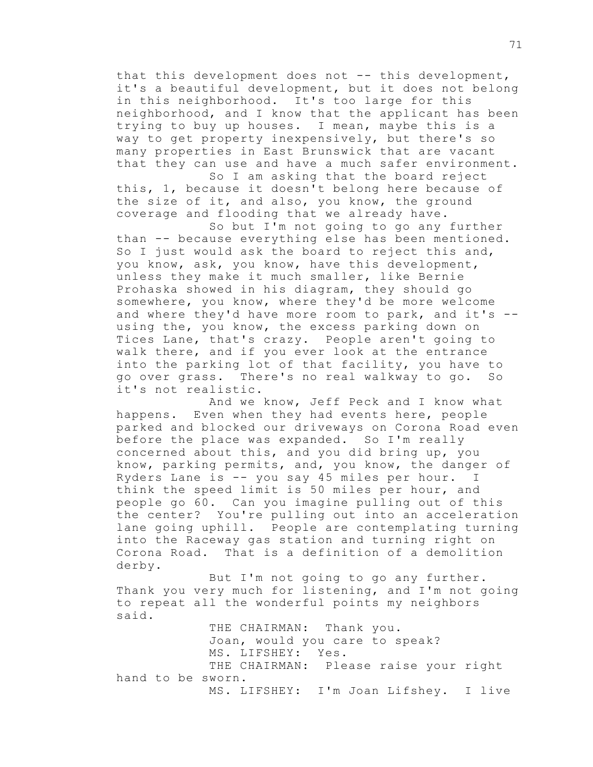that this development does not -- this development, it's a beautiful development, but it does not belong in this neighborhood. It's too large for this neighborhood, and I know that the applicant has been trying to buy up houses. I mean, maybe this is a way to get property inexpensively, but there's so many properties in East Brunswick that are vacant that they can use and have a much safer environment.

So I am asking that the board reject this, 1, because it doesn't belong here because of the size of it, and also, you know, the ground coverage and flooding that we already have.

So but I'm not going to go any further than -- because everything else has been mentioned. So I just would ask the board to reject this and, you know, ask, you know, have this development, unless they make it much smaller, like Bernie Prohaska showed in his diagram, they should go somewhere, you know, where they'd be more welcome and where they'd have more room to park, and it's -- using the, you know, the excess parking down on Tices Lane, that's crazy. People aren't going to walk there, and if you ever look at the entrance into the parking lot of that facility, you have to go over grass. There's no real walkway to go. So it's not realistic.

And we know, Jeff Peck and I know what happens. Even when they had events here, people parked and blocked our driveways on Corona Road even before the place was expanded. So I'm really concerned about this, and you did bring up, you know, parking permits, and, you know, the danger of Ryders Lane is -- you say 45 miles per hour. I think the speed limit is 50 miles per hour, and people go 60. Can you imagine pulling out of this the center? You're pulling out into an acceleration lane going uphill. People are contemplating turning into the Raceway gas station and turning right on Corona Road. That is a definition of a demolition derby.

But I'm not going to go any further. Thank you very much for listening, and I'm not going to repeat all the wonderful points my neighbors said.

THE CHAIRMAN: Thank you.

Joan, would you care to speak?

MS. LIFSHEY: Yes.

THE CHAIRMAN: Please raise your right hand to be sworn.

MS. LIFSHEY: I'm Joan Lifshey. I live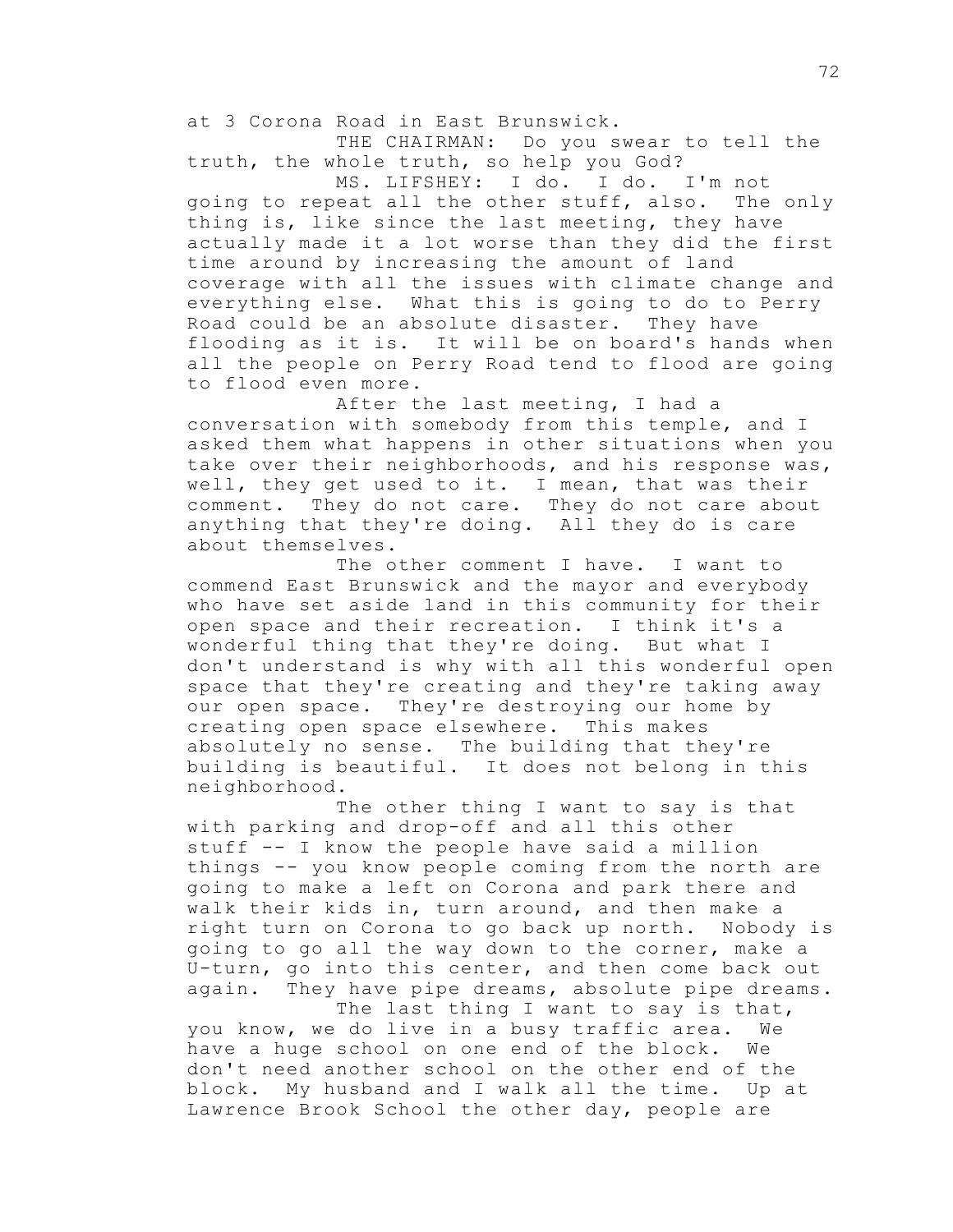at 3 Corona Road in East Brunswick.

THE CHAIRMAN: Do you swear to tell the truth, the whole truth, so help you God?

MS. LIFSHEY: I do. I do. I'm not going to repeat all the other stuff, also. The only thing is, like since the last meeting, they have actually made it a lot worse than they did the first time around by increasing the amount of land coverage with all the issues with climate change and everything else. What this is going to do to Perry Road could be an absolute disaster. They have flooding as it is. It will be on board's hands when all the people on Perry Road tend to flood are going to flood even more.

After the last meeting, I had a conversation with somebody from this temple, and I asked them what happens in other situations when you take over their neighborhoods, and his response was, well, they get used to it. I mean, that was their comment. They do not care. They do not care about anything that they're doing. All they do is care about themselves.

The other comment I have. I want to commend East Brunswick and the mayor and everybody who have set aside land in this community for their open space and their recreation. I think it's a wonderful thing that they're doing. But what I don't understand is why with all this wonderful open space that they're creating and they're taking away our open space. They're destroying our home by creating open space elsewhere. This makes absolutely no sense. The building that they're building is beautiful. It does not belong in this neighborhood.

The other thing I want to say is that with parking and drop-off and all this other stuff -- I know the people have said a million things -- you know people coming from the north are going to make a left on Corona and park there and walk their kids in, turn around, and then make a right turn on Corona to go back up north. Nobody is going to go all the way down to the corner, make a U-turn, go into this center, and then come back out again. They have pipe dreams, absolute pipe dreams.

The last thing I want to say is that, you know, we do live in a busy traffic area. We have a huge school on one end of the block. We don't need another school on the other end of the block. My husband and I walk all the time. Up at Lawrence Brook School the other day, people are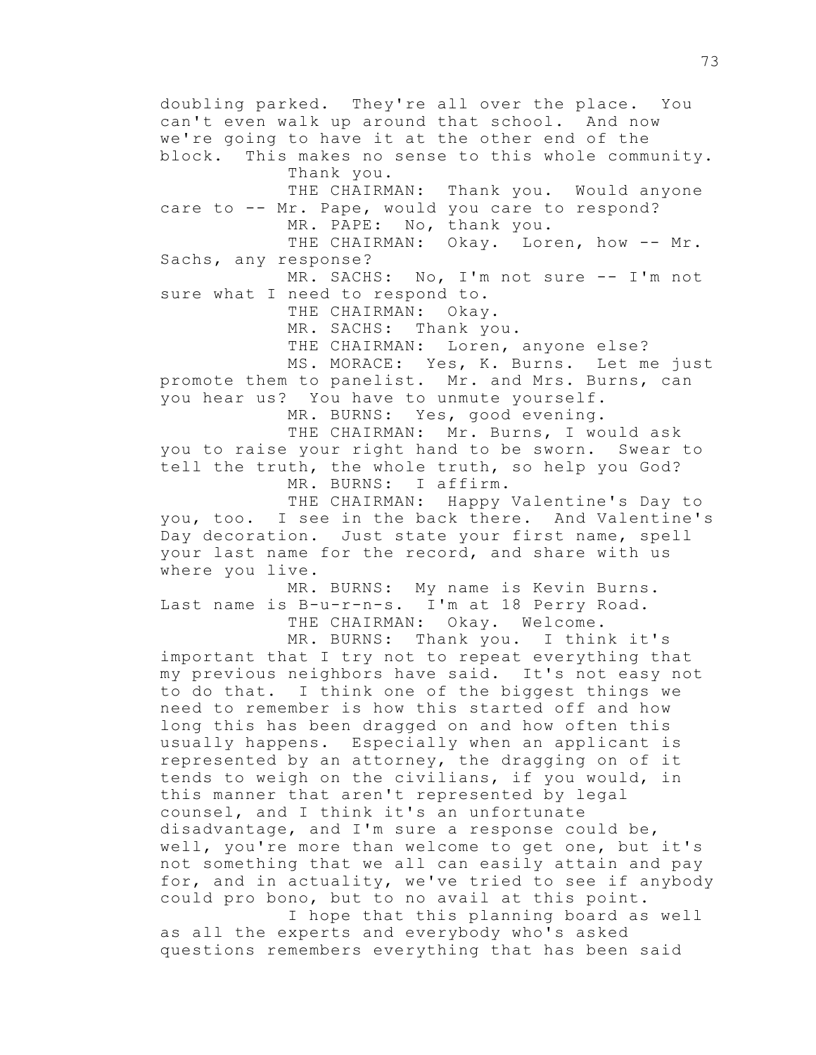doubling parked. They're all over the place. You can't even walk up around that school. And now we're going to have it at the other end of the block. This makes no sense to this whole community. Thank you.

THE CHAIRMAN: Thank you. Would anyone care to -- Mr. Pape, would you care to respond?

MR. PAPE: No, thank you.

THE CHAIRMAN: Okay. Loren, how -- Mr. Sachs, any response?

MR. SACHS: No, I'm not sure -- I'm not sure what I need to respond to.

THE CHAIRMAN: Okay.

MR. SACHS: Thank you.

THE CHAIRMAN: Loren, anyone else?

MS. MORACE: Yes, K. Burns. Let me just promote them to panelist. Mr. and Mrs. Burns, can you hear us? You have to unmute yourself.

MR. BURNS: Yes, good evening.

THE CHAIRMAN: Mr. Burns, I would ask you to raise your right hand to be sworn. Swear to tell the truth, the whole truth, so help you God?

MR. BURNS: I affirm.

THE CHAIRMAN: Happy Valentine's Day to you, too. I see in the back there. And Valentine's Day decoration. Just state your first name, spell your last name for the record, and share with us where you live.

MR. BURNS: My name is Kevin Burns. Last name is B-u-r-n-s. I'm at 18 Perry Road.

THE CHAIRMAN: Okay. Welcome.

MR. BURNS: Thank you. I think it's important that I try not to repeat everything that my previous neighbors have said. It's not easy not to do that. I think one of the biggest things we need to remember is how this started off and how long this has been dragged on and how often this usually happens. Especially when an applicant is represented by an attorney, the dragging on of it tends to weigh on the civilians, if you would, in this manner that aren't represented by legal counsel, and I think it's an unfortunate disadvantage, and I'm sure a response could be, well, you're more than welcome to get one, but it's not something that we all can easily attain and pay for, and in actuality, we've tried to see if anybody could pro bono, but to no avail at this point.

I hope that this planning board as well as all the experts and everybody who's asked questions remembers everything that has been said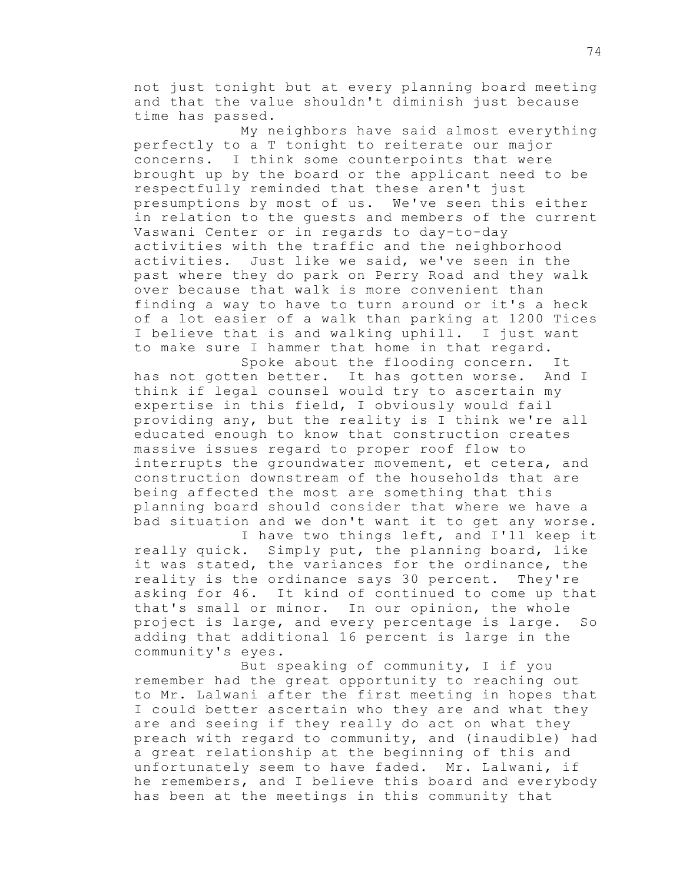not just tonight but at every planning board meeting and that the value shouldn't diminish just because time has passed.

My neighbors have said almost everything perfectly to a T tonight to reiterate our major concerns. I think some counterpoints that were brought up by the board or the applicant need to be respectfully reminded that these aren't just presumptions by most of us. We've seen this either in relation to the guests and members of the current Vaswani Center or in regards to day-to-day activities with the traffic and the neighborhood activities. Just like we said, we've seen in the past where they do park on Perry Road and they walk over because that walk is more convenient than finding a way to have to turn around or it's a heck of a lot easier of a walk than parking at 1200 Tices I believe that is and walking uphill. I just want to make sure I hammer that home in that regard.

Spoke about the flooding concern. It has not gotten better. It has gotten worse. And I think if legal counsel would try to ascertain my expertise in this field, I obviously would fail providing any, but the reality is I think we're all educated enough to know that construction creates massive issues regard to proper roof flow to interrupts the groundwater movement, et cetera, and construction downstream of the households that are being affected the most are something that this planning board should consider that where we have a bad situation and we don't want it to get any worse.

I have two things left, and I'll keep it really quick. Simply put, the planning board, like it was stated, the variances for the ordinance, the reality is the ordinance says 30 percent. They're asking for 46. It kind of continued to come up that that's small or minor. In our opinion, the whole project is large, and every percentage is large. So adding that additional 16 percent is large in the community's eyes.

But speaking of community, I if you remember had the great opportunity to reaching out to Mr. Lalwani after the first meeting in hopes that I could better ascertain who they are and what they are and seeing if they really do act on what they preach with regard to community, and (inaudible) had a great relationship at the beginning of this and unfortunately seem to have faded. Mr. Lalwani, if he remembers, and I believe this board and everybody has been at the meetings in this community that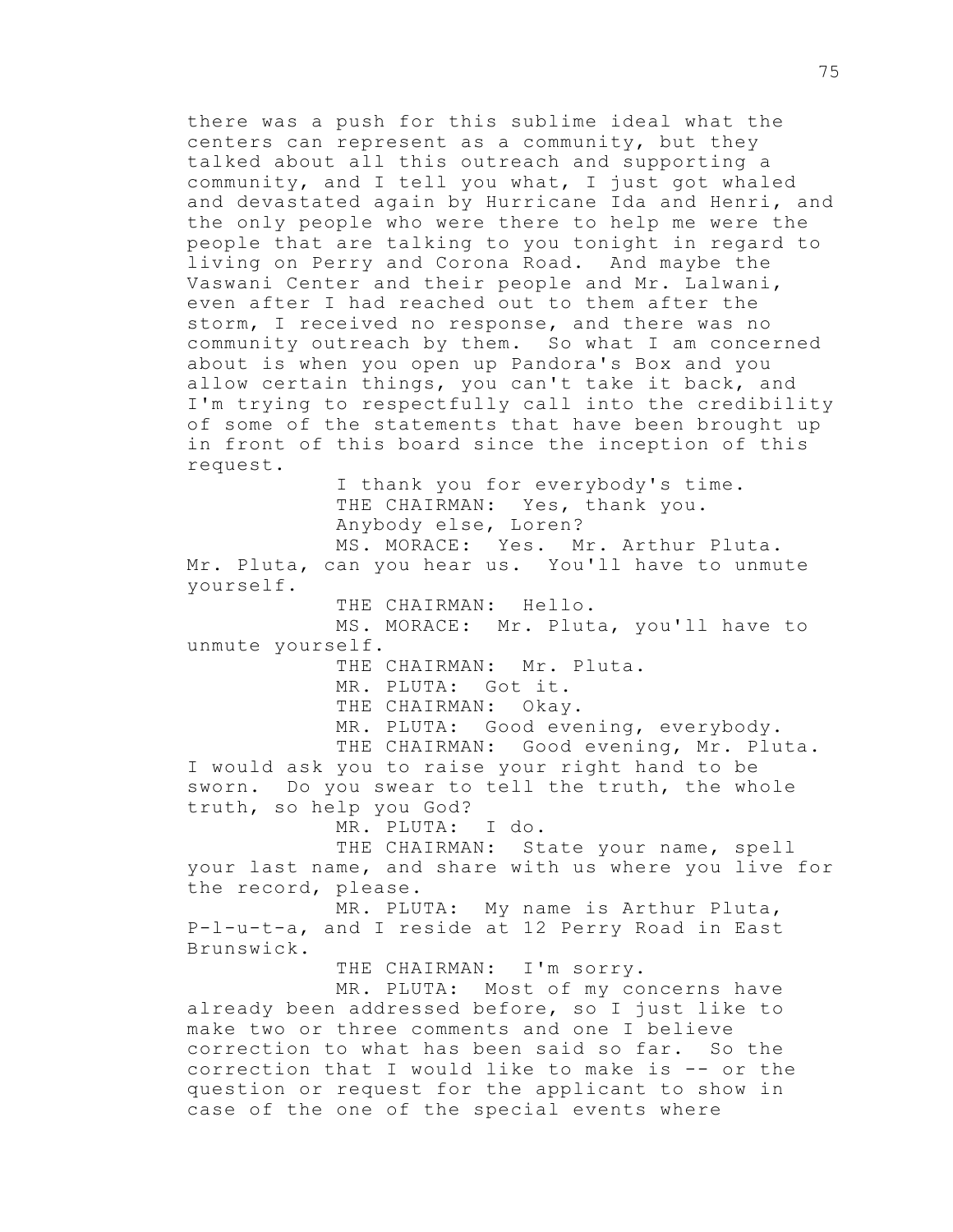there was a push for this sublime ideal what the centers can represent as a community, but they talked about all this outreach and supporting a community, and I tell you what, I just got whaled and devastated again by Hurricane Ida and Henri, and the only people who were there to help me were the people that are talking to you tonight in regard to living on Perry and Corona Road. And maybe the Vaswani Center and their people and Mr. Lalwani, even after I had reached out to them after the storm, I received no response, and there was no community outreach by them. So what I am concerned about is when you open up Pandora's Box and you allow certain things, you can't take it back, and I'm trying to respectfully call into the credibility of some of the statements that have been brought up in front of this board since the inception of this request.

I thank you for everybody's time.

THE CHAIRMAN: Yes, thank you.

Anybody else, Loren?

MS. MORACE: Yes. Mr. Arthur Pluta. Mr. Pluta, can you hear us. You'll have to unmute yourself.

THE CHAIRMAN: Hello.

MS. MORACE: Mr. Pluta, you'll have to unmute yourself.

THE CHAIRMAN: Mr. Pluta.

MR. PLUTA: Got it.

THE CHAIRMAN: Okay.

MR. PLUTA: Good evening, everybody.

THE CHAIRMAN: Good evening, Mr. Pluta. I would ask you to raise your right hand to be sworn. Do you swear to tell the truth, the whole truth, so help you God?

MR. PLUTA: I do.

THE CHAIRMAN: State your name, spell your last name, and share with us where you live for the record, please.

MR. PLUTA: My name is Arthur Pluta, P-l-u-t-a, and I reside at 12 Perry Road in East Brunswick.

THE CHAIRMAN: I'm sorry.

MR. PLUTA: Most of my concerns have already been addressed before, so I just like to make two or three comments and one I believe correction to what has been said so far. So the correction that I would like to make is -- or the question or request for the applicant to show in case of the one of the special events where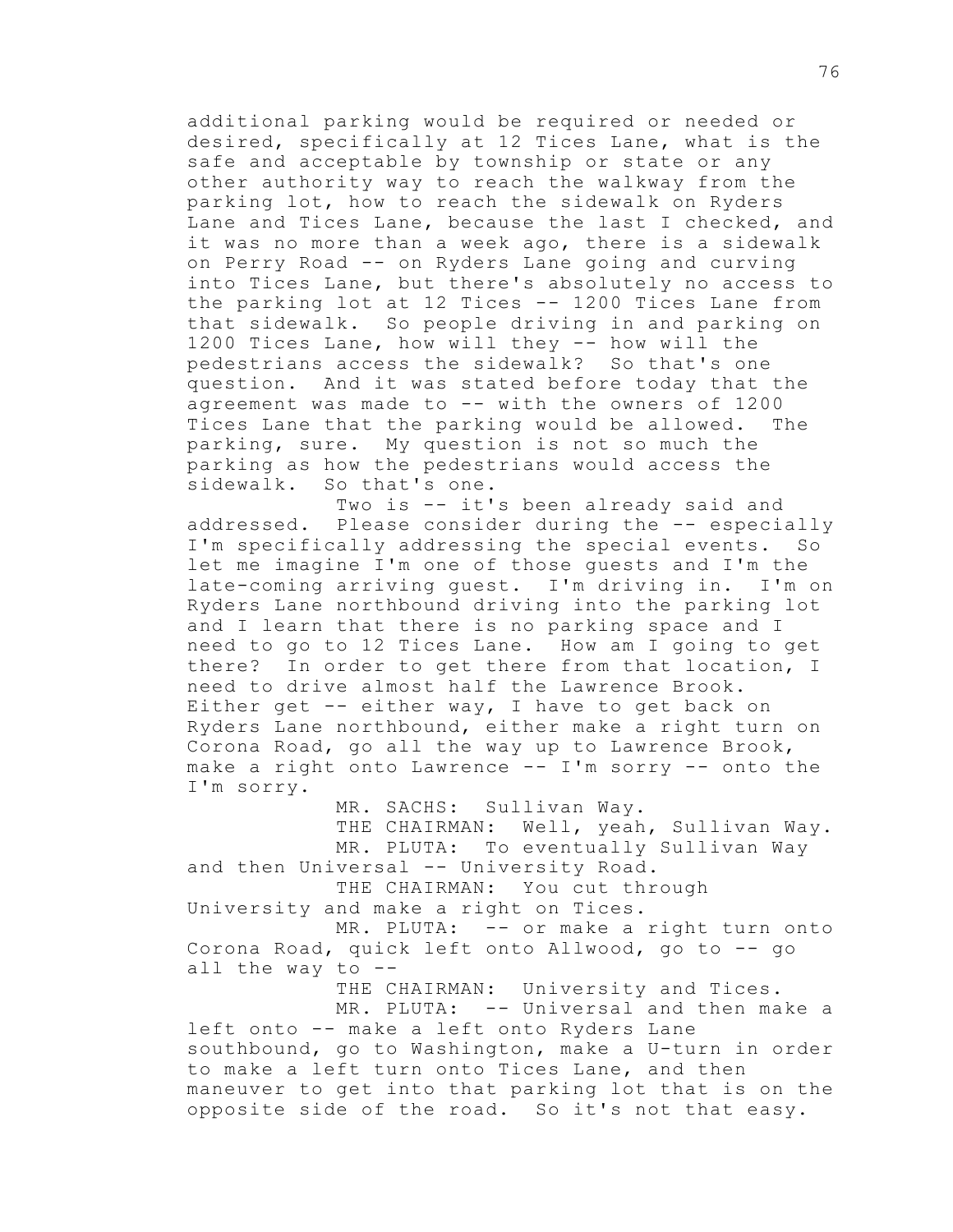additional parking would be required or needed or desired, specifically at 12 Tices Lane, what is the safe and acceptable by township or state or any other authority way to reach the walkway from the parking lot, how to reach the sidewalk on Ryders Lane and Tices Lane, because the last I checked, and it was no more than a week ago, there is a sidewalk on Perry Road -- on Ryders Lane going and curving into Tices Lane, but there's absolutely no access to the parking lot at 12 Tices -- 1200 Tices Lane from that sidewalk. So people driving in and parking on 1200 Tices Lane, how will they -- how will the pedestrians access the sidewalk? So that's one question. And it was stated before today that the agreement was made to -- with the owners of 1200 Tices Lane that the parking would be allowed. The parking, sure. My question is not so much the parking as how the pedestrians would access the sidewalk. So that's one.

Two is -- it's been already said and addressed. Please consider during the -- especially I'm specifically addressing the special events. So let me imagine I'm one of those guests and I'm the late-coming arriving guest. I'm driving in. I'm on Ryders Lane northbound driving into the parking lot and I learn that there is no parking space and I need to go to 12 Tices Lane. How am I going to get there? In order to get there from that location, I need to drive almost half the Lawrence Brook. Either get -- either way, I have to get back on Ryders Lane northbound, either make a right turn on Corona Road, go all the way up to Lawrence Brook, make a right onto Lawrence -- I'm sorry -- onto the I'm sorry.

MR. SACHS: Sullivan Way.

THE CHAIRMAN: Well, yeah, Sullivan Way.

MR. PLUTA: To eventually Sullivan Way and then Universal -- University Road.

THE CHAIRMAN: You cut through University and make a right on Tices.

MR. PLUTA: -- or make a right turn onto Corona Road, quick left onto Allwood, go to -- go all the way to --

THE CHAIRMAN: University and Tices.

MR. PLUTA: -- Universal and then make a left onto -- make a left onto Ryders Lane southbound, go to Washington, make a U-turn in order to make a left turn onto Tices Lane, and then maneuver to get into that parking lot that is on the opposite side of the road. So it's not that easy.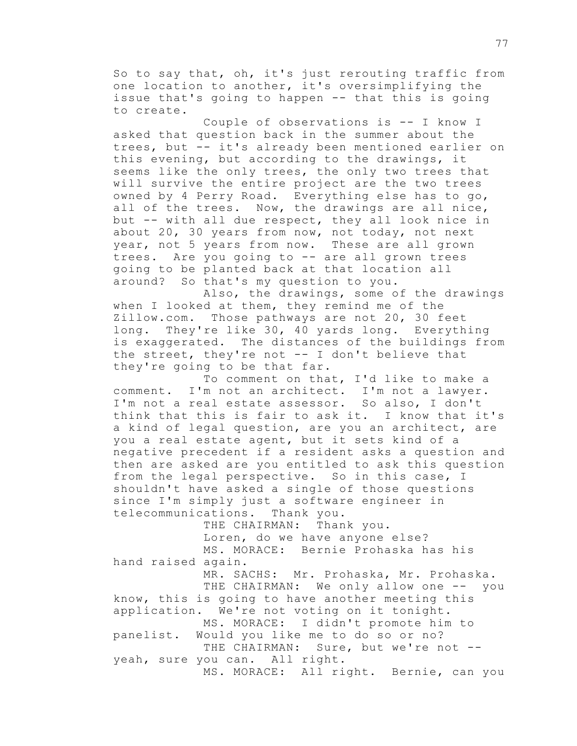So to say that, oh, it's just rerouting traffic from one location to another, it's oversimplifying the issue that's going to happen -- that this is going to create.

Couple of observations is -- I know I asked that question back in the summer about the trees, but -- it's already been mentioned earlier on this evening, but according to the drawings, it seems like the only trees, the only two trees that will survive the entire project are the two trees owned by 4 Perry Road. Everything else has to go, all of the trees. Now, the drawings are all nice, but -- with all due respect, they all look nice in about 20, 30 years from now, not today, not next year, not 5 years from now. These are all grown trees. Are you going to -- are all grown trees going to be planted back at that location all around? So that's my question to you.

Also, the drawings, some of the drawings when I looked at them, they remind me of the Zillow.com. Those pathways are not 20, 30 feet long. They're like 30, 40 yards long. Everything is exaggerated. The distances of the buildings from the street, they're not -- I don't believe that they're going to be that far.

To comment on that, I'd like to make a comment. I'm not an architect. I'm not a lawyer. I'm not a real estate assessor. So also, I don't think that this is fair to ask it. I know that it's a kind of legal question, are you an architect, are you a real estate agent, but it sets kind of a negative precedent if a resident asks a question and then are asked are you entitled to ask this question from the legal perspective. So in this case, I shouldn't have asked a single of those questions since I'm simply just a software engineer in telecommunications. Thank you.

THE CHAIRMAN: Thank you.

Loren, do we have anyone else?

MS. MORACE: Bernie Prohaska has his hand raised again.

MR. SACHS: Mr. Prohaska, Mr. Prohaska.

THE CHAIRMAN: We only allow one -- you know, this is going to have another meeting this application. We're not voting on it tonight.

MS. MORACE: I didn't promote him to panelist. Would you like me to do so or no?

THE CHAIRMAN: Sure, but we're not -- yeah, sure you can. All right.

MS. MORACE: All right. Bernie, can you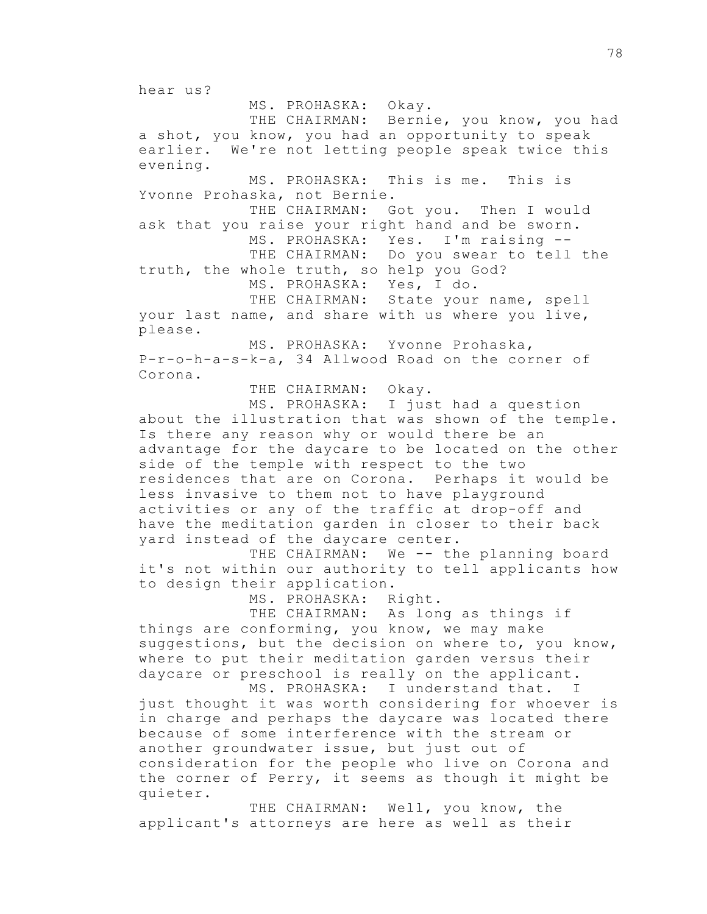hear us?

MS. PROHASKA: Okay.

THE CHAIRMAN: Bernie, you know, you had a shot, you know, you had an opportunity to speak earlier. We're not letting people speak twice this evening.

MS. PROHASKA: This is me. This is Yvonne Prohaska, not Bernie.

THE CHAIRMAN: Got you. Then I would ask that you raise your right hand and be sworn.

MS. PROHASKA: Yes. I'm raising --

THE CHAIRMAN: Do you swear to tell the truth, the whole truth, so help you God?

MS. PROHASKA: Yes, I do.

THE CHAIRMAN: State your name, spell your last name, and share with us where you live, please.

MS. PROHASKA: Yvonne Prohaska, P-r-o-h-a-s-k-a, 34 Allwood Road on the corner of Corona.

THE CHAIRMAN: Okay.

MS. PROHASKA: I just had a question about the illustration that was shown of the temple. Is there any reason why or would there be an advantage for the daycare to be located on the other side of the temple with respect to the two residences that are on Corona. Perhaps it would be less invasive to them not to have playground activities or any of the traffic at drop-off and have the meditation garden in closer to their back yard instead of the daycare center.

THE CHAIRMAN: We -- the planning board it's not within our authority to tell applicants how to design their application.

MS. PROHASKA: Right.

THE CHAIRMAN: As long as things if things are conforming, you know, we may make suggestions, but the decision on where to, you know, where to put their meditation garden versus their daycare or preschool is really on the applicant.

MS. PROHASKA: I understand that. I just thought it was worth considering for whoever is in charge and perhaps the daycare was located there because of some interference with the stream or another groundwater issue, but just out of consideration for the people who live on Corona and the corner of Perry, it seems as though it might be quieter.

THE CHAIRMAN: Well, you know, the applicant's attorneys are here as well as their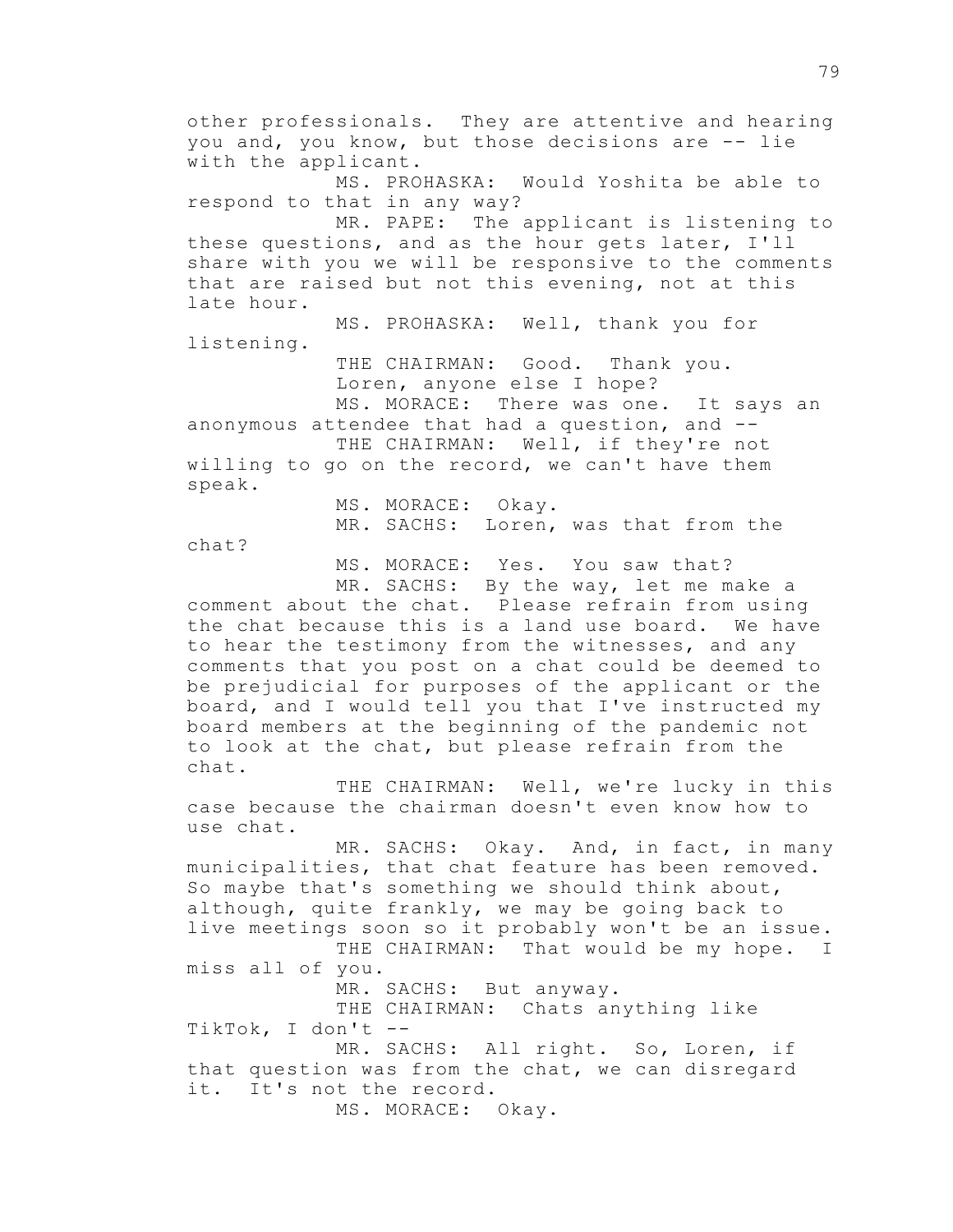other professionals. They are attentive and hearing you and, you know, but those decisions are -- lie with the applicant.

MS. PROHASKA: Would Yoshita be able to respond to that in any way?

MR. PAPE: The applicant is listening to these questions, and as the hour gets later, I'll share with you we will be responsive to the comments that are raised but not this evening, not at this late hour.

MS. PROHASKA: Well, thank you for listening.

THE CHAIRMAN: Good. Thank you.

Loren, anyone else I hope?

MS. MORACE: There was one. It says an anonymous attendee that had a question, and --

THE CHAIRMAN: Well, if they're not willing to go on the record, we can't have them speak.

MS. MORACE: Okay.

MR. SACHS: Loren, was that from the chat?

MS. MORACE: Yes. You saw that?

MR. SACHS: By the way, let me make a comment about the chat. Please refrain from using the chat because this is a land use board. We have to hear the testimony from the witnesses, and any comments that you post on a chat could be deemed to be prejudicial for purposes of the applicant or the board, and I would tell you that I've instructed my board members at the beginning of the pandemic not to look at the chat, but please refrain from the chat.

THE CHAIRMAN: Well, we're lucky in this case because the chairman doesn't even know how to use chat.

MR. SACHS: Okay. And, in fact, in many municipalities, that chat feature has been removed. So maybe that's something we should think about, although, quite frankly, we may be going back to live meetings soon so it probably won't be an issue.

THE CHAIRMAN: That would be my hope. I miss all of you.

MR. SACHS: But anyway.

THE CHAIRMAN: Chats anything like TikTok, I don't --

MR. SACHS: All right. So, Loren, if that question was from the chat, we can disregard it. It's not the record.

MS. MORACE: Okay.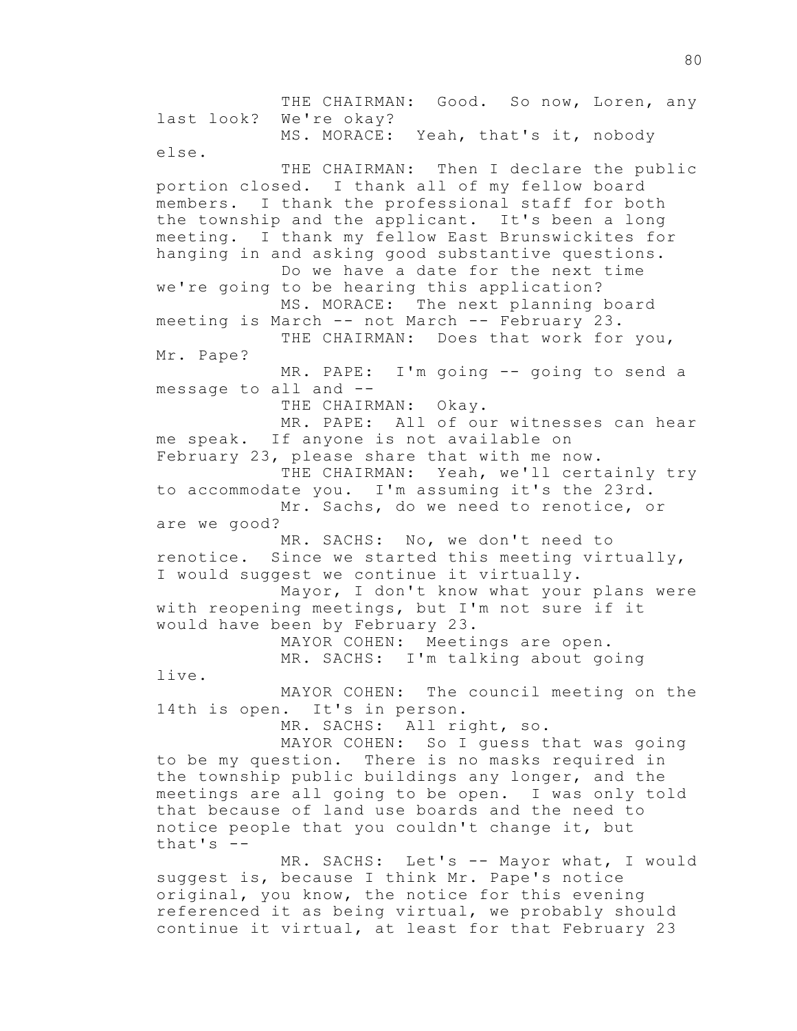THE CHAIRMAN: Good. So now, Loren, any last look? We're okay?

MS. MORACE: Yeah, that's it, nobody else.

THE CHAIRMAN: Then I declare the public portion closed. I thank all of my fellow board members. I thank the professional staff for both the township and the applicant. It's been a long meeting. I thank my fellow East Brunswickites for hanging in and asking good substantive questions.

Do we have a date for the next time we're going to be hearing this application?

MS. MORACE: The next planning board meeting is March -- not March -- February 23.

THE CHAIRMAN: Does that work for you, Mr. Pape?

MR. PAPE: I'm going -- going to send a message to all and --

THE CHAIRMAN: Okay.

MR. PAPE: All of our witnesses can hear me speak. If anyone is not available on February 23, please share that with me now.

THE CHAIRMAN: Yeah, we'll certainly try to accommodate you. I'm assuming it's the 23rd.

Mr. Sachs, do we need to renotice, or are we good?

MR. SACHS: No, we don't need to renotice. Since we started this meeting virtually, I would suggest we continue it virtually.

Mayor, I don't know what your plans were with reopening meetings, but I'm not sure if it would have been by February 23.

MAYOR COHEN: Meetings are open.

MR. SACHS: I'm talking about going live.

MAYOR COHEN: The council meeting on the 14th is open. It's in person.

MR. SACHS: All right, so.

MAYOR COHEN: So I guess that was going to be my question. There is no masks required in the township public buildings any longer, and the meetings are all going to be open. I was only told that because of land use boards and the need to notice people that you couldn't change it, but that's --

MR. SACHS: Let's -- Mayor what, I would suggest is, because I think Mr. Pape's notice original, you know, the notice for this evening referenced it as being virtual, we probably should continue it virtual, at least for that February 23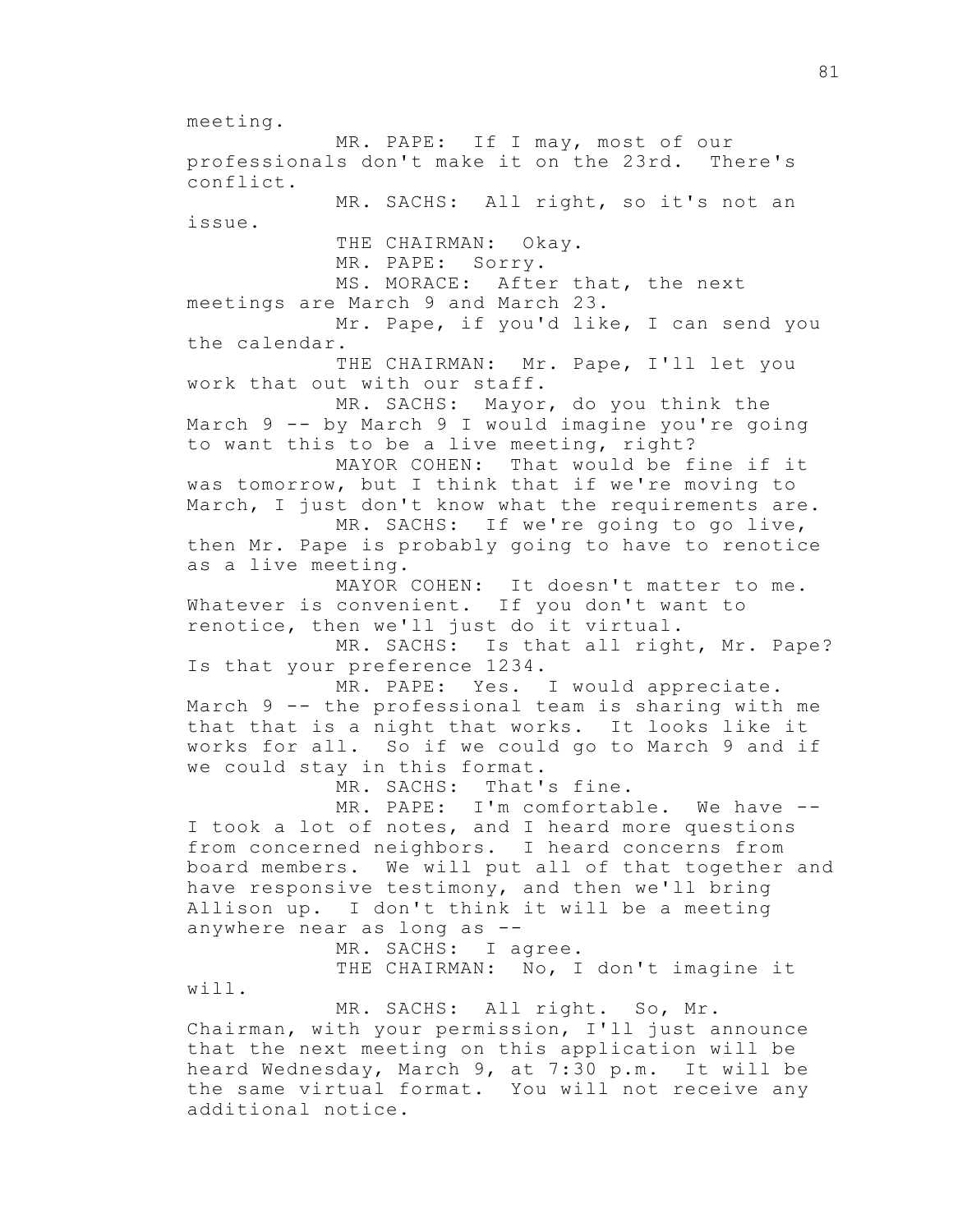meeting.

MR. PAPE: If I may, most of our professionals don't make it on the 23rd. There's conflict.

MR. SACHS: All right, so it's not an issue.

THE CHAIRMAN: Okay.

MR. PAPE: Sorry.

MS. MORACE: After that, the next meetings are March 9 and March 23.

Mr. Pape, if you'd like, I can send you the calendar.

THE CHAIRMAN: Mr. Pape, I'll let you work that out with our staff.

MR. SACHS: Mayor, do you think the March 9 -- by March 9 I would imagine you're going to want this to be a live meeting, right?

MAYOR COHEN: That would be fine if it was tomorrow, but I think that if we're moving to March, I just don't know what the requirements are.

MR. SACHS: If we're going to go live, then Mr. Pape is probably going to have to renotice as a live meeting.

MAYOR COHEN: It doesn't matter to me. Whatever is convenient. If you don't want to renotice, then we'll just do it virtual.

MR. SACHS: Is that all right, Mr. Pape? Is that your preference 1234.

MR. PAPE: Yes. I would appreciate. March 9 -- the professional team is sharing with me that that is a night that works. It looks like it works for all. So if we could go to March 9 and if we could stay in this format.

MR. SACHS: That's fine.

MR. PAPE: I'm comfortable. We have -- I took a lot of notes, and I heard more questions from concerned neighbors. I heard concerns from board members. We will put all of that together and have responsive testimony, and then we'll bring Allison up. I don't think it will be a meeting anywhere near as long as --

MR. SACHS: I agree.

THE CHAIRMAN: No, I don't imagine it will.

MR. SACHS: All right. So, Mr. Chairman, with your permission, I'll just announce that the next meeting on this application will be heard Wednesday, March 9, at 7:30 p.m. It will be the same virtual format. You will not receive any additional notice.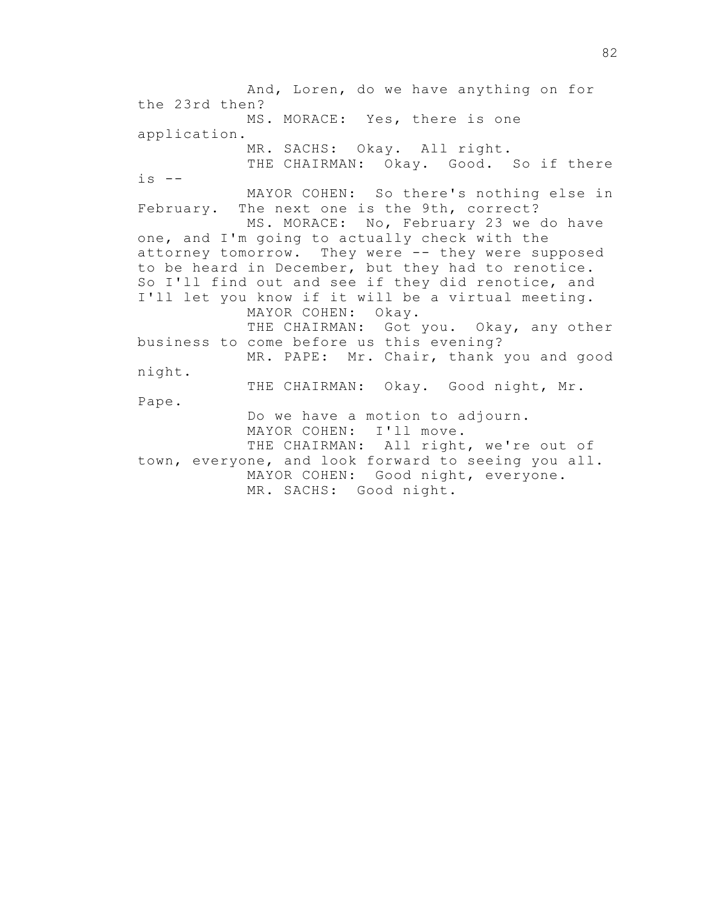And, Loren, do we have anything on for the 23rd then?

MS. MORACE: Yes, there is one application.

MR. SACHS: Okay. All right.

THE CHAIRMAN: Okay. Good. So if there is --

MAYOR COHEN: So there's nothing else in February. The next one is the 9th, correct?

MS. MORACE: No, February 23 we do have one, and I'm going to actually check with the attorney tomorrow. They were -- they were supposed to be heard in December, but they had to renotice. So I'll find out and see if they did renotice, and I'll let you know if it will be a virtual meeting.

MAYOR COHEN: Okay.

THE CHAIRMAN: Got you. Okay, any other business to come before us this evening?

MR. PAPE: Mr. Chair, thank you and good night.

THE CHAIRMAN: Okay. Good night, Mr. Pape.

Do we have a motion to adjourn.

MAYOR COHEN: I'll move.

THE CHAIRMAN: All right, we're out of town, everyone, and look forward to seeing you all.

MAYOR COHEN: Good night, everyone.

MR. SACHS: Good night.